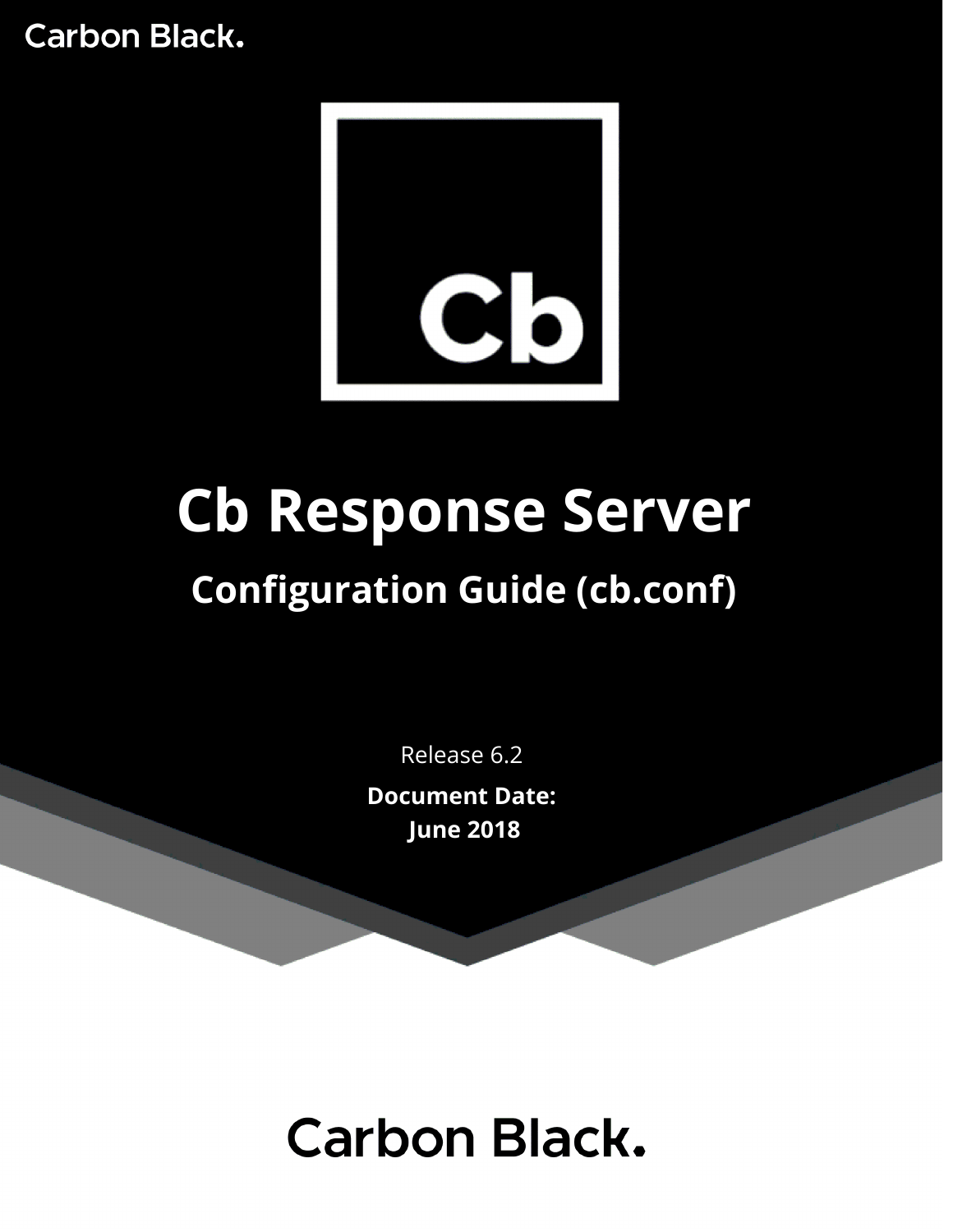Carbon Black.

Cb

# Cb Response Server

## Configuration Guide (cb.conf)

Release 6.2

**Document Date:**
**June 2018**

Carbon Black.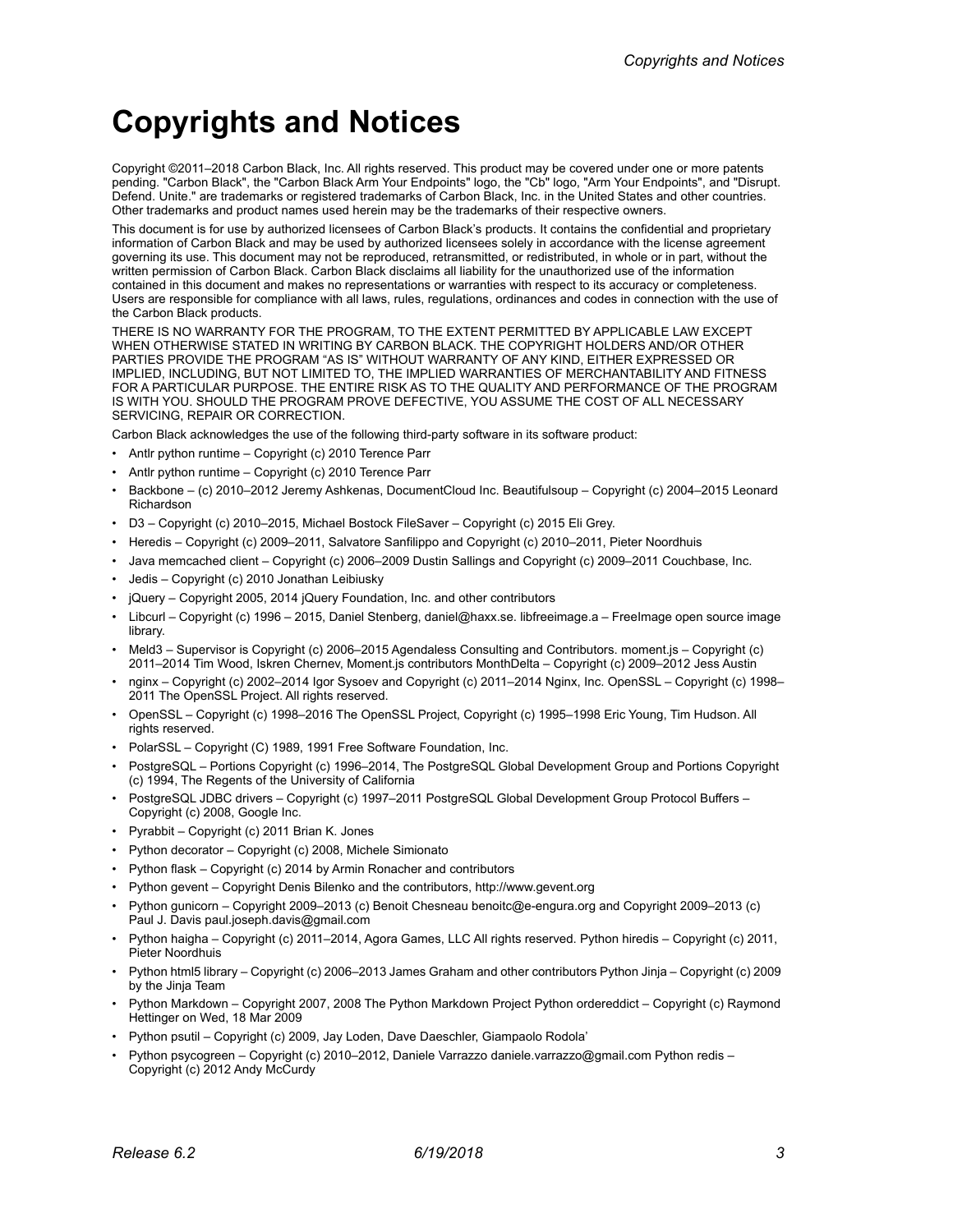# Copyrights and Notices

Copyright ©2011–2018 Carbon Black, Inc. All rights reserved. This product may be covered under one or more patents pending. "Carbon Black", the "Carbon Black Arm Your Endpoints" logo, the "Cb" logo, "Arm Your Endpoints", and "Disrupt. Defend. Unite." are trademarks or registered trademarks of Carbon Black, Inc. in the United States and other countries. Other trademarks and product names used herein may be the trademarks of their respective owners.

This document is for use by authorized licensees of Carbon Black's products. It contains the confidential and proprietary information of Carbon Black and may be used by authorized licensees solely in accordance with the license agreement governing its use. This document may not be reproduced, retransmitted, or redistributed, in whole or in part, without the written permission of Carbon Black. Carbon Black disclaims all liability for the unauthorized use of the information contained in this document and makes no representations or warranties with respect to its accuracy or completeness. Users are responsible for compliance with all laws, rules, regulations, ordinances and codes in connection with the use of the Carbon Black products.

THERE IS NO WARRANTY FOR THE PROGRAM, TO THE EXTENT PERMITTED BY APPLICABLE LAW EXCEPT WHEN OTHERWISE STATED IN WRITING BY CARBON BLACK. THE COPYRIGHT HOLDERS AND/OR OTHER PARTIES PROVIDE THE PROGRAM "AS IS" WITHOUT WARRANTY OF ANY KIND, EITHER EXPRESSED OR IMPLIED, INCLUDING, BUT NOT LIMITED TO, THE IMPLIED WARRANTIES OF MERCHANTABILITY AND FITNESS FOR A PARTICULAR PURPOSE. THE ENTIRE RISK AS TO THE QUALITY AND PERFORMANCE OF THE PROGRAM IS WITH YOU. SHOULD THE PROGRAM PROVE DEFECTIVE, YOU ASSUME THE COST OF ALL NECESSARY SERVICING, REPAIR OR CORRECTION.

Carbon Black acknowledges the use of the following third-party software in its software product:

- Antlr python runtime – Copyright (c) 2010 Terence Parr
- Antlr python runtime – Copyright (c) 2010 Terence Parr
- Backbone – (c) 2010–2012 Jeremy Ashkenas, DocumentCloud Inc. Beautifulsoup – Copyright (c) 2004–2015 Leonard Richardson
- D3 – Copyright (c) 2010–2015, Michael Bostock FileSaver – Copyright (c) 2015 Eli Grey.
- Heredis – Copyright (c) 2009–2011, Salvatore Sanfilippo and Copyright (c) 2010–2011, Pieter Noordhuis
- Java memcached client – Copyright (c) 2006–2009 Dustin Sallings and Copyright (c) 2009–2011 Couchbase, Inc.
- Jedis – Copyright (c) 2010 Jonathan Leibiusky
- jQuery – Copyright 2005, 2014 jQuery Foundation, Inc. and other contributors
- Libcurl – Copyright (c) 1996 – 2015, Daniel Stenberg, daniel@haxx.se. libfreeimage.a – FreeImage open source image library.
- Meld3 – Supervisor is Copyright (c) 2006–2015 Agendaless Consulting and Contributors. moment.js – Copyright (c) 2011–2014 Tim Wood, Iskren Chernev, Moment.js contributors MonthDelta – Copyright (c) 2009–2012 Jess Austin
- nginx – Copyright (c) 2002–2014 Igor Sysoev and Copyright (c) 2011–2014 Nginx, Inc. OpenSSL – Copyright (c) 1998–2011 The OpenSSL Project. All rights reserved.
- OpenSSL – Copyright (c) 1998–2016 The OpenSSL Project, Copyright (c) 1995–1998 Eric Young, Tim Hudson. All rights reserved.
- PolarSSL – Copyright (C) 1989, 1991 Free Software Foundation, Inc.
- PostgreSQL – Portions Copyright (c) 1996–2014, The PostgreSQL Global Development Group and Portions Copyright (c) 1994, The Regents of the University of California
- PostgreSQL JDBC drivers – Copyright (c) 1997–2011 PostgreSQL Global Development Group Protocol Buffers – Copyright (c) 2008, Google Inc.
- Pyrabbit – Copyright (c) 2011 Brian K. Jones
- Python decorator – Copyright (c) 2008, Michele Simionato
- Python flask – Copyright (c) 2014 by Armin Ronacher and contributors
- Python gevent – Copyright Denis Bilenko and the contributors, http://www.gevent.org
- Python gunicorn – Copyright 2009–2013 (c) Benoit Chesneau benoitc@e-engura.org and Copyright 2009–2013 (c) Paul J. Davis paul.joseph.davis@gmail.com
- Python haigha – Copyright (c) 2011–2014, Agora Games, LLC All rights reserved. Python hiredis – Copyright (c) 2011, Pieter Noordhuis
- Python html5 library – Copyright (c) 2006–2013 James Graham and other contributors Python Jinja – Copyright (c) 2009 by the Jinja Team
- Python Markdown – Copyright 2007, 2008 The Python Markdown Project Python ordereddict – Copyright (c) Raymond Hettinger on Wed, 18 Mar 2009
- Python psutil – Copyright (c) 2009, Jay Loden, Dave Daeschler, Giampaolo Rodola'
- Python psycogreen – Copyright (c) 2010–2012, Daniele Varrazzo daniele.varrazzo@gmail.com Python redis – Copyright (c) 2012 Andy McCurdy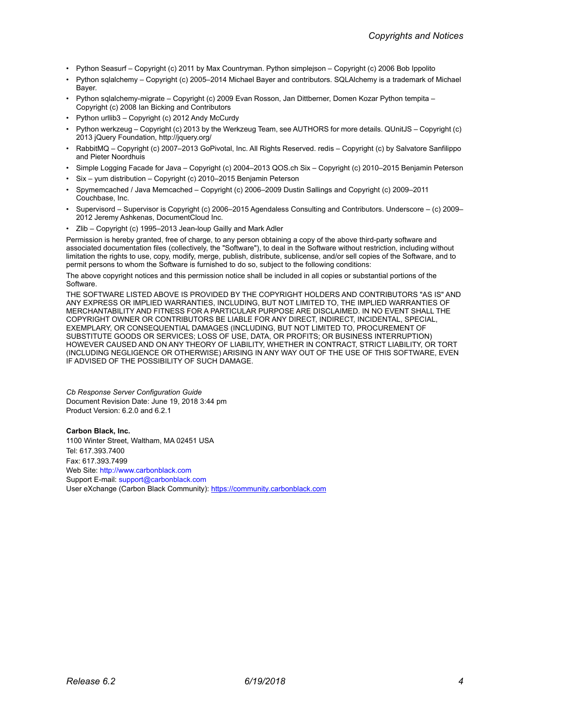- Python Seasurf – Copyright (c) 2011 by Max Countryman. Python simplejson – Copyright (c) 2006 Bob Ippolito
- Python sqlalchemy – Copyright (c) 2005–2014 Michael Bayer and contributors. SQLAlchemy is a trademark of Michael Bayer.
- Python sqlalchemy-migrate – Copyright (c) 2009 Evan Rosson, Jan Dittberner, Domen Kozar Python tempita – Copyright (c) 2008 Ian Bicking and Contributors
- Python urllib3 – Copyright (c) 2012 Andy McCurdy
- Python werkzeug – Copyright (c) 2013 by the Werkzeug Team, see AUTHORS for more details. QUnitJS – Copyright (c) 2013 jQuery Foundation, http://jquery.org/
- RabbitMQ – Copyright (c) 2007–2013 GoPivotal, Inc. All Rights Reserved. redis – Copyright (c) by Salvatore Sanfilippo and Pieter Noordhuis
- Simple Logging Facade for Java – Copyright (c) 2004–2013 QOS.ch Six – Copyright (c) 2010–2015 Benjamin Peterson
- Six – yum distribution – Copyright (c) 2010–2015 Benjamin Peterson
- Spymemcached / Java Memcached – Copyright (c) 2006–2009 Dustin Sallings and Copyright (c) 2009–2011 Couchbase, Inc.
- Supervisord – Supervisor is Copyright (c) 2006–2015 Agendaless Consulting and Contributors. Underscore – (c) 2009–2012 Jeremy Ashkenas, DocumentCloud Inc.
- Zlib – Copyright (c) 1995–2013 Jean-loup Gailly and Mark Adler

Permission is hereby granted, free of charge, to any person obtaining a copy of the above third-party software and associated documentation files (collectively, the "Software"), to deal in the Software without restriction, including without limitation the rights to use, copy, modify, merge, publish, distribute, sublicense, and/or sell copies of the Software, and to permit persons to whom the Software is furnished to do so, subject to the following conditions:

The above copyright notices and this permission notice shall be included in all copies or substantial portions of the Software.

THE SOFTWARE LISTED ABOVE IS PROVIDED BY THE COPYRIGHT HOLDERS AND CONTRIBUTORS "AS IS" AND ANY EXPRESS OR IMPLIED WARRANTIES, INCLUDING, BUT NOT LIMITED TO, THE IMPLIED WARRANTIES OF MERCHANTABILITY AND FITNESS FOR A PARTICULAR PURPOSE ARE DISCLAIMED. IN NO EVENT SHALL THE COPYRIGHT OWNER OR CONTRIBUTORS BE LIABLE FOR ANY DIRECT, INDIRECT, INCIDENTAL, SPECIAL, EXEMPLARY, OR CONSEQUENTIAL DAMAGES (INCLUDING, BUT NOT LIMITED TO, PROCUREMENT OF SUBSTITUTE GOODS OR SERVICES; LOSS OF USE, DATA, OR PROFITS; OR BUSINESS INTERRUPTION) HOWEVER CAUSED AND ON ANY THEORY OF LIABILITY, WHETHER IN CONTRACT, STRICT LIABILITY, OR TORT (INCLUDING NEGLIGENCE OR OTHERWISE) ARISING IN ANY WAY OUT OF THE USE OF THIS SOFTWARE, EVEN IF ADVISED OF THE POSSIBILITY OF SUCH DAMAGE.

*Cb Response Server Configuration Guide*
Document Revision Date: June 19, 2018 3:44 pm
Product Version: 6.2.0 and 6.2.1

**Carbon Black, Inc.**
1100 Winter Street, Waltham, MA 02451 USA
Tel: 617.393.7400
Fax: 617.393.7499
Web Site: http://www.carbonblack.com
Support E-mail: support@carbonblack.com
User eXchange (Carbon Black Community): https://community.carbonblack.com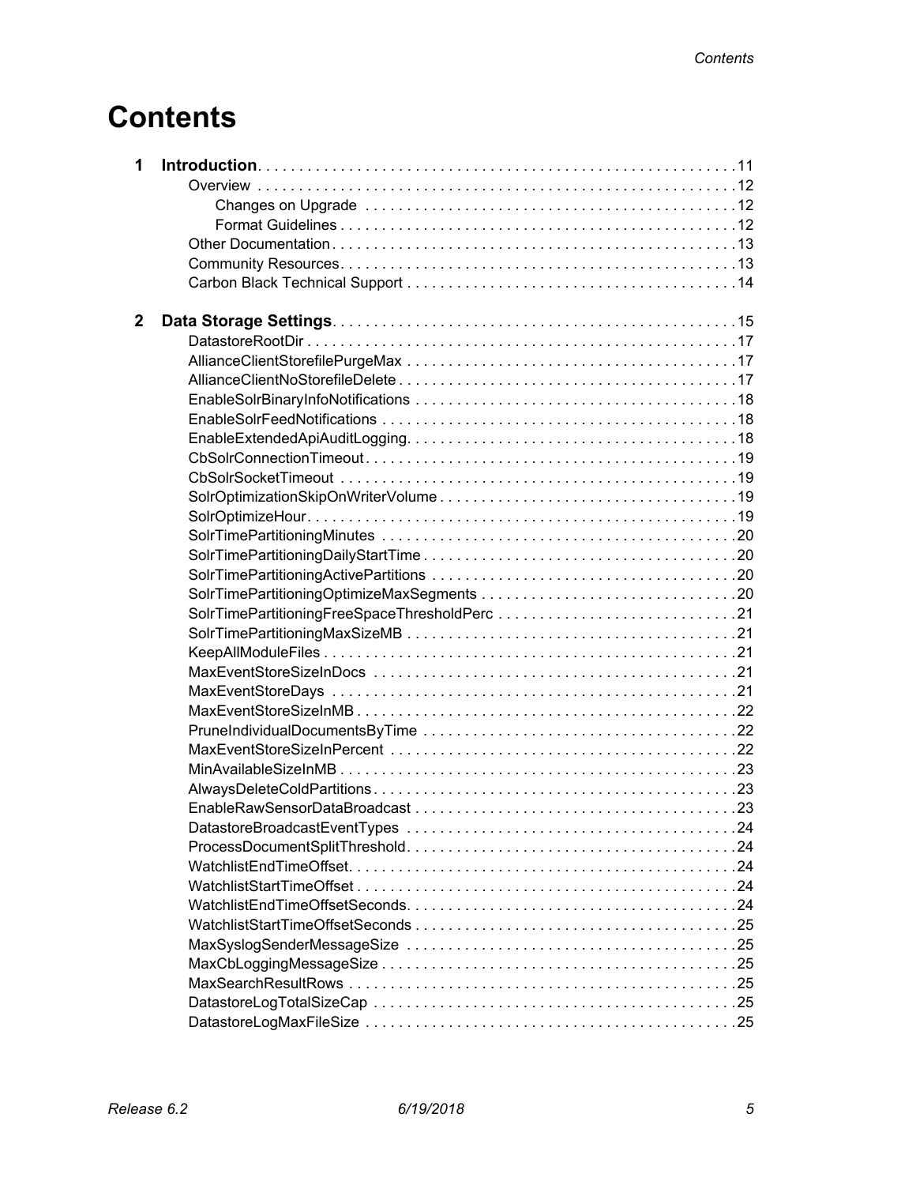# Contents

**1 Introduction** . . . 11

- Overview . . . 12
  - Changes on Upgrade . . . 12
  - Format Guidelines . . . 12
- Other Documentation . . . 13
- Community Resources . . . 13
- Carbon Black Technical Support . . . 14

**2 Data Storage Settings** . . . 15

- DatastoreRootDir . . . 17
- AllianceClientStorefilePurgeMax . . . 17
- AllianceClientNoStorefileDelete . . . 17
- EnableSolrBinaryInfoNotifications . . . 18
- EnableSolrFeedNotifications . . . 18
- EnableExtendedApiAuditLogging . . . 18
- CbSolrConnectionTimeout . . . 19
- CbSolrSocketTimeout . . . 19
- SolrOptimizationSkipOnWriterVolume . . . 19
- SolrOptimizeHour . . . 19
- SolrTimePartitioningMinutes . . . 20
- SolrTimePartitioningDailyStartTime . . . 20
- SolrTimePartitioningActivePartitions . . . 20
- SolrTimePartitioningOptimizeMaxSegments . . . 20
- SolrTimePartitioningFreeSpaceThresholdPerc . . . 21
- SolrTimePartitioningMaxSizeMB . . . 21
- KeepAllModuleFiles . . . 21
- MaxEventStoreSizeInDocs . . . 21
- MaxEventStoreDays . . . 21
- MaxEventStoreSizeInMB . . . 22
- PruneIndividualDocumentsByTime . . . 22
- MaxEventStoreSizeInPercent . . . 22
- MinAvailableSizeInMB . . . 23
- AlwaysDeleteColdPartitions . . . 23
- EnableRawSensorDataBroadcast . . . 23
- DatastoreBroadcastEventTypes . . . 24
- ProcessDocumentSplitThreshold . . . 24
- WatchlistEndTimeOffset . . . 24
- WatchlistStartTimeOffset . . . 24
- WatchlistEndTimeOffsetSeconds . . . 24
- WatchlistStartTimeOffsetSeconds . . . 25
- MaxSyslogSenderMessageSize . . . 25
- MaxCbLoggingMessageSize . . . 25
- MaxSearchResultRows . . . 25
- DatastoreLogTotalSizeCap . . . 25
- DatastoreLogMaxFileSize . . . 25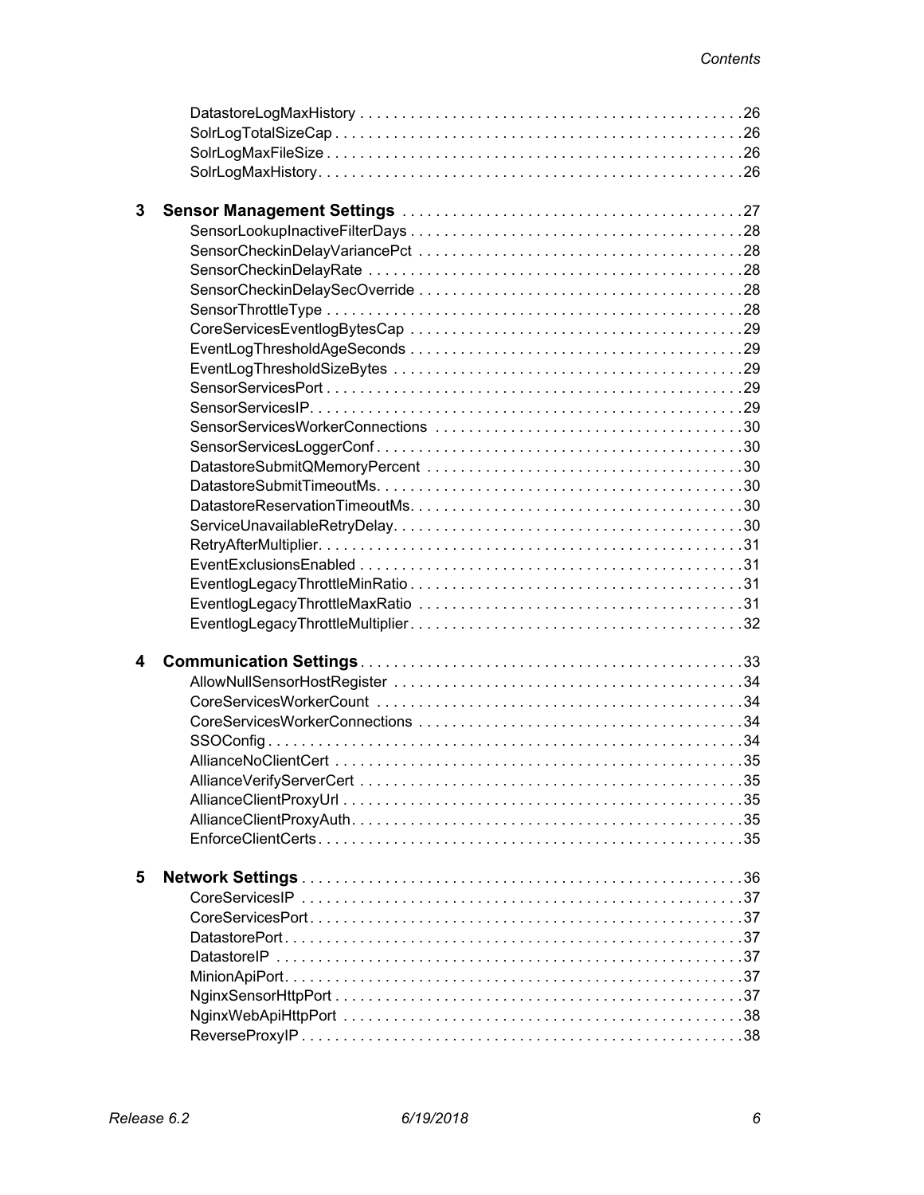DatastoreLogMaxHistory . . . . . . . . . . . . . . . . . . . . . . . . . . . . . . . . . . . . . . . . . . . . . 26
SolrLogTotalSizeCap . . . . . . . . . . . . . . . . . . . . . . . . . . . . . . . . . . . . . . . . . . . . . . . . 26
SolrLogMaxFileSize . . . . . . . . . . . . . . . . . . . . . . . . . . . . . . . . . . . . . . . . . . . . . . . . . 26
SolrLogMaxHistory . . . . . . . . . . . . . . . . . . . . . . . . . . . . . . . . . . . . . . . . . . . . . . . . . 26

**3 Sensor Management Settings** . . . . . . . . . . . . . . . . . . . . . . . . . . . . . . . . . . . . . . . 27

SensorLookupInactiveFilterDays . . . . . . . . . . . . . . . . . . . . . . . . . . . . . . . . . . . . . . . 28
SensorCheckinDelayVariancePct . . . . . . . . . . . . . . . . . . . . . . . . . . . . . . . . . . . . . . . 28
SensorCheckinDelayRate . . . . . . . . . . . . . . . . . . . . . . . . . . . . . . . . . . . . . . . . . . . . 28
SensorCheckinDelaySecOverride . . . . . . . . . . . . . . . . . . . . . . . . . . . . . . . . . . . . . . . 28
SensorThrottleType . . . . . . . . . . . . . . . . . . . . . . . . . . . . . . . . . . . . . . . . . . . . . . . . 28
CoreServicesEventlogBytesCap . . . . . . . . . . . . . . . . . . . . . . . . . . . . . . . . . . . . . . . 29
EventLogThresholdAgeSeconds . . . . . . . . . . . . . . . . . . . . . . . . . . . . . . . . . . . . . . . 29
EventLogThresholdSizeBytes . . . . . . . . . . . . . . . . . . . . . . . . . . . . . . . . . . . . . . . . . 29
SensorServicesPort . . . . . . . . . . . . . . . . . . . . . . . . . . . . . . . . . . . . . . . . . . . . . . . . 29
SensorServicesIP . . . . . . . . . . . . . . . . . . . . . . . . . . . . . . . . . . . . . . . . . . . . . . . . . . 29
SensorServicesWorkerConnections . . . . . . . . . . . . . . . . . . . . . . . . . . . . . . . . . . . . 30
SensorServicesLoggerConf . . . . . . . . . . . . . . . . . . . . . . . . . . . . . . . . . . . . . . . . . . . 30
DatastoreSubmitQMemoryPercent . . . . . . . . . . . . . . . . . . . . . . . . . . . . . . . . . . . . . 30
DatastoreSubmitTimeoutMs . . . . . . . . . . . . . . . . . . . . . . . . . . . . . . . . . . . . . . . . . . 30
DatastoreReservationTimeoutMs . . . . . . . . . . . . . . . . . . . . . . . . . . . . . . . . . . . . . . . 30
ServiceUnavailableRetryDelay . . . . . . . . . . . . . . . . . . . . . . . . . . . . . . . . . . . . . . . . . 30
RetryAfterMultiplier . . . . . . . . . . . . . . . . . . . . . . . . . . . . . . . . . . . . . . . . . . . . . . . . . 31
EventExclusionsEnabled . . . . . . . . . . . . . . . . . . . . . . . . . . . . . . . . . . . . . . . . . . . . . 31
EventlogLegacyThrottleMinRatio . . . . . . . . . . . . . . . . . . . . . . . . . . . . . . . . . . . . . . . 31
EventlogLegacyThrottleMaxRatio . . . . . . . . . . . . . . . . . . . . . . . . . . . . . . . . . . . . . . 31
EventlogLegacyThrottleMultiplier . . . . . . . . . . . . . . . . . . . . . . . . . . . . . . . . . . . . . . . 32

**4 Communication Settings** . . . . . . . . . . . . . . . . . . . . . . . . . . . . . . . . . . . . . . . . . . . . 33

AllowNullSensorHostRegister . . . . . . . . . . . . . . . . . . . . . . . . . . . . . . . . . . . . . . . . . 34
CoreServicesWorkerCount . . . . . . . . . . . . . . . . . . . . . . . . . . . . . . . . . . . . . . . . . . . . 34
CoreServicesWorkerConnections . . . . . . . . . . . . . . . . . . . . . . . . . . . . . . . . . . . . . . . 34
SSOConfig . . . . . . . . . . . . . . . . . . . . . . . . . . . . . . . . . . . . . . . . . . . . . . . . . . . . . . . 34
AllianceNoClientCert . . . . . . . . . . . . . . . . . . . . . . . . . . . . . . . . . . . . . . . . . . . . . . . . 35
AllianceVerifyServerCert . . . . . . . . . . . . . . . . . . . . . . . . . . . . . . . . . . . . . . . . . . . . . 35
AllianceClientProxyUrl . . . . . . . . . . . . . . . . . . . . . . . . . . . . . . . . . . . . . . . . . . . . . . . 35
AllianceClientProxyAuth . . . . . . . . . . . . . . . . . . . . . . . . . . . . . . . . . . . . . . . . . . . . . . 35
EnforceClientCerts . . . . . . . . . . . . . . . . . . . . . . . . . . . . . . . . . . . . . . . . . . . . . . . . . . 35

**5 Network Settings** . . . . . . . . . . . . . . . . . . . . . . . . . . . . . . . . . . . . . . . . . . . . . . . . . . 36

CoreServicesIP . . . . . . . . . . . . . . . . . . . . . . . . . . . . . . . . . . . . . . . . . . . . . . . . . . . . 37
CoreServicesPort . . . . . . . . . . . . . . . . . . . . . . . . . . . . . . . . . . . . . . . . . . . . . . . . . . . 37
DatastorePort . . . . . . . . . . . . . . . . . . . . . . . . . . . . . . . . . . . . . . . . . . . . . . . . . . . . . 37
DatastoreIP . . . . . . . . . . . . . . . . . . . . . . . . . . . . . . . . . . . . . . . . . . . . . . . . . . . . . . . 37
MinionApiPort . . . . . . . . . . . . . . . . . . . . . . . . . . . . . . . . . . . . . . . . . . . . . . . . . . . . . 37
NginxSensorHttpPort . . . . . . . . . . . . . . . . . . . . . . . . . . . . . . . . . . . . . . . . . . . . . . . . 37
NginxWebApiHttpPort . . . . . . . . . . . . . . . . . . . . . . . . . . . . . . . . . . . . . . . . . . . . . . . 38
ReverseProxyIP . . . . . . . . . . . . . . . . . . . . . . . . . . . . . . . . . . . . . . . . . . . . . . . . . . . . 38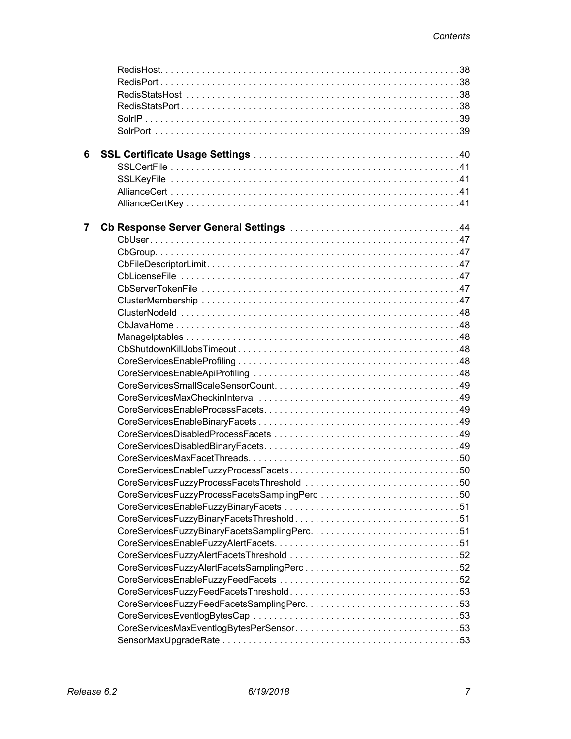RedisHost . . . . . . . . . . . . . . . . . . . . . . . . . . . . . . . . . . . . . . . . . . . . . . . . . . . . . . . . . . 38
RedisPort . . . . . . . . . . . . . . . . . . . . . . . . . . . . . . . . . . . . . . . . . . . . . . . . . . . . . . . . . . 38
RedisStatsHost . . . . . . . . . . . . . . . . . . . . . . . . . . . . . . . . . . . . . . . . . . . . . . . . . . . . . 38
RedisStatsPort . . . . . . . . . . . . . . . . . . . . . . . . . . . . . . . . . . . . . . . . . . . . . . . . . . . . . . 38
SolrIP . . . . . . . . . . . . . . . . . . . . . . . . . . . . . . . . . . . . . . . . . . . . . . . . . . . . . . . . . . . . 39
SolrPort . . . . . . . . . . . . . . . . . . . . . . . . . . . . . . . . . . . . . . . . . . . . . . . . . . . . . . . . . . . 39

**6 SSL Certificate Usage Settings . . . . . . . . . . . . . . . . . . . . . . . . . . . . . . . . . . . . . . . . 40**
SSLCertFile . . . . . . . . . . . . . . . . . . . . . . . . . . . . . . . . . . . . . . . . . . . . . . . . . . . . . . . . 41
SSLKeyFile . . . . . . . . . . . . . . . . . . . . . . . . . . . . . . . . . . . . . . . . . . . . . . . . . . . . . . . . 41
AllianceCert . . . . . . . . . . . . . . . . . . . . . . . . . . . . . . . . . . . . . . . . . . . . . . . . . . . . . . . . 41
AllianceCertKey . . . . . . . . . . . . . . . . . . . . . . . . . . . . . . . . . . . . . . . . . . . . . . . . . . . . . 41

**7 Cb Response Server General Settings . . . . . . . . . . . . . . . . . . . . . . . . . . . . . . . . . 44**
CbUser . . . . . . . . . . . . . . . . . . . . . . . . . . . . . . . . . . . . . . . . . . . . . . . . . . . . . . . . . . . . 47
CbGroup . . . . . . . . . . . . . . . . . . . . . . . . . . . . . . . . . . . . . . . . . . . . . . . . . . . . . . . . . . . 47
CbFileDescriptorLimit . . . . . . . . . . . . . . . . . . . . . . . . . . . . . . . . . . . . . . . . . . . . . . . . . 47
CbLicenseFile . . . . . . . . . . . . . . . . . . . . . . . . . . . . . . . . . . . . . . . . . . . . . . . . . . . . . . . 47
CbServerTokenFile . . . . . . . . . . . . . . . . . . . . . . . . . . . . . . . . . . . . . . . . . . . . . . . . . . . 47
ClusterMembership . . . . . . . . . . . . . . . . . . . . . . . . . . . . . . . . . . . . . . . . . . . . . . . . . . . 47
ClusterNodeId . . . . . . . . . . . . . . . . . . . . . . . . . . . . . . . . . . . . . . . . . . . . . . . . . . . . . . . 48
CbJavaHome . . . . . . . . . . . . . . . . . . . . . . . . . . . . . . . . . . . . . . . . . . . . . . . . . . . . . . . . 48
ManageIptables . . . . . . . . . . . . . . . . . . . . . . . . . . . . . . . . . . . . . . . . . . . . . . . . . . . . . . 48
CbShutdownKillJobsTimeout . . . . . . . . . . . . . . . . . . . . . . . . . . . . . . . . . . . . . . . . . . . . 48
CoreServicesEnableProfiling . . . . . . . . . . . . . . . . . . . . . . . . . . . . . . . . . . . . . . . . . . . . 48
CoreServicesEnableApiProfiling . . . . . . . . . . . . . . . . . . . . . . . . . . . . . . . . . . . . . . . . . 48
CoreServicesSmallScaleSensorCount . . . . . . . . . . . . . . . . . . . . . . . . . . . . . . . . . . . . . 49
CoreServicesMaxCheckinInterval . . . . . . . . . . . . . . . . . . . . . . . . . . . . . . . . . . . . . . . . 49
CoreServicesEnableProcessFacets . . . . . . . . . . . . . . . . . . . . . . . . . . . . . . . . . . . . . . . 49
CoreServicesEnableBinaryFacets . . . . . . . . . . . . . . . . . . . . . . . . . . . . . . . . . . . . . . . . 49
CoreServicesDisabledProcessFacets . . . . . . . . . . . . . . . . . . . . . . . . . . . . . . . . . . . . . 49
CoreServicesDisabledBinaryFacets . . . . . . . . . . . . . . . . . . . . . . . . . . . . . . . . . . . . . . . 49
CoreServicesMaxFacetThreads . . . . . . . . . . . . . . . . . . . . . . . . . . . . . . . . . . . . . . . . . 50
CoreServicesEnableFuzzyProcessFacets . . . . . . . . . . . . . . . . . . . . . . . . . . . . . . . . . . 50
CoreServicesFuzzyProcessFacetsThreshold . . . . . . . . . . . . . . . . . . . . . . . . . . . . . . . 50
CoreServicesFuzzyProcessFacetsSamplingPerc . . . . . . . . . . . . . . . . . . . . . . . . . . . . 50
CoreServicesEnableFuzzyBinaryFacets . . . . . . . . . . . . . . . . . . . . . . . . . . . . . . . . . . . 51
CoreServicesFuzzyBinaryFacetsThreshold . . . . . . . . . . . . . . . . . . . . . . . . . . . . . . . . . 51
CoreServicesFuzzyBinaryFacetsSamplingPerc . . . . . . . . . . . . . . . . . . . . . . . . . . . . . . 51
CoreServicesEnableFuzzyAlertFacets . . . . . . . . . . . . . . . . . . . . . . . . . . . . . . . . . . . . . 51
CoreServicesFuzzyAlertFacetsThreshold . . . . . . . . . . . . . . . . . . . . . . . . . . . . . . . . . . 52
CoreServicesFuzzyAlertFacetsSamplingPerc . . . . . . . . . . . . . . . . . . . . . . . . . . . . . . . 52
CoreServicesEnableFuzzyFeedFacets . . . . . . . . . . . . . . . . . . . . . . . . . . . . . . . . . . . . 52
CoreServicesFuzzyFeedFacetsThreshold . . . . . . . . . . . . . . . . . . . . . . . . . . . . . . . . . . 53
CoreServicesFuzzyFeedFacetsSamplingPerc . . . . . . . . . . . . . . . . . . . . . . . . . . . . . . . 53
CoreServicesEventlogBytesCap . . . . . . . . . . . . . . . . . . . . . . . . . . . . . . . . . . . . . . . . . 53
CoreServicesMaxEventlogBytesPerSensor . . . . . . . . . . . . . . . . . . . . . . . . . . . . . . . . . 53
SensorMaxUpgradeRate . . . . . . . . . . . . . . . . . . . . . . . . . . . . . . . . . . . . . . . . . . . . . . . 53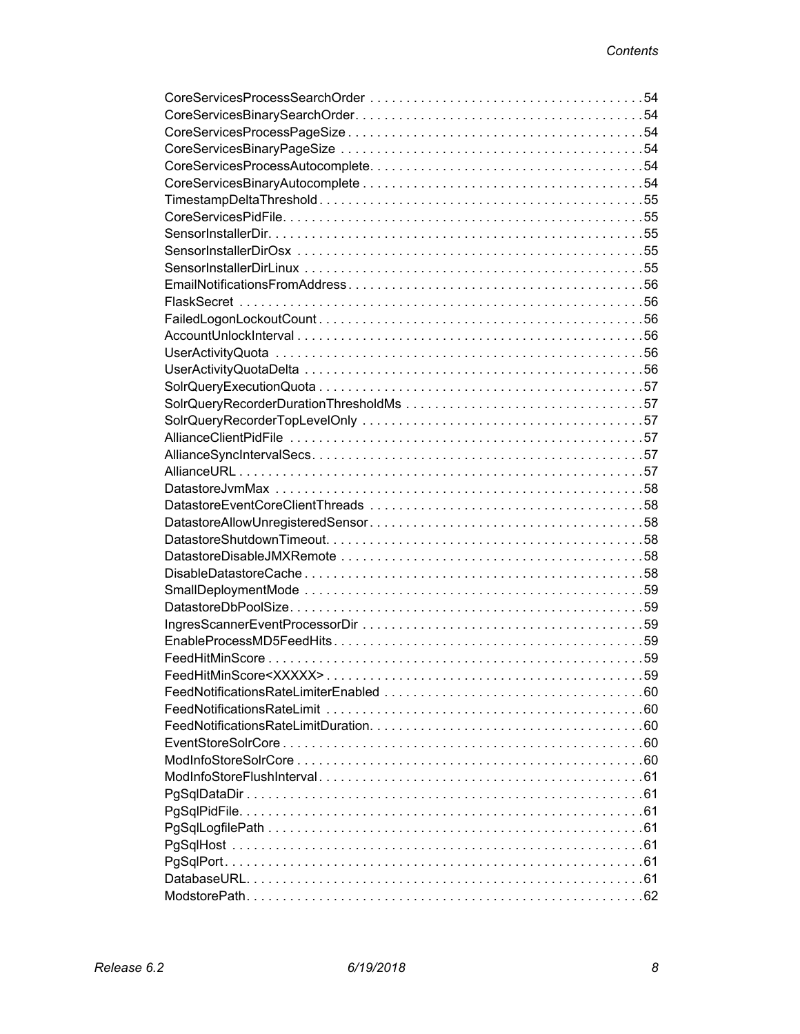CoreServicesProcessSearchOrder . . . . . . . . . . . . . . . . . . . . . . . . . . . . . . . . . . . . . .54
CoreServicesBinarySearchOrder. . . . . . . . . . . . . . . . . . . . . . . . . . . . . . . . . . . . . . . .54
CoreServicesProcessPageSize . . . . . . . . . . . . . . . . . . . . . . . . . . . . . . . . . . . . . . . . .54
CoreServicesBinaryPageSize . . . . . . . . . . . . . . . . . . . . . . . . . . . . . . . . . . . . . . . . . .54
CoreServicesProcessAutocomplete. . . . . . . . . . . . . . . . . . . . . . . . . . . . . . . . . . . . . .54
CoreServicesBinaryAutocomplete . . . . . . . . . . . . . . . . . . . . . . . . . . . . . . . . . . . . . . .54
TimestampDeltaThreshold . . . . . . . . . . . . . . . . . . . . . . . . . . . . . . . . . . . . . . . . . . . . .55
CoreServicesPidFile. . . . . . . . . . . . . . . . . . . . . . . . . . . . . . . . . . . . . . . . . . . . . . . . . .55
SensorInstallerDir. . . . . . . . . . . . . . . . . . . . . . . . . . . . . . . . . . . . . . . . . . . . . . . . . . . .55
SensorInstallerDirOsx . . . . . . . . . . . . . . . . . . . . . . . . . . . . . . . . . . . . . . . . . . . . . . . . .55
SensorInstallerDirLinux . . . . . . . . . . . . . . . . . . . . . . . . . . . . . . . . . . . . . . . . . . . . . . . .55
EmailNotificationsFromAddress . . . . . . . . . . . . . . . . . . . . . . . . . . . . . . . . . . . . . . . . .56
FlaskSecret . . . . . . . . . . . . . . . . . . . . . . . . . . . . . . . . . . . . . . . . . . . . . . . . . . . . . . . .56
FailedLogonLockoutCount . . . . . . . . . . . . . . . . . . . . . . . . . . . . . . . . . . . . . . . . . . . . .56
AccountUnlockInterval . . . . . . . . . . . . . . . . . . . . . . . . . . . . . . . . . . . . . . . . . . . . . . . .56
UserActivityQuota . . . . . . . . . . . . . . . . . . . . . . . . . . . . . . . . . . . . . . . . . . . . . . . . . . .56
UserActivityQuotaDelta . . . . . . . . . . . . . . . . . . . . . . . . . . . . . . . . . . . . . . . . . . . . . . .56
SolrQueryExecutionQuota . . . . . . . . . . . . . . . . . . . . . . . . . . . . . . . . . . . . . . . . . . . . .57
SolrQueryRecorderDurationThresholdMs . . . . . . . . . . . . . . . . . . . . . . . . . . . . . . . . .57
SolrQueryRecorderTopLevelOnly . . . . . . . . . . . . . . . . . . . . . . . . . . . . . . . . . . . . . . .57
AllianceClientPidFile . . . . . . . . . . . . . . . . . . . . . . . . . . . . . . . . . . . . . . . . . . . . . . . . .57
AllianceSyncIntervalSecs. . . . . . . . . . . . . . . . . . . . . . . . . . . . . . . . . . . . . . . . . . . . . .57
AllianceURL . . . . . . . . . . . . . . . . . . . . . . . . . . . . . . . . . . . . . . . . . . . . . . . . . . . . . . . .57
DatastoreJvmMax . . . . . . . . . . . . . . . . . . . . . . . . . . . . . . . . . . . . . . . . . . . . . . . . . . .58
DatastoreEventCoreClientThreads . . . . . . . . . . . . . . . . . . . . . . . . . . . . . . . . . . . . . .58
DatastoreAllowUnregisteredSensor. . . . . . . . . . . . . . . . . . . . . . . . . . . . . . . . . . . . . .58
DatastoreShutdownTimeout. . . . . . . . . . . . . . . . . . . . . . . . . . . . . . . . . . . . . . . . . . . .58
DatastoreDisableJMXRemote . . . . . . . . . . . . . . . . . . . . . . . . . . . . . . . . . . . . . . . . . .58
DisableDatastoreCache . . . . . . . . . . . . . . . . . . . . . . . . . . . . . . . . . . . . . . . . . . . . . . .58
SmallDeploymentMode . . . . . . . . . . . . . . . . . . . . . . . . . . . . . . . . . . . . . . . . . . . . . . .59
DatastoreDbPoolSize. . . . . . . . . . . . . . . . . . . . . . . . . . . . . . . . . . . . . . . . . . . . . . . . .59
IngresScannerEventProcessorDir . . . . . . . . . . . . . . . . . . . . . . . . . . . . . . . . . . . . . . .59
EnableProcessMD5FeedHits . . . . . . . . . . . . . . . . . . . . . . . . . . . . . . . . . . . . . . . . . . .59
FeedHitMinScore . . . . . . . . . . . . . . . . . . . . . . . . . . . . . . . . . . . . . . . . . . . . . . . . . . . .59
FeedHitMinScore<XXXXX> . . . . . . . . . . . . . . . . . . . . . . . . . . . . . . . . . . . . . . . . . . . .59
FeedNotificationsRateLimiterEnabled . . . . . . . . . . . . . . . . . . . . . . . . . . . . . . . . . . . .60
FeedNotificationsRateLimit . . . . . . . . . . . . . . . . . . . . . . . . . . . . . . . . . . . . . . . . . . . .60
FeedNotificationsRateLimitDuration. . . . . . . . . . . . . . . . . . . . . . . . . . . . . . . . . . . . . .60
EventStoreSolrCore . . . . . . . . . . . . . . . . . . . . . . . . . . . . . . . . . . . . . . . . . . . . . . . . . .60
ModInfoStoreSolrCore . . . . . . . . . . . . . . . . . . . . . . . . . . . . . . . . . . . . . . . . . . . . . . . .60
ModInfoStoreFlushInterval . . . . . . . . . . . . . . . . . . . . . . . . . . . . . . . . . . . . . . . . . . . . .61
PgSqlDataDir . . . . . . . . . . . . . . . . . . . . . . . . . . . . . . . . . . . . . . . . . . . . . . . . . . . . . . .61
PgSqlPidFile. . . . . . . . . . . . . . . . . . . . . . . . . . . . . . . . . . . . . . . . . . . . . . . . . . . . . . . .61
PgSqlLogfilePath . . . . . . . . . . . . . . . . . . . . . . . . . . . . . . . . . . . . . . . . . . . . . . . . . . . .61
PgSqlHost . . . . . . . . . . . . . . . . . . . . . . . . . . . . . . . . . . . . . . . . . . . . . . . . . . . . . . . . .61
PgSqlPort . . . . . . . . . . . . . . . . . . . . . . . . . . . . . . . . . . . . . . . . . . . . . . . . . . . . . . . . . .61
DatabaseURL. . . . . . . . . . . . . . . . . . . . . . . . . . . . . . . . . . . . . . . . . . . . . . . . . . . . . . .61
ModstorePath. . . . . . . . . . . . . . . . . . . . . . . . . . . . . . . . . . . . . . . . . . . . . . . . . . . . . . .62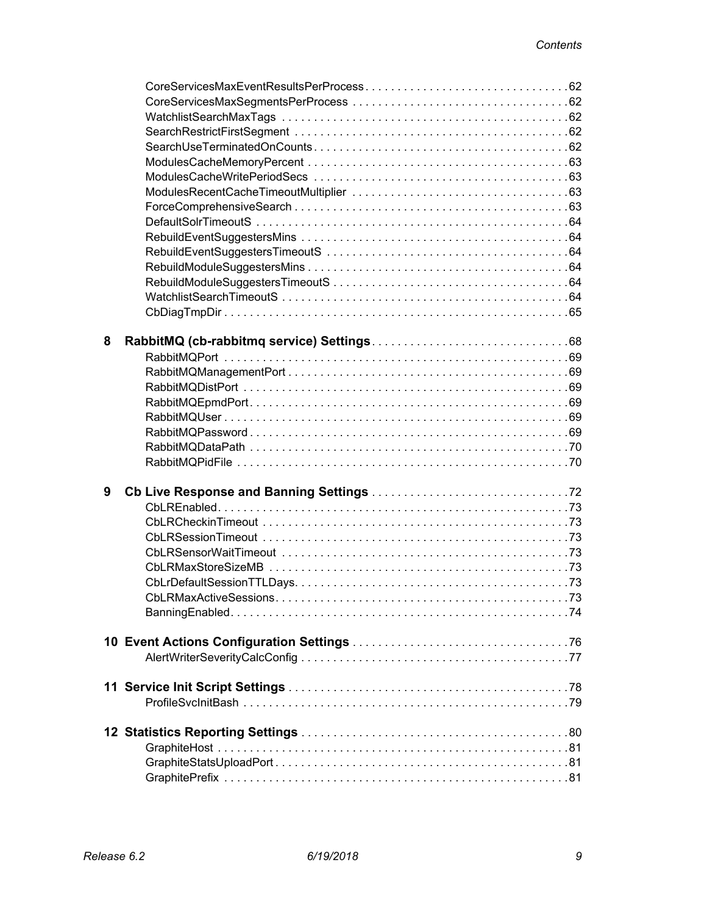CoreServicesMaxEventResultsPerProcess . . . . . . . . . . . . . . . . . . . . . . . . . . . . . . . . 62
CoreServicesMaxSegmentsPerProcess . . . . . . . . . . . . . . . . . . . . . . . . . . . . . . . . . . 62
WatchlistSearchMaxTags . . . . . . . . . . . . . . . . . . . . . . . . . . . . . . . . . . . . . . . . . . . . 62
SearchRestrictFirstSegment . . . . . . . . . . . . . . . . . . . . . . . . . . . . . . . . . . . . . . . . . . 62
SearchUseTerminatedOnCounts . . . . . . . . . . . . . . . . . . . . . . . . . . . . . . . . . . . . . . . . 62
ModulesCacheMemoryPercent . . . . . . . . . . . . . . . . . . . . . . . . . . . . . . . . . . . . . . . . . 63
ModulesCacheWritePeriodSecs . . . . . . . . . . . . . . . . . . . . . . . . . . . . . . . . . . . . . . . . 63
ModulesRecentCacheTimeoutMultiplier . . . . . . . . . . . . . . . . . . . . . . . . . . . . . . . . . . 63
ForceComprehensiveSearch . . . . . . . . . . . . . . . . . . . . . . . . . . . . . . . . . . . . . . . . . . . 63
DefaultSolrTimeoutS . . . . . . . . . . . . . . . . . . . . . . . . . . . . . . . . . . . . . . . . . . . . . . . . 64
RebuildEventSuggestersMins . . . . . . . . . . . . . . . . . . . . . . . . . . . . . . . . . . . . . . . . . . 64
RebuildEventSuggestersTimeoutS . . . . . . . . . . . . . . . . . . . . . . . . . . . . . . . . . . . . . . 64
RebuildModuleSuggestersMins . . . . . . . . . . . . . . . . . . . . . . . . . . . . . . . . . . . . . . . . . 64
RebuildModuleSuggestersTimeoutS . . . . . . . . . . . . . . . . . . . . . . . . . . . . . . . . . . . . . 64
WatchlistSearchTimeoutS . . . . . . . . . . . . . . . . . . . . . . . . . . . . . . . . . . . . . . . . . . . . . 64
CbDiagTmpDir . . . . . . . . . . . . . . . . . . . . . . . . . . . . . . . . . . . . . . . . . . . . . . . . . . . . . 65

**8 RabbitMQ (cb-rabbitmq service) Settings . . . . . . . . . . . . . . . . . . . . . . . . . . . . . . . 68**
RabbitMQPort . . . . . . . . . . . . . . . . . . . . . . . . . . . . . . . . . . . . . . . . . . . . . . . . . . . . . 69
RabbitMQManagementPort . . . . . . . . . . . . . . . . . . . . . . . . . . . . . . . . . . . . . . . . . . . . 69
RabbitMQDistPort . . . . . . . . . . . . . . . . . . . . . . . . . . . . . . . . . . . . . . . . . . . . . . . . . . . 69
RabbitMQEpmdPort . . . . . . . . . . . . . . . . . . . . . . . . . . . . . . . . . . . . . . . . . . . . . . . . . 69
RabbitMQUser . . . . . . . . . . . . . . . . . . . . . . . . . . . . . . . . . . . . . . . . . . . . . . . . . . . . . 69
RabbitMQPassword . . . . . . . . . . . . . . . . . . . . . . . . . . . . . . . . . . . . . . . . . . . . . . . . . . 69
RabbitMQDataPath . . . . . . . . . . . . . . . . . . . . . . . . . . . . . . . . . . . . . . . . . . . . . . . . . . 70
RabbitMQPidFile . . . . . . . . . . . . . . . . . . . . . . . . . . . . . . . . . . . . . . . . . . . . . . . . . . . . 70

**9 Cb Live Response and Banning Settings . . . . . . . . . . . . . . . . . . . . . . . . . . . . . . . 72**
CbLREnabled . . . . . . . . . . . . . . . . . . . . . . . . . . . . . . . . . . . . . . . . . . . . . . . . . . . . . . 73
CbLRCheckinTimeout . . . . . . . . . . . . . . . . . . . . . . . . . . . . . . . . . . . . . . . . . . . . . . . . 73
CbLRSessionTimeout . . . . . . . . . . . . . . . . . . . . . . . . . . . . . . . . . . . . . . . . . . . . . . . . 73
CbLRSensorWaitTimeout . . . . . . . . . . . . . . . . . . . . . . . . . . . . . . . . . . . . . . . . . . . . . 73
CbLRMaxStoreSizeMB . . . . . . . . . . . . . . . . . . . . . . . . . . . . . . . . . . . . . . . . . . . . . . . 73
CbLrDefaultSessionTTLDays . . . . . . . . . . . . . . . . . . . . . . . . . . . . . . . . . . . . . . . . . . . 73
CbLRMaxActiveSessions . . . . . . . . . . . . . . . . . . . . . . . . . . . . . . . . . . . . . . . . . . . . . . 73
BanningEnabled . . . . . . . . . . . . . . . . . . . . . . . . . . . . . . . . . . . . . . . . . . . . . . . . . . . . 74

**10 Event Actions Configuration Settings . . . . . . . . . . . . . . . . . . . . . . . . . . . . . . . . . 76**
AlertWriterSeverityCalcConfig . . . . . . . . . . . . . . . . . . . . . . . . . . . . . . . . . . . . . . . . . . 77

**11 Service Init Script Settings . . . . . . . . . . . . . . . . . . . . . . . . . . . . . . . . . . . . . . . . . 78**
ProfileSvcInitBash . . . . . . . . . . . . . . . . . . . . . . . . . . . . . . . . . . . . . . . . . . . . . . . . . . . 79

**12 Statistics Reporting Settings . . . . . . . . . . . . . . . . . . . . . . . . . . . . . . . . . . . . . . . . 80**
GraphiteHost . . . . . . . . . . . . . . . . . . . . . . . . . . . . . . . . . . . . . . . . . . . . . . . . . . . . . . . 81
GraphiteStatsUploadPort . . . . . . . . . . . . . . . . . . . . . . . . . . . . . . . . . . . . . . . . . . . . . . 81
GraphitePrefix . . . . . . . . . . . . . . . . . . . . . . . . . . . . . . . . . . . . . . . . . . . . . . . . . . . . . . 81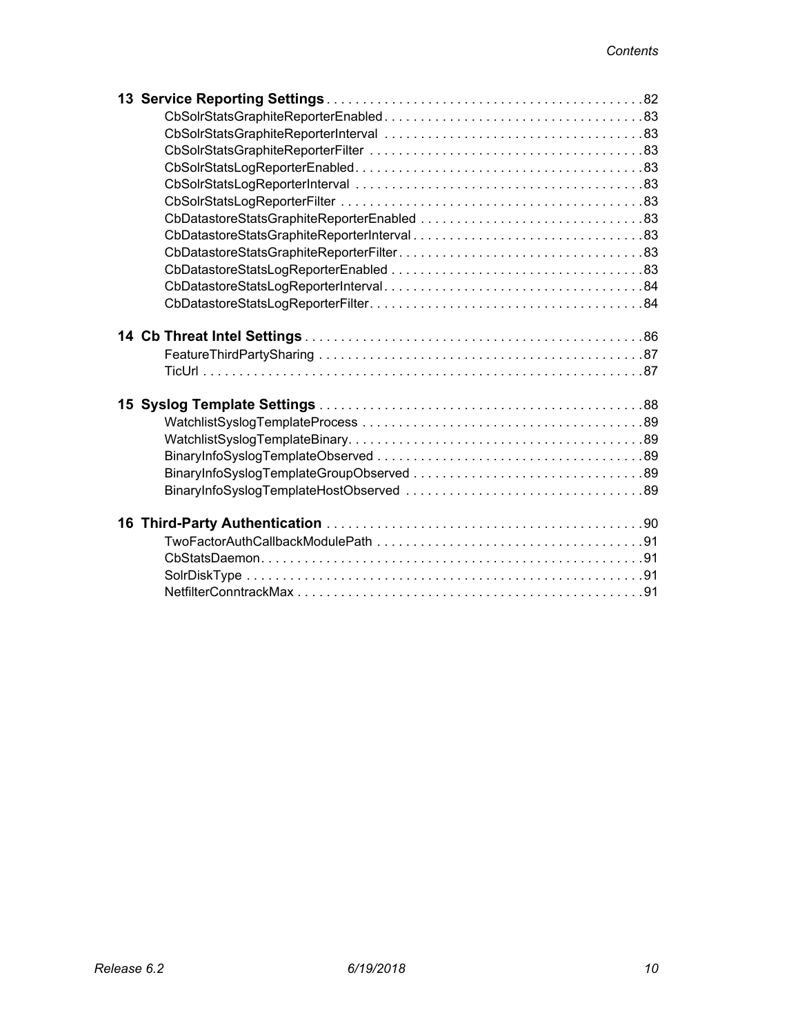**13 Service Reporting Settings** . . . . . . . . . . . . . . . . . . . . . . . . . . . . . . . . . . . . . . . . . . . . 82
- CbSolrStatsGraphiteReporterEnabled . . . . . . . . . . . . . . . . . . . . . . . . . . . . . . . . . . . . 83
- CbSolrStatsGraphiteReporterInterval . . . . . . . . . . . . . . . . . . . . . . . . . . . . . . . . . . . . 83
- CbSolrStatsGraphiteReporterFilter . . . . . . . . . . . . . . . . . . . . . . . . . . . . . . . . . . . . . . 83
- CbSolrStatsLogReporterEnabled . . . . . . . . . . . . . . . . . . . . . . . . . . . . . . . . . . . . . . . . 83
- CbSolrStatsLogReporterInterval . . . . . . . . . . . . . . . . . . . . . . . . . . . . . . . . . . . . . . . . 83
- CbSolrStatsLogReporterFilter . . . . . . . . . . . . . . . . . . . . . . . . . . . . . . . . . . . . . . . . . . 83
- CbDatastoreStatsGraphiteReporterEnabled . . . . . . . . . . . . . . . . . . . . . . . . . . . . . . . 83
- CbDatastoreStatsGraphiteReporterInterval . . . . . . . . . . . . . . . . . . . . . . . . . . . . . . . . 83
- CbDatastoreStatsGraphiteReporterFilter . . . . . . . . . . . . . . . . . . . . . . . . . . . . . . . . . . 83
- CbDatastoreStatsLogReporterEnabled . . . . . . . . . . . . . . . . . . . . . . . . . . . . . . . . . . . 83
- CbDatastoreStatsLogReporterInterval . . . . . . . . . . . . . . . . . . . . . . . . . . . . . . . . . . . . 84
- CbDatastoreStatsLogReporterFilter . . . . . . . . . . . . . . . . . . . . . . . . . . . . . . . . . . . . . . 84

**14 Cb Threat Intel Settings** . . . . . . . . . . . . . . . . . . . . . . . . . . . . . . . . . . . . . . . . . . . . . . . 86
- FeatureThirdPartySharing . . . . . . . . . . . . . . . . . . . . . . . . . . . . . . . . . . . . . . . . . . . . . 87
- TicUrl . . . . . . . . . . . . . . . . . . . . . . . . . . . . . . . . . . . . . . . . . . . . . . . . . . . . . . . . . . . . . 87

**15 Syslog Template Settings** . . . . . . . . . . . . . . . . . . . . . . . . . . . . . . . . . . . . . . . . . . . . . 88
- WatchlistSyslogTemplateProcess . . . . . . . . . . . . . . . . . . . . . . . . . . . . . . . . . . . . . . . 89
- WatchlistSyslogTemplateBinary . . . . . . . . . . . . . . . . . . . . . . . . . . . . . . . . . . . . . . . . . 89
- BinaryInfoSyslogTemplateObserved . . . . . . . . . . . . . . . . . . . . . . . . . . . . . . . . . . . . . 89
- BinaryInfoSyslogTemplateGroupObserved . . . . . . . . . . . . . . . . . . . . . . . . . . . . . . . . 89
- BinaryInfoSyslogTemplateHostObserved . . . . . . . . . . . . . . . . . . . . . . . . . . . . . . . . . 89

**16 Third-Party Authentication** . . . . . . . . . . . . . . . . . . . . . . . . . . . . . . . . . . . . . . . . . . . . 90
- TwoFactorAuthCallbackModulePath . . . . . . . . . . . . . . . . . . . . . . . . . . . . . . . . . . . . . 91
- CbStatsDaemon . . . . . . . . . . . . . . . . . . . . . . . . . . . . . . . . . . . . . . . . . . . . . . . . . . . . . 91
- SolrDiskType . . . . . . . . . . . . . . . . . . . . . . . . . . . . . . . . . . . . . . . . . . . . . . . . . . . . . . . 91
- NetfilterConntrackMax . . . . . . . . . . . . . . . . . . . . . . . . . . . . . . . . . . . . . . . . . . . . . . . . 91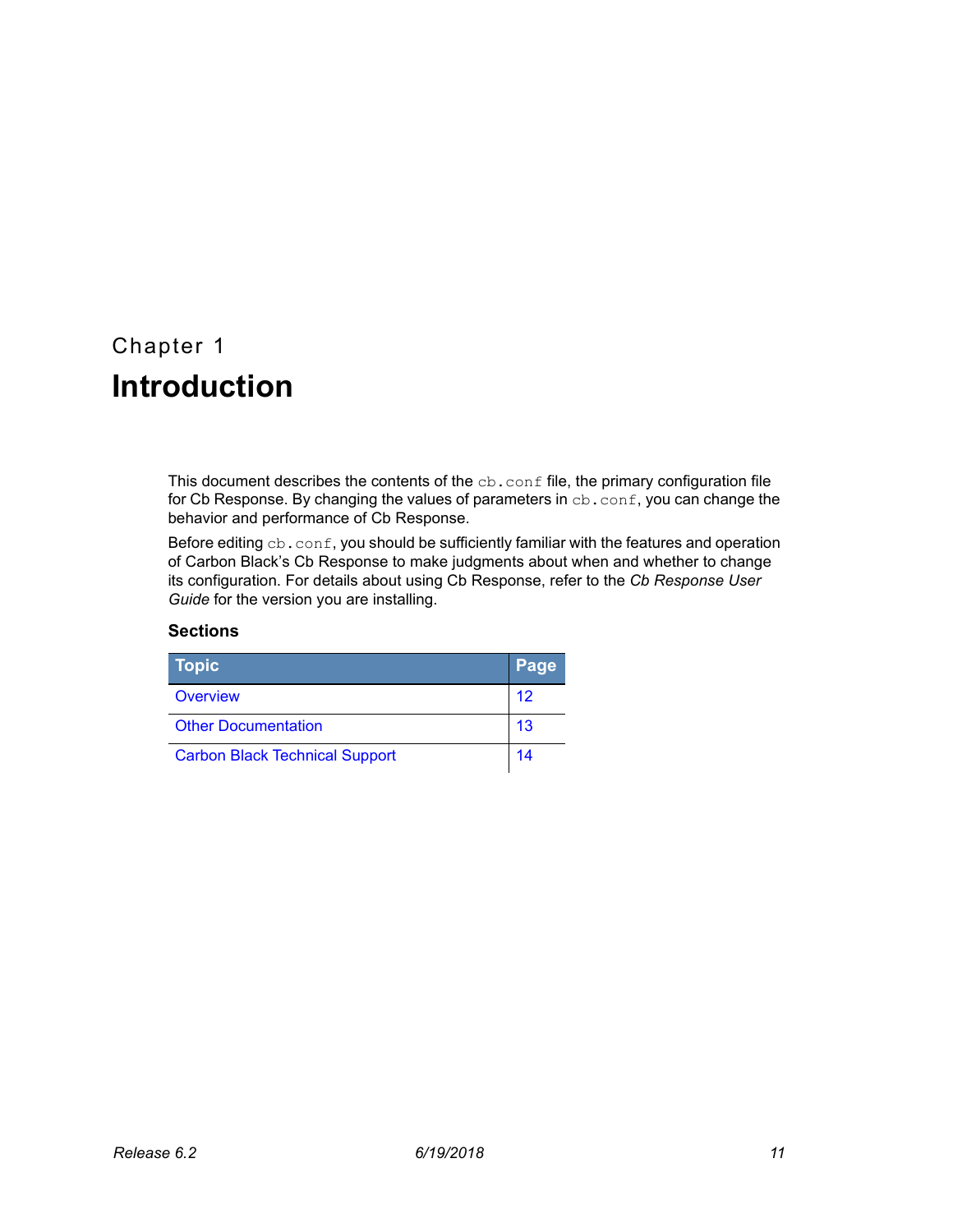Chapter 1

# Introduction

This document describes the contents of the `cb.conf` file, the primary configuration file for Cb Response. By changing the values of parameters in `cb.conf`, you can change the behavior and performance of Cb Response.

Before editing `cb.conf`, you should be sufficiently familiar with the features and operation of Carbon Black's Cb Response to make judgments about when and whether to change its configuration. For details about using Cb Response, refer to the *Cb Response User Guide* for the version you are installing.

### Sections

| Topic | Page |
|---|---|
| Overview | 12 |
| Other Documentation | 13 |
| Carbon Black Technical Support | 14 |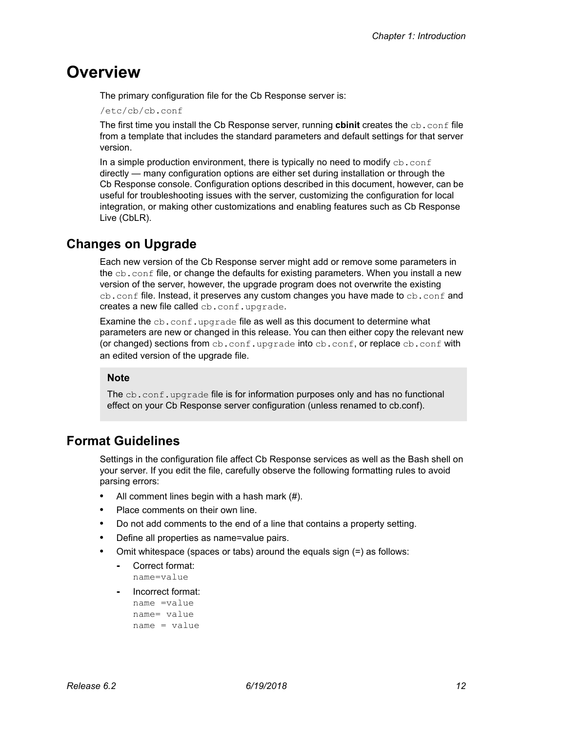# Overview

The primary configuration file for the Cb Response server is:

`/etc/cb/cb.conf`

The first time you install the Cb Response server, running **cbinit** creates the `cb.conf` file from a template that includes the standard parameters and default settings for that server version.

In a simple production environment, there is typically no need to modify `cb.conf` directly — many configuration options are either set during installation or through the Cb Response console. Configuration options described in this document, however, can be useful for troubleshooting issues with the server, customizing the configuration for local integration, or making other customizations and enabling features such as Cb Response Live (CbLR).

## Changes on Upgrade

Each new version of the Cb Response server might add or remove some parameters in the `cb.conf` file, or change the defaults for existing parameters. When you install a new version of the server, however, the upgrade program does not overwrite the existing `cb.conf` file. Instead, it preserves any custom changes you have made to `cb.conf` and creates a new file called `cb.conf.upgrade`.

Examine the `cb.conf.upgrade` file as well as this document to determine what parameters are new or changed in this release. You can then either copy the relevant new (or changed) sections from `cb.conf.upgrade` into `cb.conf`, or replace `cb.conf` with an edited version of the upgrade file.

> **Note**
>
> The `cb.conf.upgrade` file is for information purposes only and has no functional effect on your Cb Response server configuration (unless renamed to cb.conf).

## Format Guidelines

Settings in the configuration file affect Cb Response services as well as the Bash shell on your server. If you edit the file, carefully observe the following formatting rules to avoid parsing errors:

- All comment lines begin with a hash mark (#).
- Place comments on their own line.
- Do not add comments to the end of a line that contains a property setting.
- Define all properties as name=value pairs.
- Omit whitespace (spaces or tabs) around the equals sign (=) as follows:
  - Correct format:
    ```
    name=value
    ```
  - Incorrect format:
    ```
    name =value
    name= value
    name = value
    ```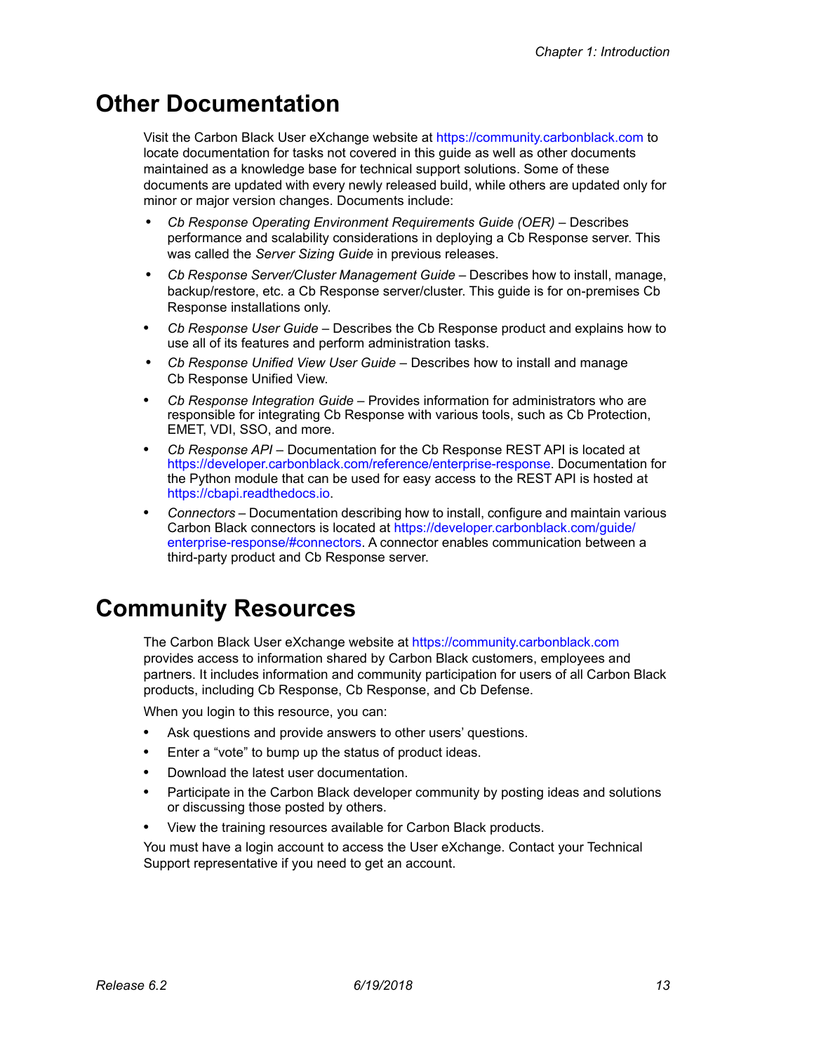# Other Documentation

Visit the Carbon Black User eXchange website at https://community.carbonblack.com to locate documentation for tasks not covered in this guide as well as other documents maintained as a knowledge base for technical support solutions. Some of these documents are updated with every newly released build, while others are updated only for minor or major version changes. Documents include:

- *Cb Response Operating Environment Requirements Guide (OER)* – Describes performance and scalability considerations in deploying a Cb Response server. This was called the *Server Sizing Guide* in previous releases.
- *Cb Response Server/Cluster Management Guide* – Describes how to install, manage, backup/restore, etc. a Cb Response server/cluster. This guide is for on-premises Cb Response installations only.
- *Cb Response User Guide* – Describes the Cb Response product and explains how to use all of its features and perform administration tasks.
- *Cb Response Unified View User Guide* – Describes how to install and manage Cb Response Unified View.
- *Cb Response Integration Guide* – Provides information for administrators who are responsible for integrating Cb Response with various tools, such as Cb Protection, EMET, VDI, SSO, and more.
- *Cb Response API* – Documentation for the Cb Response REST API is located at https://developer.carbonblack.com/reference/enterprise-response. Documentation for the Python module that can be used for easy access to the REST API is hosted at https://cbapi.readthedocs.io.
- *Connectors* – Documentation describing how to install, configure and maintain various Carbon Black connectors is located at https://developer.carbonblack.com/guide/enterprise-response/#connectors. A connector enables communication between a third-party product and Cb Response server.

# Community Resources

The Carbon Black User eXchange website at https://community.carbonblack.com provides access to information shared by Carbon Black customers, employees and partners. It includes information and community participation for users of all Carbon Black products, including Cb Response, Cb Response, and Cb Defense.

When you login to this resource, you can:

- Ask questions and provide answers to other users' questions.
- Enter a "vote" to bump up the status of product ideas.
- Download the latest user documentation.
- Participate in the Carbon Black developer community by posting ideas and solutions or discussing those posted by others.
- View the training resources available for Carbon Black products.

You must have a login account to access the User eXchange. Contact your Technical Support representative if you need to get an account.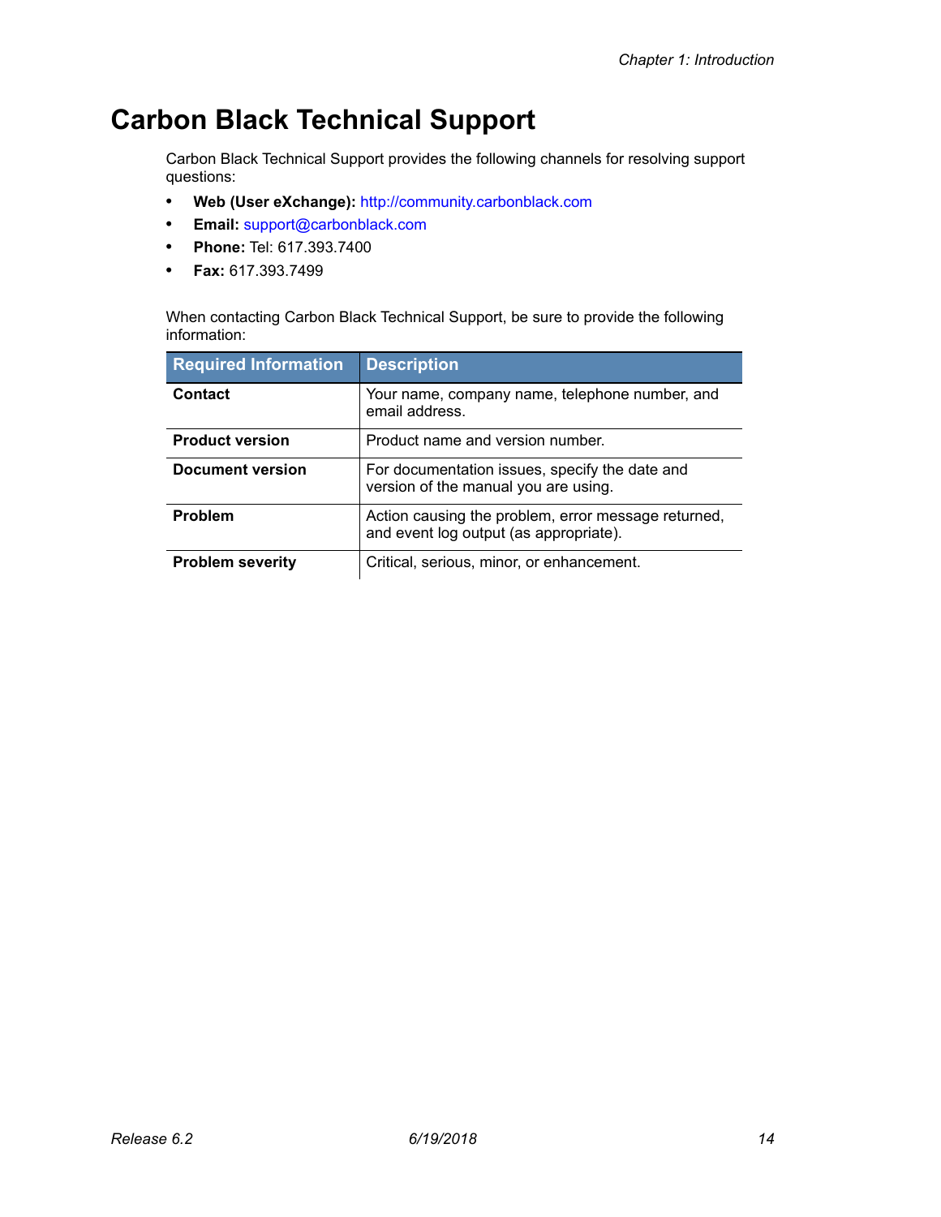# Carbon Black Technical Support

Carbon Black Technical Support provides the following channels for resolving support questions:

- **Web (User eXchange):** http://community.carbonblack.com
- **Email:** support@carbonblack.com
- **Phone:** Tel: 617.393.7400
- **Fax:** 617.393.7499

When contacting Carbon Black Technical Support, be sure to provide the following information:

| Required Information | Description |
| --- | --- |
| **Contact** | Your name, company name, telephone number, and email address. |
| **Product version** | Product name and version number. |
| **Document version** | For documentation issues, specify the date and version of the manual you are using. |
| **Problem** | Action causing the problem, error message returned, and event log output (as appropriate). |
| **Problem severity** | Critical, serious, minor, or enhancement. |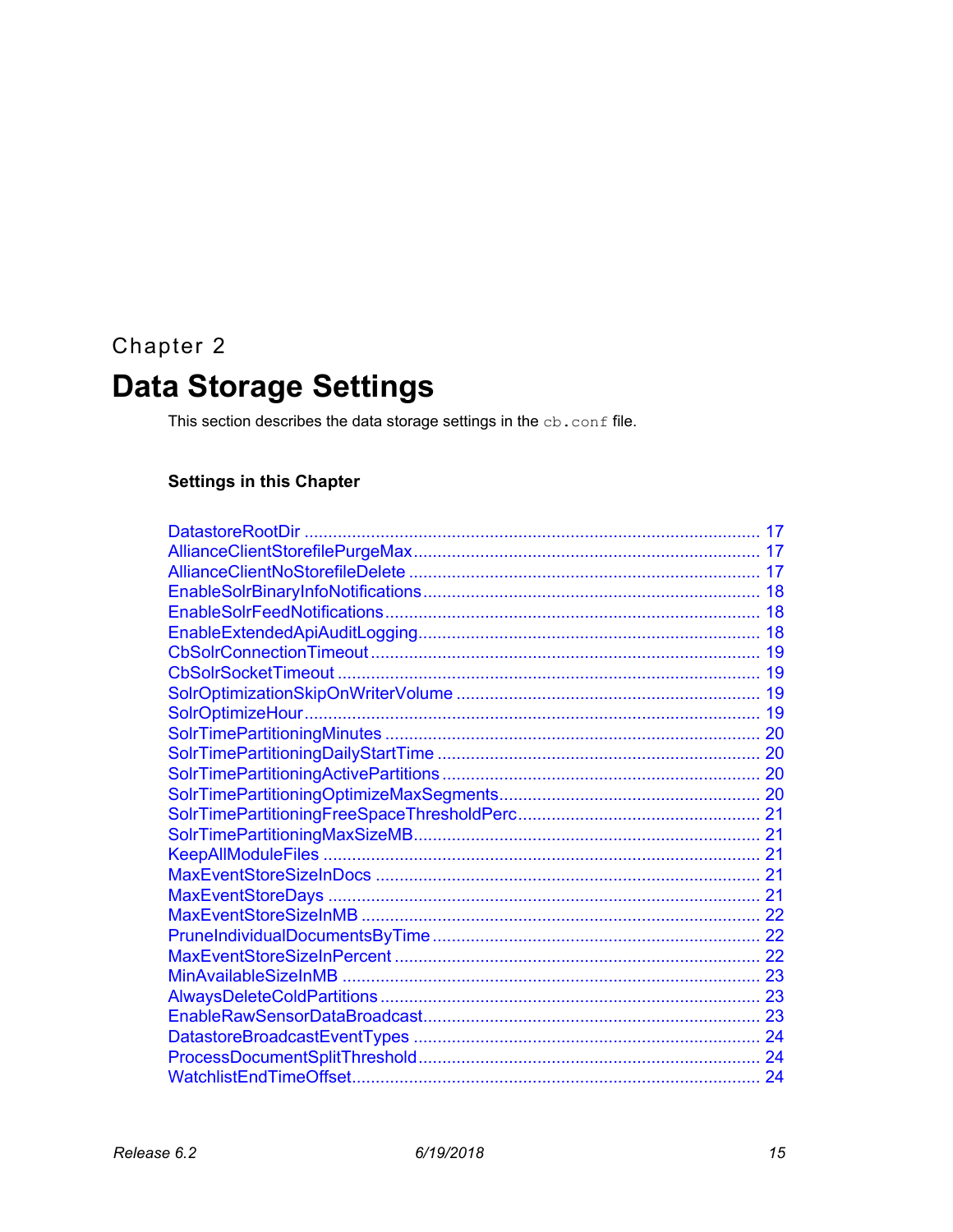Chapter 2

# Data Storage Settings

This section describes the data storage settings in the `cb.conf` file.

### Settings in this Chapter

DatastoreRootDir ........................................................ 17
AllianceClientStorefilePurgeMax ........................................................ 17
AllianceClientNoStorefileDelete ........................................................ 17
EnableSolrBinaryInfoNotifications ........................................................ 18
EnableSolrFeedNotifications ........................................................ 18
EnableExtendedApiAuditLogging ........................................................ 18
CbSolrConnectionTimeout ........................................................ 19
CbSolrSocketTimeout ........................................................ 19
SolrOptimizationSkipOnWriterVolume ........................................................ 19
SolrOptimizeHour ........................................................ 19
SolrTimePartitioningMinutes ........................................................ 20
SolrTimePartitioningDailyStartTime ........................................................ 20
SolrTimePartitioningActivePartitions ........................................................ 20
SolrTimePartitioningOptimizeMaxSegments ........................................................ 20
SolrTimePartitioningFreeSpaceThresholdPerc ........................................................ 21
SolrTimePartitioningMaxSizeMB ........................................................ 21
KeepAllModuleFiles ........................................................ 21
MaxEventStoreSizeInDocs ........................................................ 21
MaxEventStoreDays ........................................................ 21
MaxEventStoreSizeInMB ........................................................ 22
PruneIndividualDocumentsByTime ........................................................ 22
MaxEventStoreSizeInPercent ........................................................ 22
MinAvailableSizeInMB ........................................................ 23
AlwaysDeleteColdPartitions ........................................................ 23
EnableRawSensorDataBroadcast ........................................................ 23
DatastoreBroadcastEventTypes ........................................................ 24
ProcessDocumentSplitThreshold ........................................................ 24
WatchlistEndTimeOffset ........................................................ 24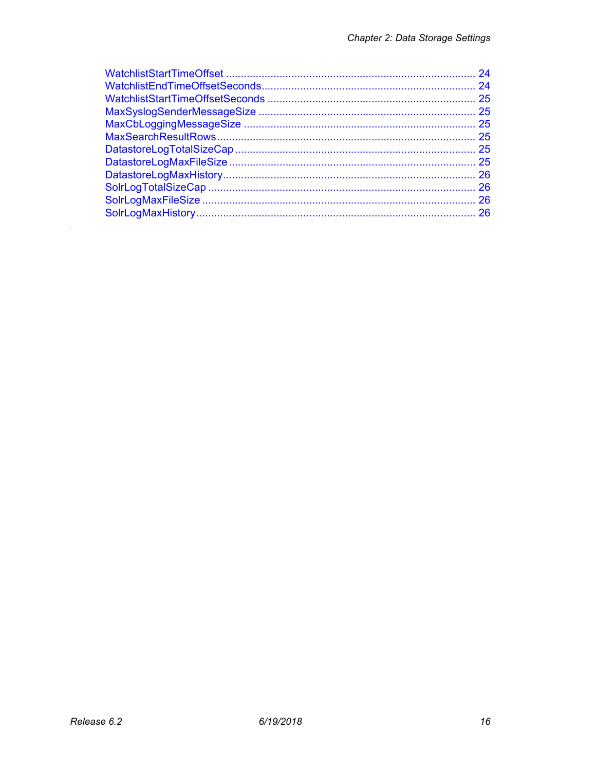WatchlistStartTimeOffset ........................................................................................ 24
WatchlistEndTimeOffsetSeconds........................................................................................ 24
WatchlistStartTimeOffsetSeconds ........................................................................................ 25
MaxSyslogSenderMessageSize ........................................................................................ 25
MaxCbLoggingMessageSize ........................................................................................ 25
MaxSearchResultRows........................................................................................ 25
DatastoreLogTotalSizeCap ........................................................................................ 25
DatastoreLogMaxFileSize ........................................................................................ 25
DatastoreLogMaxHistory........................................................................................ 26
SolrLogTotalSizeCap ........................................................................................ 26
SolrLogMaxFileSize ........................................................................................ 26
SolrLogMaxHistory........................................................................................ 26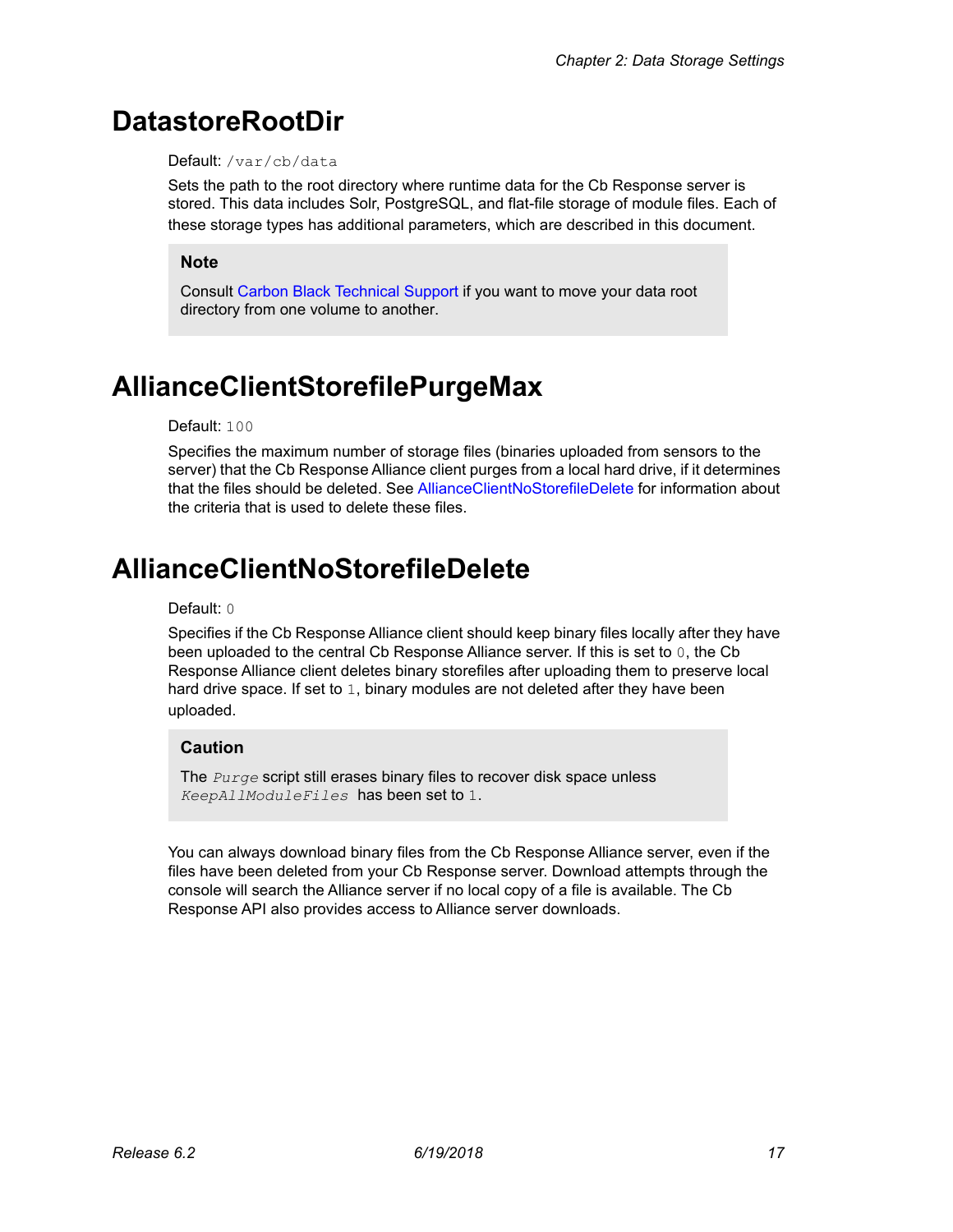# DatastoreRootDir

Default: `/var/cb/data`

Sets the path to the root directory where runtime data for the Cb Response server is stored. This data includes Solr, PostgreSQL, and flat-file storage of module files. Each of these storage types has additional parameters, which are described in this document.

> **Note**
>
> Consult Carbon Black Technical Support if you want to move your data root directory from one volume to another.

# AllianceClientStorefilePurgeMax

Default: `100`

Specifies the maximum number of storage files (binaries uploaded from sensors to the server) that the Cb Response Alliance client purges from a local hard drive, if it determines that the files should be deleted. See AllianceClientNoStorefileDelete for information about the criteria that is used to delete these files.

# AllianceClientNoStorefileDelete

Default: `0`

Specifies if the Cb Response Alliance client should keep binary files locally after they have been uploaded to the central Cb Response Alliance server. If this is set to `0`, the Cb Response Alliance client deletes binary storefiles after uploading them to preserve local hard drive space. If set to `1`, binary modules are not deleted after they have been uploaded.

> **Caution**
>
> The *`Purge`* script still erases binary files to recover disk space unless *`KeepAllModuleFiles`* has been set to `1`.

You can always download binary files from the Cb Response Alliance server, even if the files have been deleted from your Cb Response server. Download attempts through the console will search the Alliance server if no local copy of a file is available. The Cb Response API also provides access to Alliance server downloads.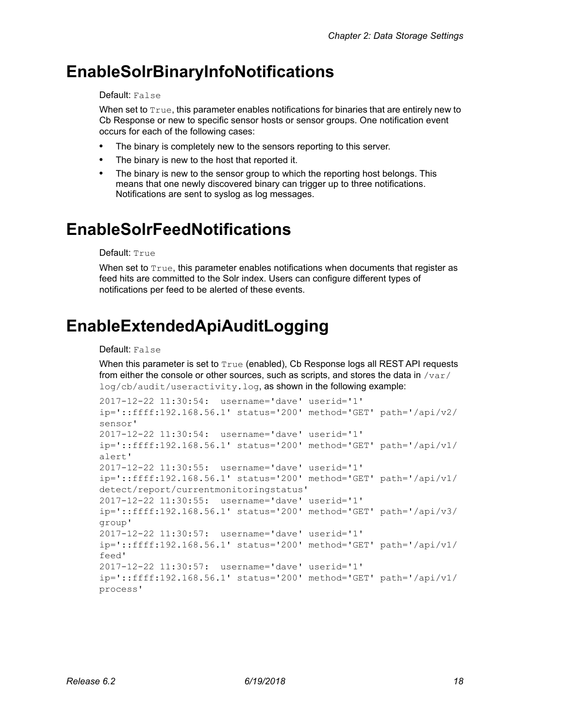# EnableSolrBinaryInfoNotifications

Default: `False`

When set to `True`, this parameter enables notifications for binaries that are entirely new to Cb Response or new to specific sensor hosts or sensor groups. One notification event occurs for each of the following cases:

- The binary is completely new to the sensors reporting to this server.
- The binary is new to the host that reported it.
- The binary is new to the sensor group to which the reporting host belongs. This means that one newly discovered binary can trigger up to three notifications. Notifications are sent to syslog as log messages.

# EnableSolrFeedNotifications

Default: `True`

When set to `True`, this parameter enables notifications when documents that register as feed hits are committed to the Solr index. Users can configure different types of notifications per feed to be alerted of these events.

# EnableExtendedApiAuditLogging

Default: `False`

When this parameter is set to `True` (enabled), Cb Response logs all REST API requests from either the console or other sources, such as scripts, and stores the data in `/var/log/cb/audit/useractivity.log`, as shown in the following example:

```
2017-12-22 11:30:54:  username='dave' userid='1' 
ip='::ffff:192.168.56.1' status='200' method='GET' path='/api/v2/
sensor'
2017-12-22 11:30:54:  username='dave' userid='1' 
ip='::ffff:192.168.56.1' status='200' method='GET' path='/api/v1/
alert'
2017-12-22 11:30:55:  username='dave' userid='1' 
ip='::ffff:192.168.56.1' status='200' method='GET' path='/api/v1/
detect/report/currentmonitoringstatus'
2017-12-22 11:30:55:  username='dave' userid='1' 
ip='::ffff:192.168.56.1' status='200' method='GET' path='/api/v3/
group'
2017-12-22 11:30:57:  username='dave' userid='1' 
ip='::ffff:192.168.56.1' status='200' method='GET' path='/api/v1/
feed'
2017-12-22 11:30:57:  username='dave' userid='1' 
ip='::ffff:192.168.56.1' status='200' method='GET' path='/api/v1/
process'
```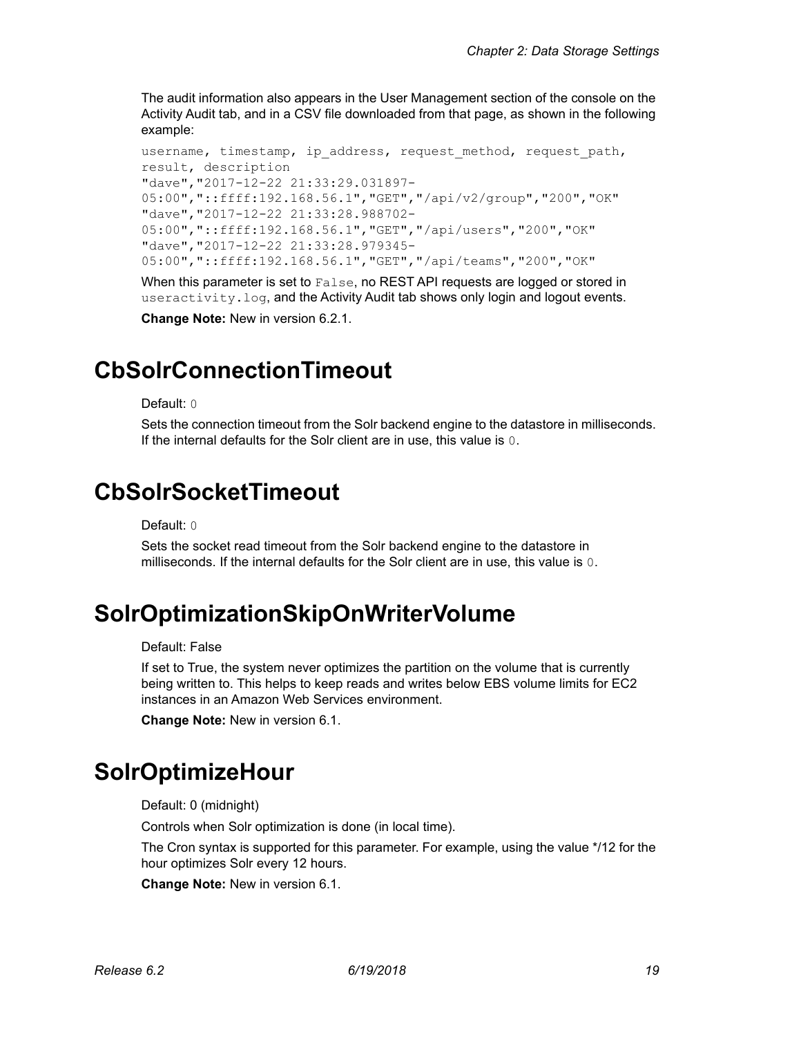The audit information also appears in the User Management section of the console on the Activity Audit tab, and in a CSV file downloaded from that page, as shown in the following example:

```
username, timestamp, ip_address, request_method, request_path,
result, description
"dave","2017-12-22 21:33:29.031897-
05:00","::ffff:192.168.56.1","GET","/api/v2/group","200","OK"
"dave","2017-12-22 21:33:28.988702-
05:00","::ffff:192.168.56.1","GET","/api/users","200","OK"
"dave","2017-12-22 21:33:28.979345-
05:00","::ffff:192.168.56.1","GET","/api/teams","200","OK"
```

When this parameter is set to `False`, no REST API requests are logged or stored in `useractivity.log`, and the Activity Audit tab shows only login and logout events.

**Change Note:** New in version 6.2.1.

# CbSolrConnectionTimeout

Default: `0`

Sets the connection timeout from the Solr backend engine to the datastore in milliseconds. If the internal defaults for the Solr client are in use, this value is `0`.

# CbSolrSocketTimeout

Default: `0`

Sets the socket read timeout from the Solr backend engine to the datastore in milliseconds. If the internal defaults for the Solr client are in use, this value is `0`.

# SolrOptimizationSkipOnWriterVolume

Default: False

If set to True, the system never optimizes the partition on the volume that is currently being written to. This helps to keep reads and writes below EBS volume limits for EC2 instances in an Amazon Web Services environment.

**Change Note:** New in version 6.1.

# SolrOptimizeHour

Default: 0 (midnight)

Controls when Solr optimization is done (in local time).

The Cron syntax is supported for this parameter. For example, using the value */12 for the hour optimizes Solr every 12 hours.

**Change Note:** New in version 6.1.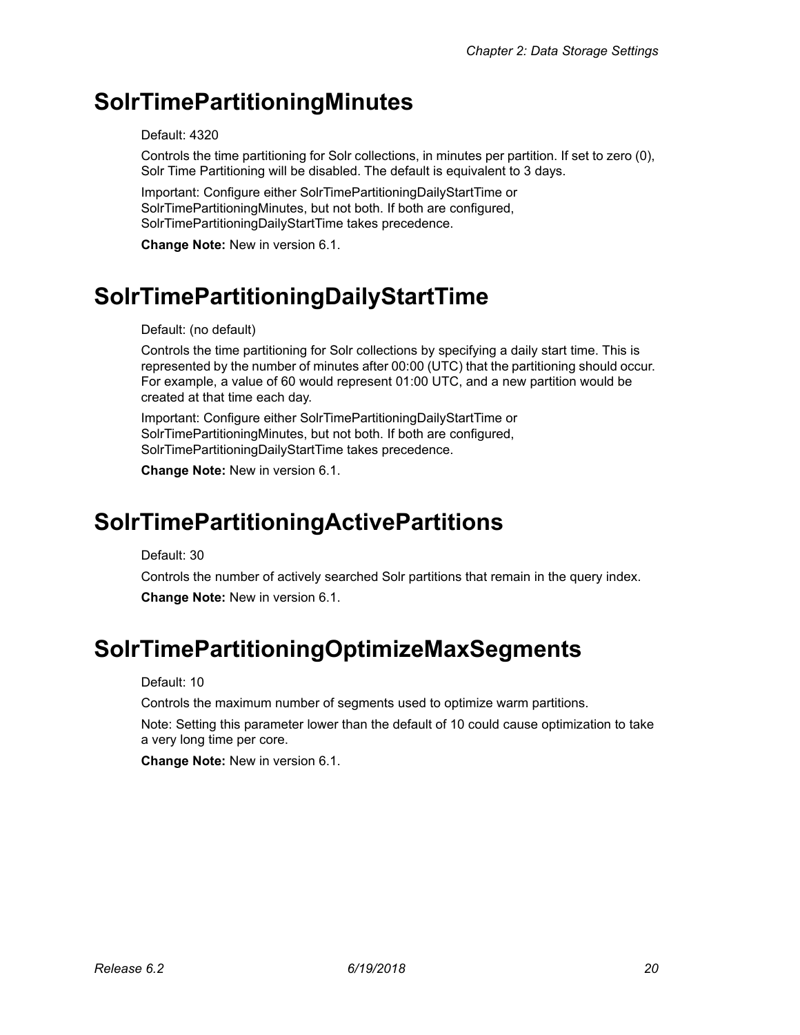# SolrTimePartitioningMinutes

Default: 4320

Controls the time partitioning for Solr collections, in minutes per partition. If set to zero (0), Solr Time Partitioning will be disabled. The default is equivalent to 3 days.

Important: Configure either SolrTimePartitioningDailyStartTime or SolrTimePartitioningMinutes, but not both. If both are configured, SolrTimePartitioningDailyStartTime takes precedence.

**Change Note:** New in version 6.1.

# SolrTimePartitioningDailyStartTime

Default: (no default)

Controls the time partitioning for Solr collections by specifying a daily start time. This is represented by the number of minutes after 00:00 (UTC) that the partitioning should occur. For example, a value of 60 would represent 01:00 UTC, and a new partition would be created at that time each day.

Important: Configure either SolrTimePartitioningDailyStartTime or SolrTimePartitioningMinutes, but not both. If both are configured, SolrTimePartitioningDailyStartTime takes precedence.

**Change Note:** New in version 6.1.

# SolrTimePartitioningActivePartitions

Default: 30

Controls the number of actively searched Solr partitions that remain in the query index.

**Change Note:** New in version 6.1.

# SolrTimePartitioningOptimizeMaxSegments

Default: 10

Controls the maximum number of segments used to optimize warm partitions.

Note: Setting this parameter lower than the default of 10 could cause optimization to take a very long time per core.

**Change Note:** New in version 6.1.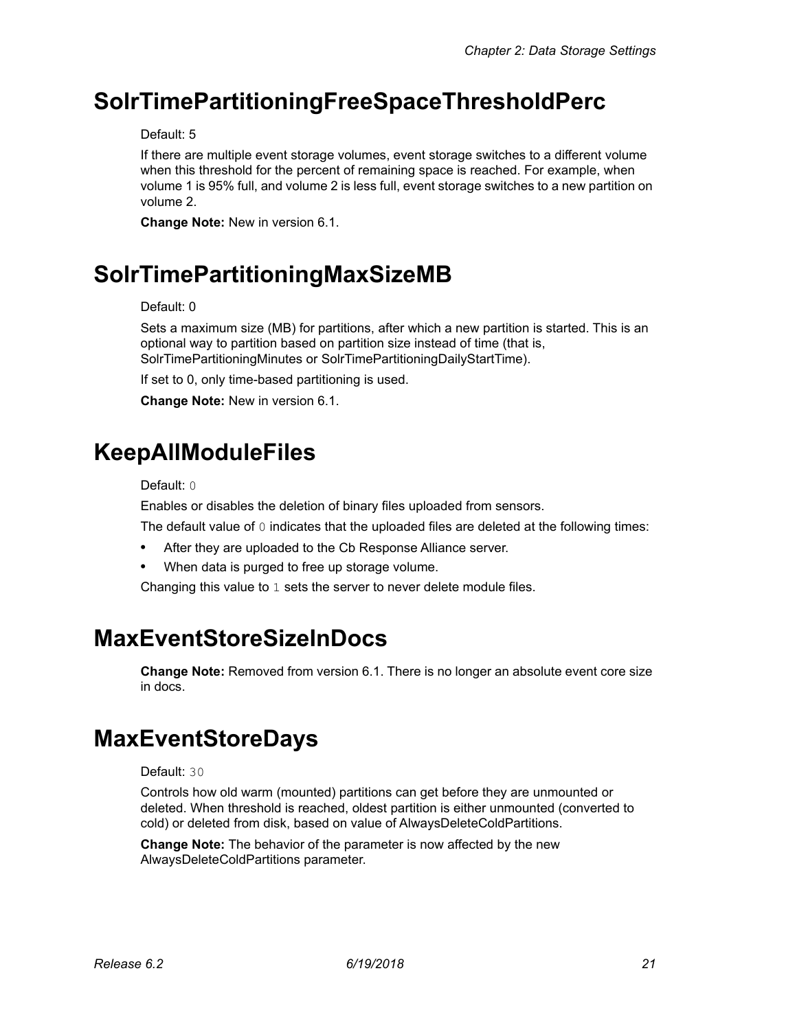# SolrTimePartitioningFreeSpaceThresholdPerc

Default: 5

If there are multiple event storage volumes, event storage switches to a different volume when this threshold for the percent of remaining space is reached. For example, when volume 1 is 95% full, and volume 2 is less full, event storage switches to a new partition on volume 2.

**Change Note:** New in version 6.1.

# SolrTimePartitioningMaxSizeMB

Default: 0

Sets a maximum size (MB) for partitions, after which a new partition is started. This is an optional way to partition based on partition size instead of time (that is, SolrTimePartitioningMinutes or SolrTimePartitioningDailyStartTime).

If set to 0, only time-based partitioning is used.

**Change Note:** New in version 6.1.

# KeepAllModuleFiles

Default: `0`

Enables or disables the deletion of binary files uploaded from sensors.

The default value of `0` indicates that the uploaded files are deleted at the following times:

- After they are uploaded to the Cb Response Alliance server.
- When data is purged to free up storage volume.

Changing this value to `1` sets the server to never delete module files.

# MaxEventStoreSizeInDocs

**Change Note:** Removed from version 6.1. There is no longer an absolute event core size in docs.

# MaxEventStoreDays

Default: `30`

Controls how old warm (mounted) partitions can get before they are unmounted or deleted. When threshold is reached, oldest partition is either unmounted (converted to cold) or deleted from disk, based on value of AlwaysDeleteColdPartitions.

**Change Note:** The behavior of the parameter is now affected by the new AlwaysDeleteColdPartitions parameter.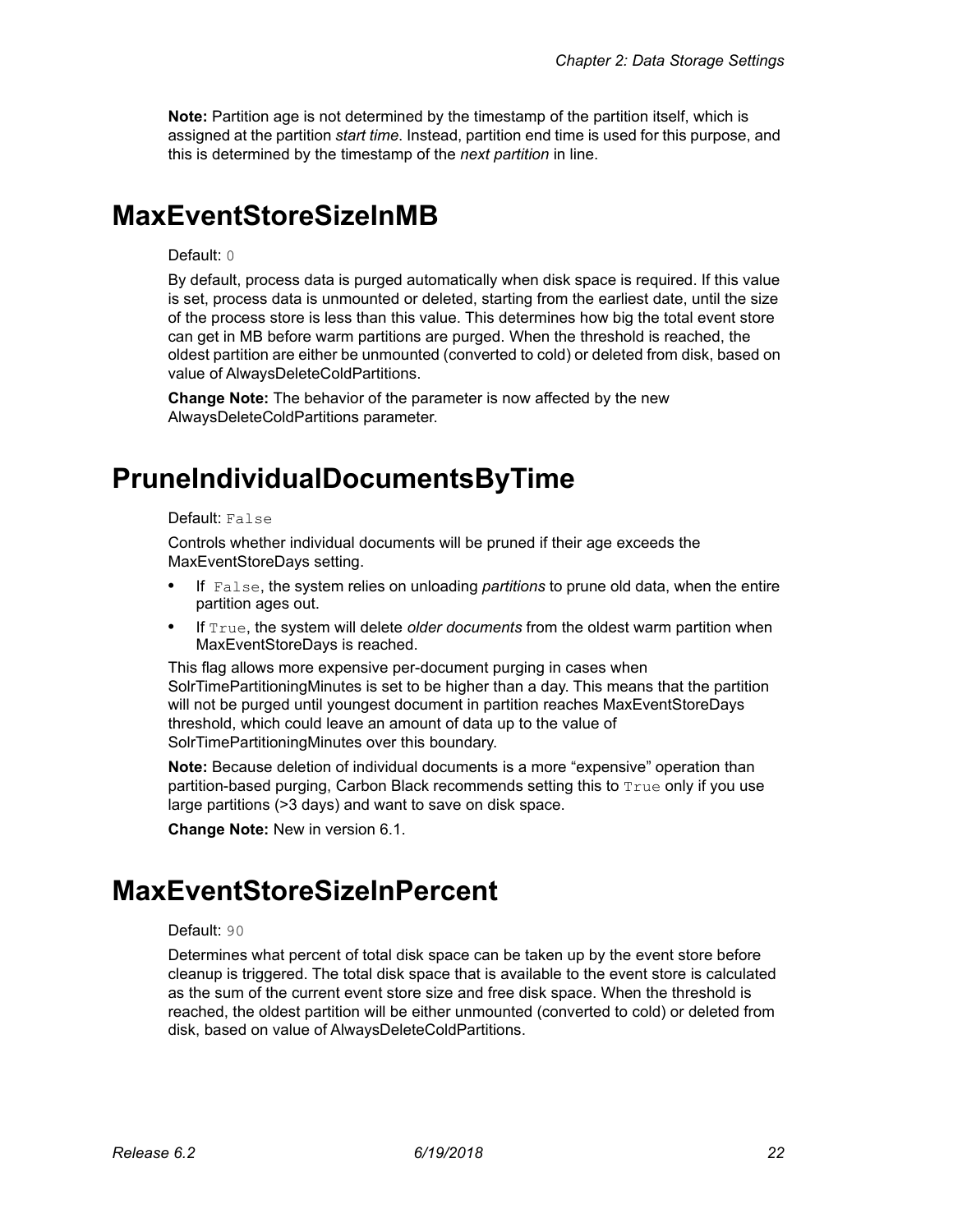**Note:** Partition age is not determined by the timestamp of the partition itself, which is assigned at the partition *start time.* Instead, partition end time is used for this purpose, and this is determined by the timestamp of the *next partition* in line.

# MaxEventStoreSizeInMB

Default: `0`

By default, process data is purged automatically when disk space is required. If this value is set, process data is unmounted or deleted, starting from the earliest date, until the size of the process store is less than this value. This determines how big the total event store can get in MB before warm partitions are purged. When the threshold is reached, the oldest partition are either be unmounted (converted to cold) or deleted from disk, based on value of AlwaysDeleteColdPartitions.

**Change Note:** The behavior of the parameter is now affected by the new AlwaysDeleteColdPartitions parameter.

# PruneIndividualDocumentsByTime

Default: `False`

Controls whether individual documents will be pruned if their age exceeds the MaxEventStoreDays setting.

- If `False`, the system relies on unloading *partitions* to prune old data, when the entire partition ages out.
- If `True`, the system will delete *older documents* from the oldest warm partition when MaxEventStoreDays is reached.

This flag allows more expensive per-document purging in cases when SolrTimePartitioningMinutes is set to be higher than a day. This means that the partition will not be purged until youngest document in partition reaches MaxEventStoreDays threshold, which could leave an amount of data up to the value of SolrTimePartitioningMinutes over this boundary.

**Note:** Because deletion of individual documents is a more “expensive” operation than partition-based purging, Carbon Black recommends setting this to `True` only if you use large partitions (>3 days) and want to save on disk space.

**Change Note:** New in version 6.1.

# MaxEventStoreSizeInPercent

Default: `90`

Determines what percent of total disk space can be taken up by the event store before cleanup is triggered. The total disk space that is available to the event store is calculated as the sum of the current event store size and free disk space. When the threshold is reached, the oldest partition will be either unmounted (converted to cold) or deleted from disk, based on value of AlwaysDeleteColdPartitions.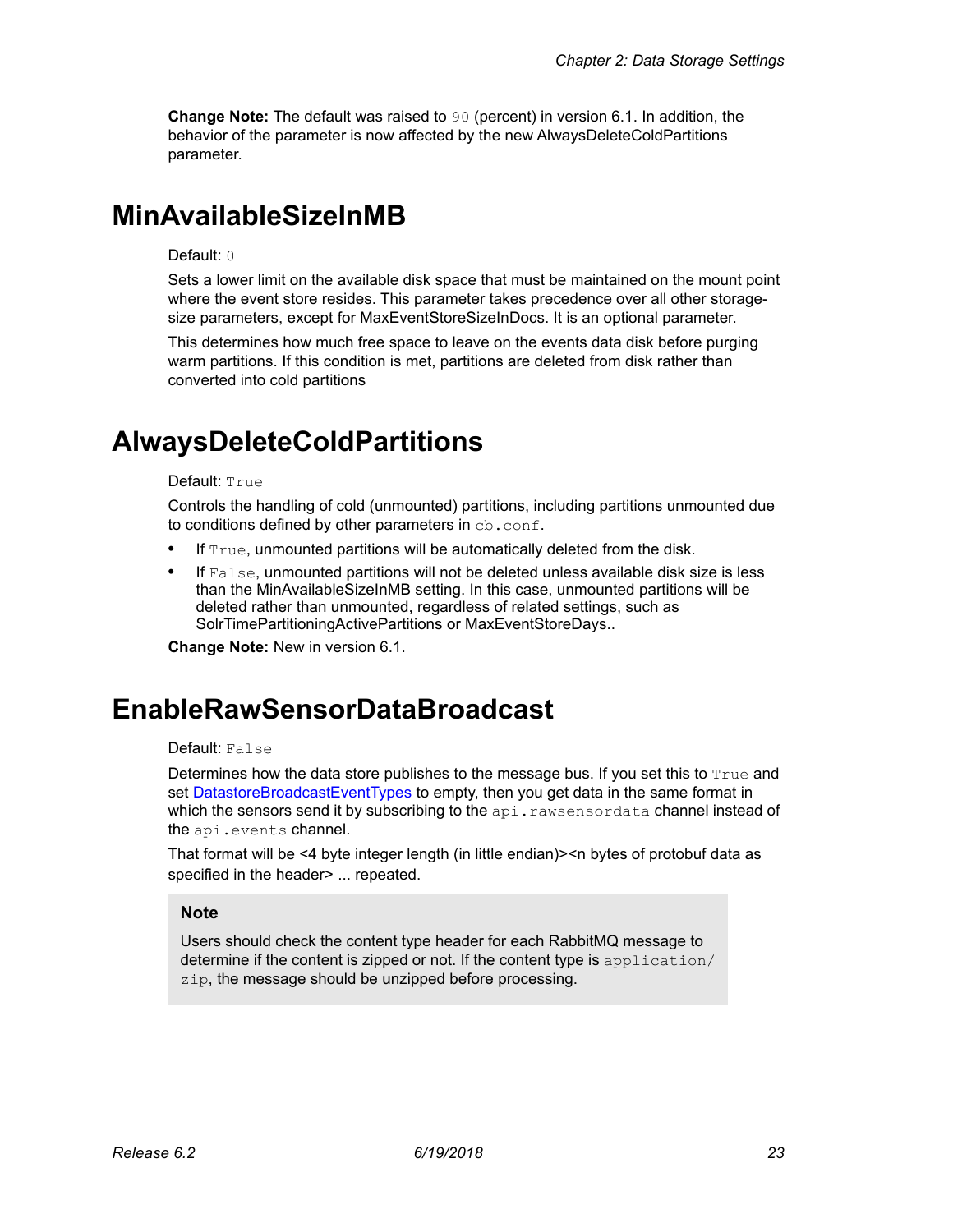**Change Note:** The default was raised to `90` (percent) in version 6.1. In addition, the behavior of the parameter is now affected by the new AlwaysDeleteColdPartitions parameter.

# MinAvailableSizeInMB

Default: `0`

Sets a lower limit on the available disk space that must be maintained on the mount point where the event store resides. This parameter takes precedence over all other storage-size parameters, except for MaxEventStoreSizeInDocs. It is an optional parameter.

This determines how much free space to leave on the events data disk before purging warm partitions. If this condition is met, partitions are deleted from disk rather than converted into cold partitions

# AlwaysDeleteColdPartitions

Default: `True`

Controls the handling of cold (unmounted) partitions, including partitions unmounted due to conditions defined by other parameters in `cb.conf`.

- If `True`, unmounted partitions will be automatically deleted from the disk.
- If `False`, unmounted partitions will not be deleted unless available disk size is less than the MinAvailableSizeInMB setting. In this case, unmounted partitions will be deleted rather than unmounted, regardless of related settings, such as SolrTimePartitioningActivePartitions or MaxEventStoreDays..

**Change Note:** New in version 6.1.

# EnableRawSensorDataBroadcast

Default: `False`

Determines how the data store publishes to the message bus. If you set this to `True` and set DatastoreBroadcastEventTypes to empty, then you get data in the same format in which the sensors send it by subscribing to the `api.rawsensordata` channel instead of the `api.events` channel.

That format will be <4 byte integer length (in little endian)><n bytes of protobuf data as specified in the header> ... repeated.

> **Note**
>
> Users should check the content type header for each RabbitMQ message to determine if the content is zipped or not. If the content type is `application/zip`, the message should be unzipped before processing.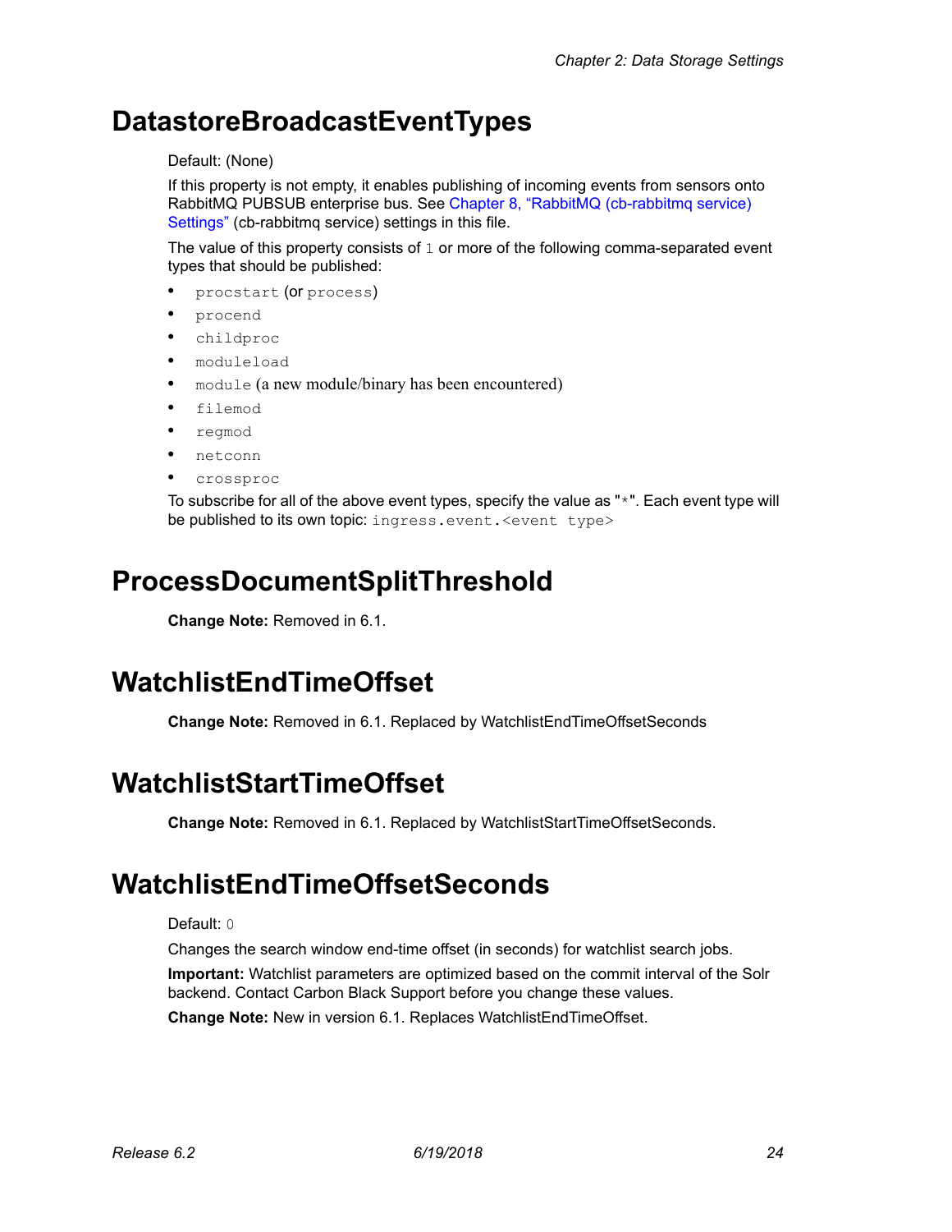# DatastoreBroadcastEventTypes

Default: (None)

If this property is not empty, it enables publishing of incoming events from sensors onto RabbitMQ PUBSUB enterprise bus. See Chapter 8, "RabbitMQ (cb-rabbitmq service) Settings" (cb-rabbitmq service) settings in this file.

The value of this property consists of `1` or more of the following comma-separated event types that should be published:

- `procstart` (or `process`)
- `procend`
- `childproc`
- `moduleload`
- `module` (a new module/binary has been encountered)
- `filemod`
- `regmod`
- `netconn`
- `crossproc`

To subscribe for all of the above event types, specify the value as "`*`". Each event type will be published to its own topic: `ingress.event.<event type>`

# ProcessDocumentSplitThreshold

**Change Note:** Removed in 6.1.

# WatchlistEndTimeOffset

**Change Note:** Removed in 6.1. Replaced by WatchlistEndTimeOffsetSeconds

# WatchlistStartTimeOffset

**Change Note:** Removed in 6.1. Replaced by WatchlistStartTimeOffsetSeconds.

# WatchlistEndTimeOffsetSeconds

Default: `0`

Changes the search window end-time offset (in seconds) for watchlist search jobs.

**Important:** Watchlist parameters are optimized based on the commit interval of the Solr backend. Contact Carbon Black Support before you change these values.

**Change Note:** New in version 6.1. Replaces WatchlistEndTimeOffset.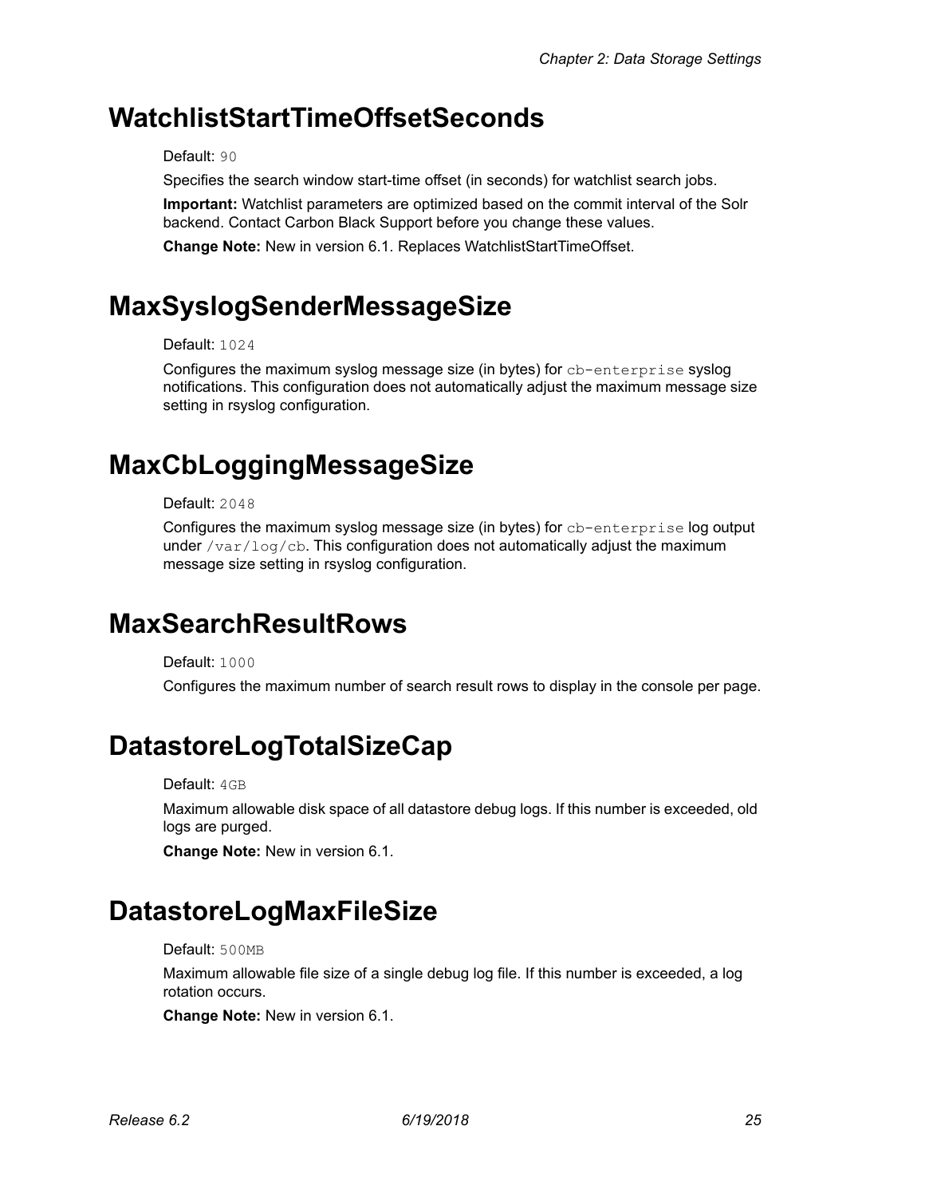## WatchlistStartTimeOffsetSeconds

Default: `90`

Specifies the search window start-time offset (in seconds) for watchlist search jobs.

**Important:** Watchlist parameters are optimized based on the commit interval of the Solr backend. Contact Carbon Black Support before you change these values.

**Change Note:** New in version 6.1. Replaces WatchlistStartTimeOffset.

## MaxSyslogSenderMessageSize

Default: `1024`

Configures the maximum syslog message size (in bytes) for `cb-enterprise` syslog notifications. This configuration does not automatically adjust the maximum message size setting in rsyslog configuration.

## MaxCbLoggingMessageSize

Default: `2048`

Configures the maximum syslog message size (in bytes) for `cb-enterprise` log output under `/var/log/cb`. This configuration does not automatically adjust the maximum message size setting in rsyslog configuration.

## MaxSearchResultRows

Default: `1000`

Configures the maximum number of search result rows to display in the console per page.

## DatastoreLogTotalSizeCap

Default: `4GB`

Maximum allowable disk space of all datastore debug logs. If this number is exceeded, old logs are purged.

**Change Note:** New in version 6.1.

## DatastoreLogMaxFileSize

Default: `500MB`

Maximum allowable file size of a single debug log file. If this number is exceeded, a log rotation occurs.

**Change Note:** New in version 6.1.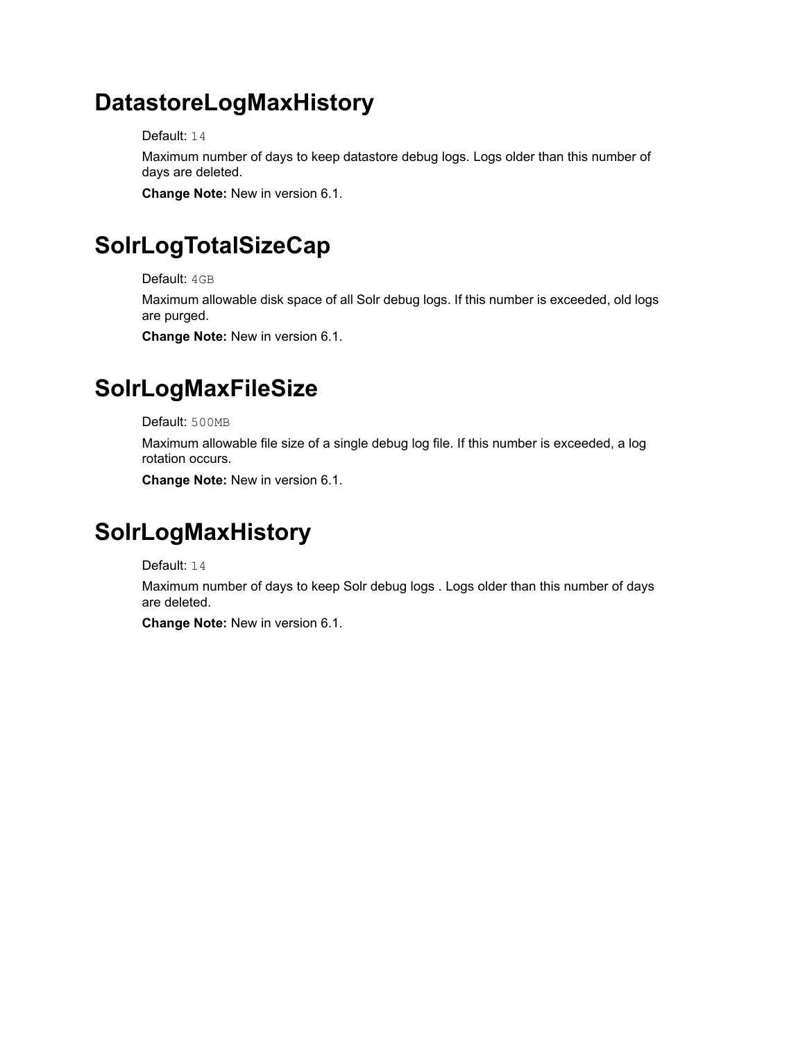## DatastoreLogMaxHistory

Default: `14`

Maximum number of days to keep datastore debug logs. Logs older than this number of days are deleted.

**Change Note:** New in version 6.1.

## SolrLogTotalSizeCap

Default: `4GB`

Maximum allowable disk space of all Solr debug logs. If this number is exceeded, old logs are purged.

**Change Note:** New in version 6.1.

## SolrLogMaxFileSize

Default: `500MB`

Maximum allowable file size of a single debug log file. If this number is exceeded, a log rotation occurs.

**Change Note:** New in version 6.1.

## SolrLogMaxHistory

Default: `14`

Maximum number of days to keep Solr debug logs . Logs older than this number of days are deleted.

**Change Note:** New in version 6.1.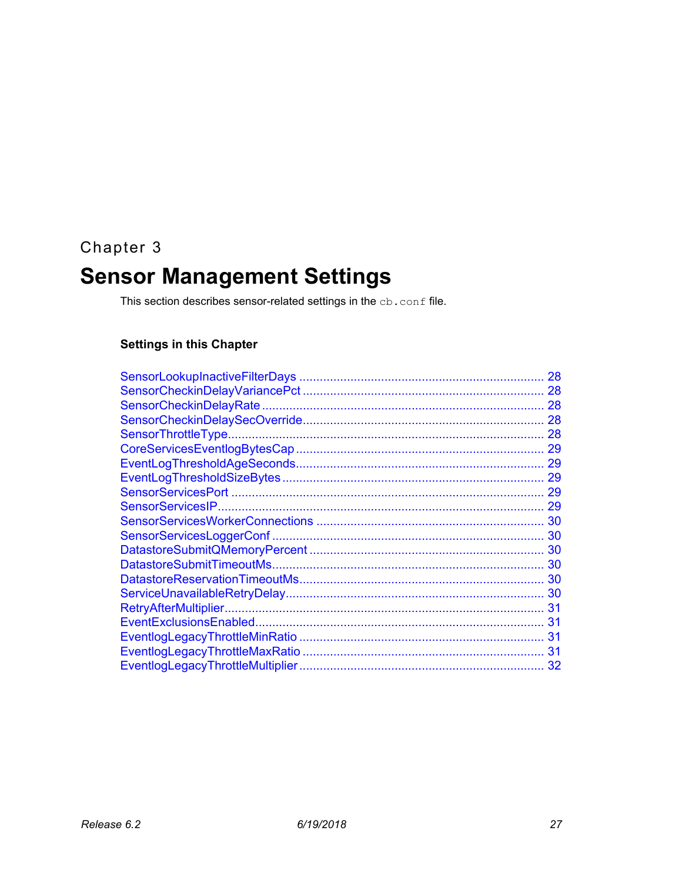Chapter 3

# Sensor Management Settings

This section describes sensor-related settings in the `cb.conf` file.

### Settings in this Chapter

SensorLookupInactiveFilterDays ........................................................................ 28
SensorCheckinDelayVariancePct ....................................................................... 28
SensorCheckinDelayRate .................................................................................. 28
SensorCheckinDelaySecOverride ...................................................................... 28
SensorThrottleType ............................................................................................ 28
CoreServicesEventlogBytesCap ........................................................................ 29
EventLogThresholdAgeSeconds ........................................................................ 29
EventLogThresholdSizeBytes ............................................................................ 29
SensorServicesPort ........................................................................................... 29
SensorServicesIP ............................................................................................... 29
SensorServicesWorkerConnections .................................................................. 30
SensorServicesLoggerConf ............................................................................... 30
DatastoreSubmitQMemoryPercent .................................................................... 30
DatastoreSubmitTimeoutMs ............................................................................... 30
DatastoreReservationTimeoutMs ....................................................................... 30
ServiceUnavailableRetryDelay ........................................................................... 30
RetryAfterMultiplier ............................................................................................. 31
EventExclusionsEnabled .................................................................................... 31
EventlogLegacyThrottleMinRatio ....................................................................... 31
EventlogLegacyThrottleMaxRatio ...................................................................... 31
EventlogLegacyThrottleMultiplier ...................................................................... 32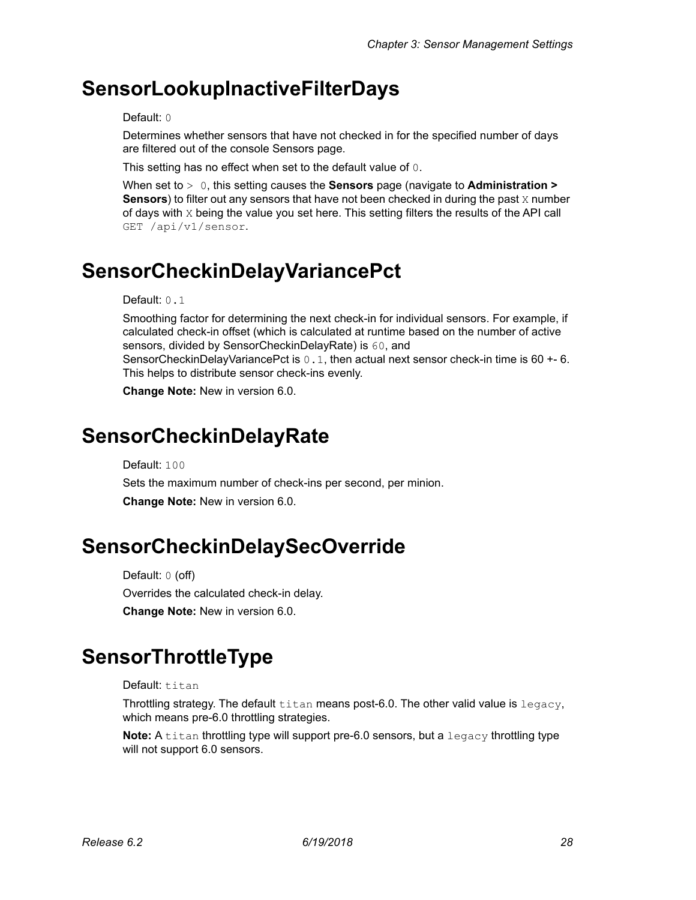# SensorLookupInactiveFilterDays

Default: `0`

Determines whether sensors that have not checked in for the specified number of days are filtered out of the console Sensors page.

This setting has no effect when set to the default value of `0`.

When set to `> 0`, this setting causes the **Sensors** page (navigate to **Administration > Sensors**) to filter out any sensors that have not been checked in during the past `X` number of days with `X` being the value you set here. This setting filters the results of the API call `GET /api/v1/sensor`.

# SensorCheckinDelayVariancePct

Default: `0.1`

Smoothing factor for determining the next check-in for individual sensors. For example, if calculated check-in offset (which is calculated at runtime based on the number of active sensors, divided by SensorCheckinDelayRate) is `60`, and SensorCheckinDelayVariancePct is `0.1`, then actual next sensor check-in time is 60 +- 6. This helps to distribute sensor check-ins evenly.

**Change Note:** New in version 6.0.

# SensorCheckinDelayRate

Default: `100`

Sets the maximum number of check-ins per second, per minion.

**Change Note:** New in version 6.0.

# SensorCheckinDelaySecOverride

Default: `0` (off)

Overrides the calculated check-in delay.

**Change Note:** New in version 6.0.

# SensorThrottleType

Default: `titan`

Throttling strategy. The default `titan` means post-6.0. The other valid value is `legacy`, which means pre-6.0 throttling strategies.

**Note:** A `titan` throttling type will support pre-6.0 sensors, but a `legacy` throttling type will not support 6.0 sensors.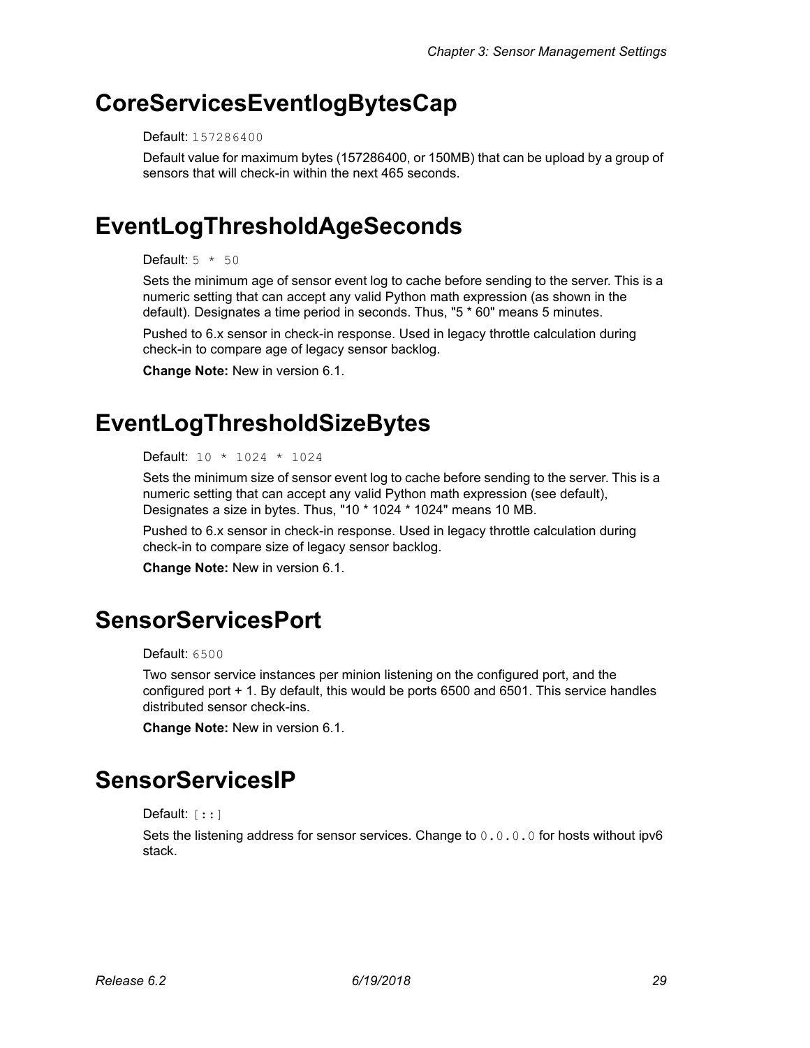# CoreServicesEventlogBytesCap

Default: `157286400`

Default value for maximum bytes (157286400, or 150MB) that can be upload by a group of sensors that will check-in within the next 465 seconds.

# EventLogThresholdAgeSeconds

Default: `5 * 50`

Sets the minimum age of sensor event log to cache before sending to the server. This is a numeric setting that can accept any valid Python math expression (as shown in the default). Designates a time period in seconds. Thus, "5 * 60" means 5 minutes.

Pushed to 6.x sensor in check-in response. Used in legacy throttle calculation during check-in to compare age of legacy sensor backlog.

**Change Note:** New in version 6.1.

# EventLogThresholdSizeBytes

Default: `10 * 1024 * 1024`

Sets the minimum size of sensor event log to cache before sending to the server. This is a numeric setting that can accept any valid Python math expression (see default), Designates a size in bytes. Thus, "10 * 1024 * 1024" means 10 MB.

Pushed to 6.x sensor in check-in response. Used in legacy throttle calculation during check-in to compare size of legacy sensor backlog.

**Change Note:** New in version 6.1.

# SensorServicesPort

Default: `6500`

Two sensor service instances per minion listening on the configured port, and the configured port + 1. By default, this would be ports 6500 and 6501. This service handles distributed sensor check-ins.

**Change Note:** New in version 6.1.

# SensorServicesIP

Default: `[::]`

Sets the listening address for sensor services. Change to `0.0.0.0` for hosts without ipv6 stack.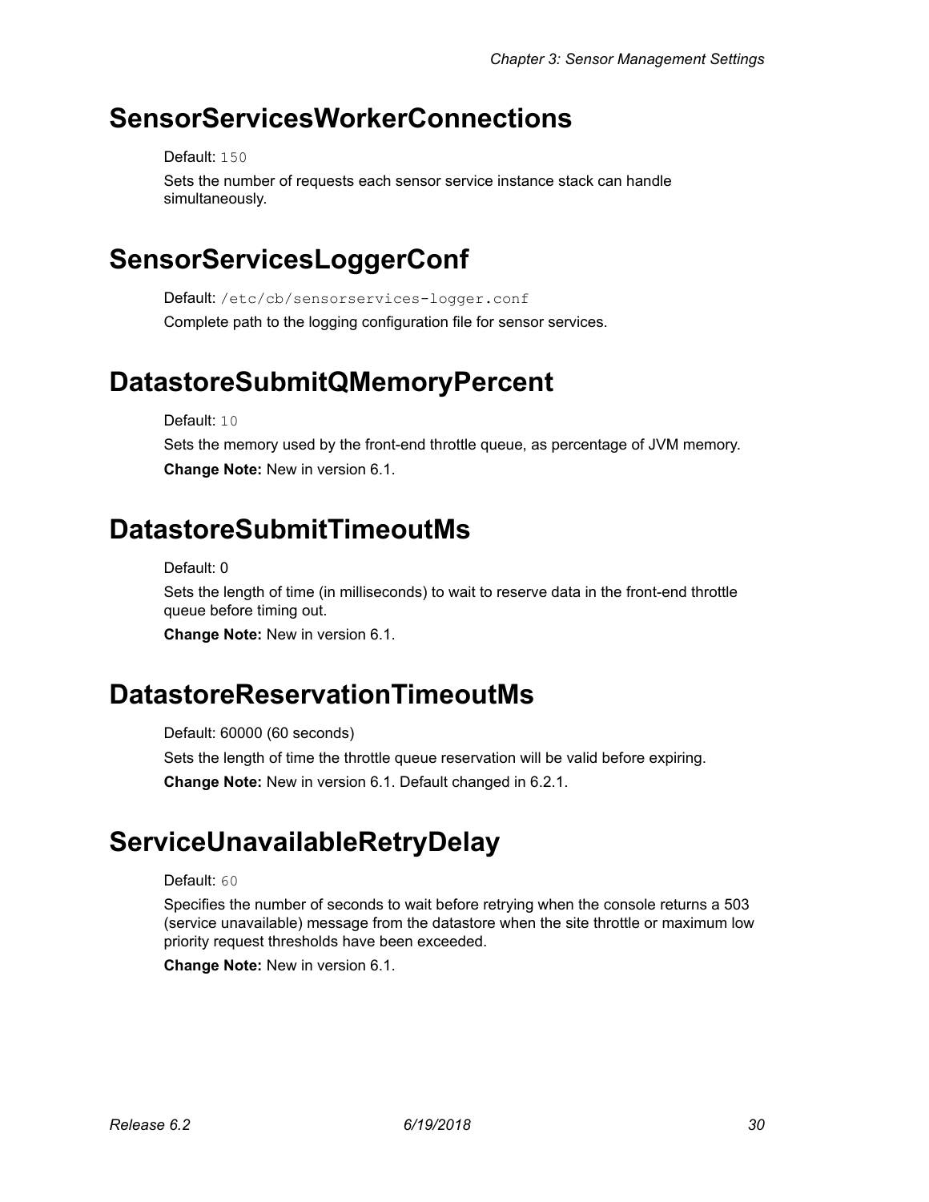# SensorServicesWorkerConnections

Default: `150`

Sets the number of requests each sensor service instance stack can handle simultaneously.

# SensorServicesLoggerConf

Default: `/etc/cb/sensorservices-logger.conf`

Complete path to the logging configuration file for sensor services.

# DatastoreSubmitQMemoryPercent

Default: `10`

Sets the memory used by the front-end throttle queue, as percentage of JVM memory.

**Change Note:** New in version 6.1.

# DatastoreSubmitTimeoutMs

Default: 0

Sets the length of time (in milliseconds) to wait to reserve data in the front-end throttle queue before timing out.

**Change Note:** New in version 6.1.

# DatastoreReservationTimeoutMs

Default: 60000 (60 seconds)

Sets the length of time the throttle queue reservation will be valid before expiring.

**Change Note:** New in version 6.1. Default changed in 6.2.1.

# ServiceUnavailableRetryDelay

Default: `60`

Specifies the number of seconds to wait before retrying when the console returns a 503 (service unavailable) message from the datastore when the site throttle or maximum low priority request thresholds have been exceeded.

**Change Note:** New in version 6.1.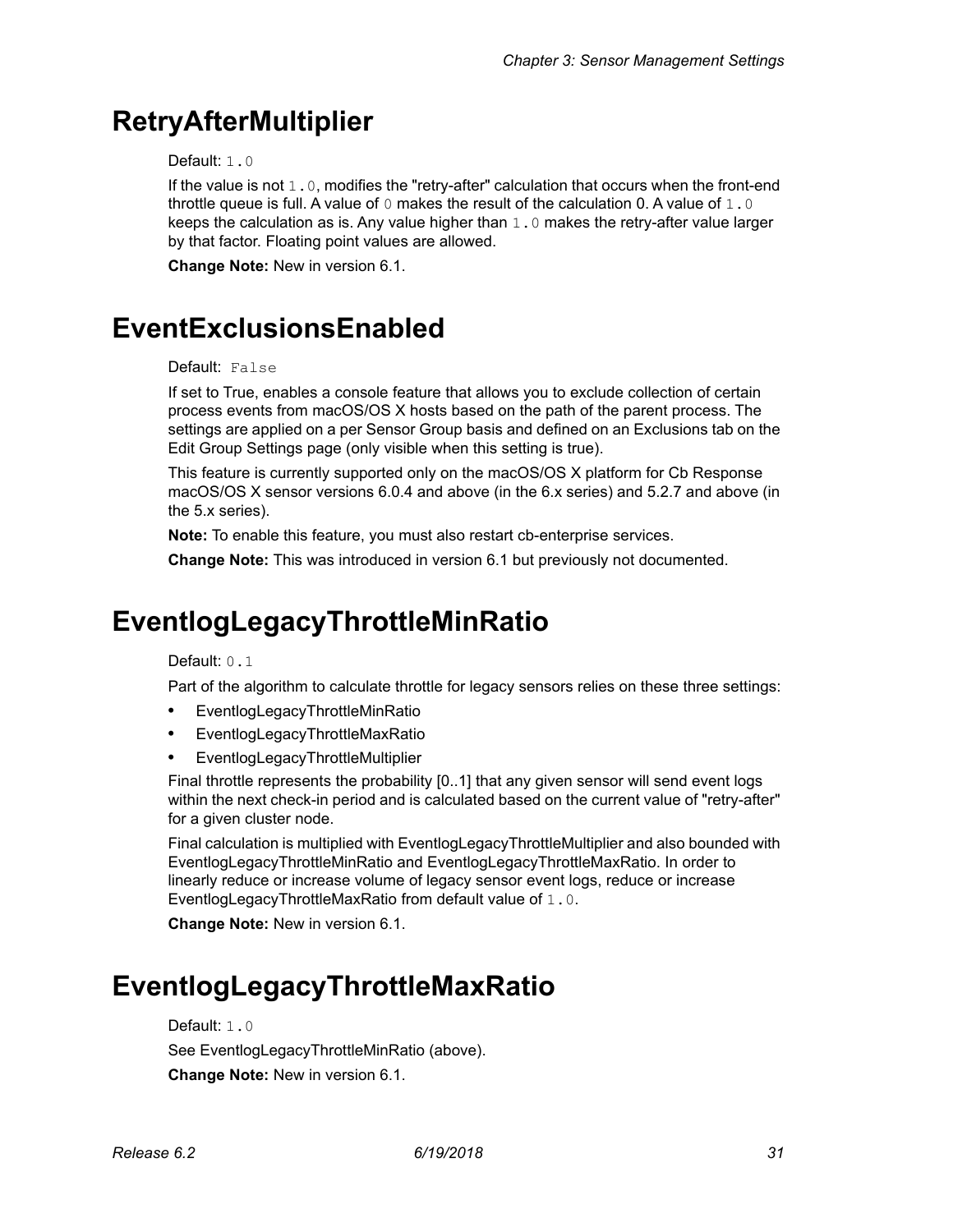# RetryAfterMultiplier

Default: `1.0`

If the value is not `1.0`, modifies the "retry-after" calculation that occurs when the front-end throttle queue is full. A value of `0` makes the result of the calculation 0. A value of `1.0` keeps the calculation as is. Any value higher than `1.0` makes the retry-after value larger by that factor. Floating point values are allowed.

**Change Note:** New in version 6.1.

# EventExclusionsEnabled

Default: `False`

If set to True, enables a console feature that allows you to exclude collection of certain process events from macOS/OS X hosts based on the path of the parent process. The settings are applied on a per Sensor Group basis and defined on an Exclusions tab on the Edit Group Settings page (only visible when this setting is true).

This feature is currently supported only on the macOS/OS X platform for Cb Response macOS/OS X sensor versions 6.0.4 and above (in the 6.x series) and 5.2.7 and above (in the 5.x series).

**Note:** To enable this feature, you must also restart cb-enterprise services.

**Change Note:** This was introduced in version 6.1 but previously not documented.

# EventlogLegacyThrottleMinRatio

Default: `0.1`

Part of the algorithm to calculate throttle for legacy sensors relies on these three settings:

- EventlogLegacyThrottleMinRatio
- EventlogLegacyThrottleMaxRatio
- EventlogLegacyThrottleMultiplier

Final throttle represents the probability [0..1] that any given sensor will send event logs within the next check-in period and is calculated based on the current value of "retry-after" for a given cluster node.

Final calculation is multiplied with EventlogLegacyThrottleMultiplier and also bounded with EventlogLegacyThrottleMinRatio and EventlogLegacyThrottleMaxRatio. In order to linearly reduce or increase volume of legacy sensor event logs, reduce or increase EventlogLegacyThrottleMaxRatio from default value of `1.0`.

**Change Note:** New in version 6.1.

# EventlogLegacyThrottleMaxRatio

Default: `1.0`

See EventlogLegacyThrottleMinRatio (above).

**Change Note:** New in version 6.1.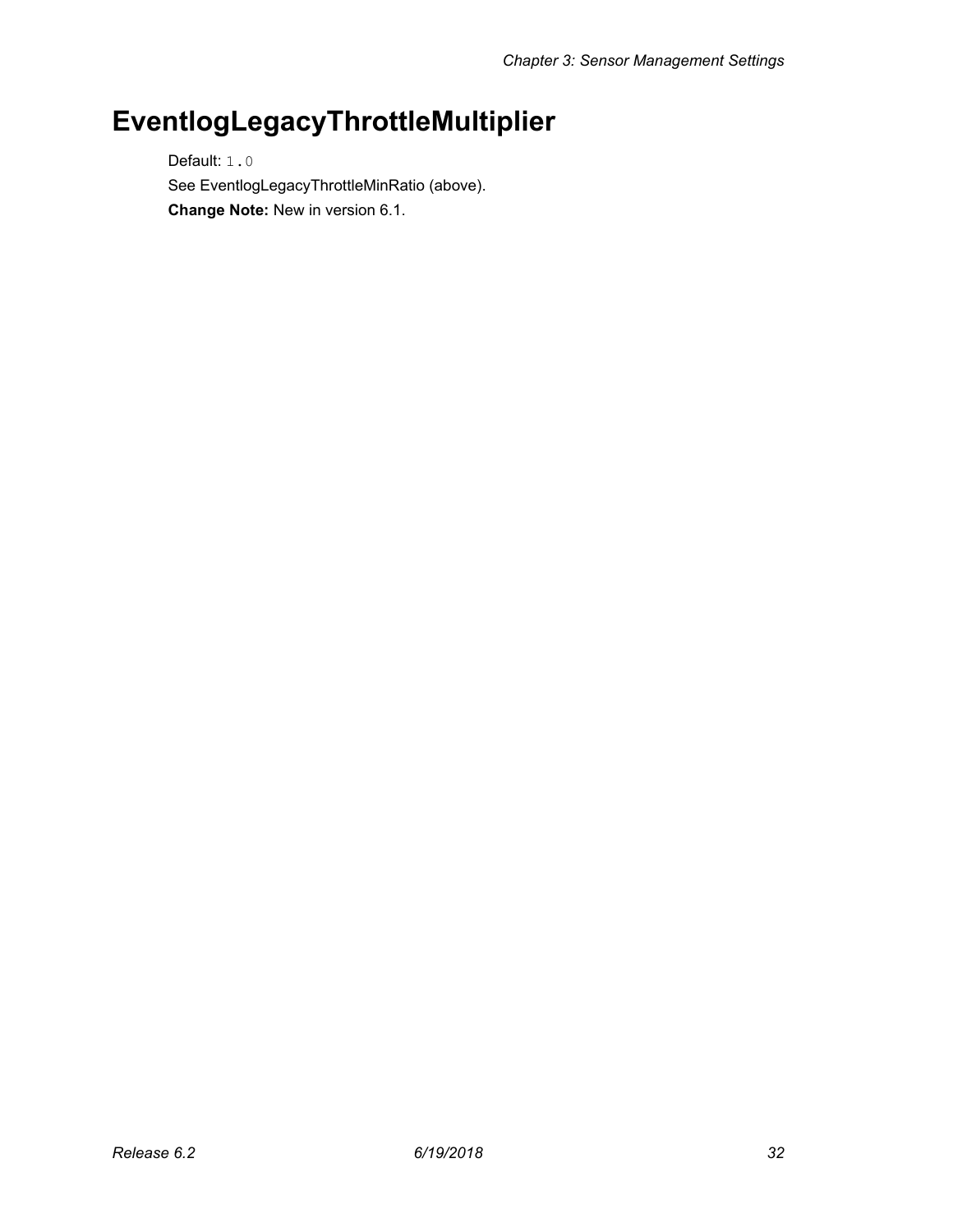# EventlogLegacyThrottleMultiplier

Default: `1.0`

See EventlogLegacyThrottleMinRatio (above).

**Change Note:** New in version 6.1.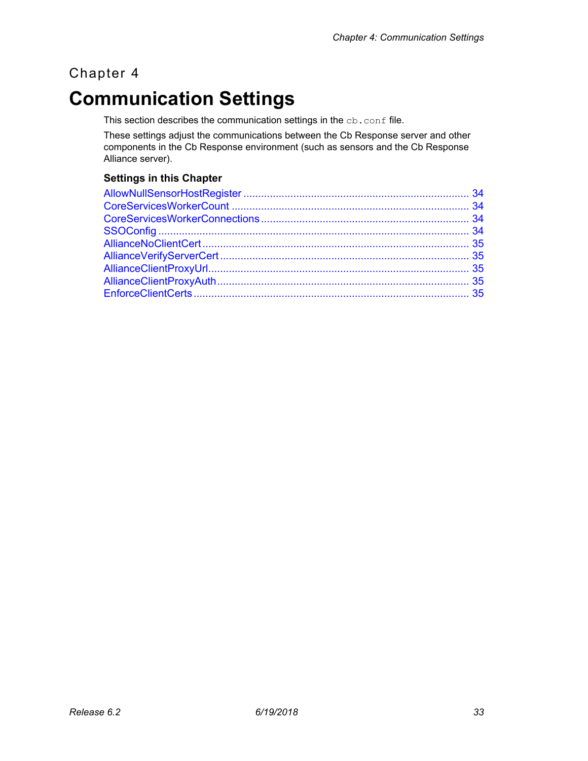Chapter 4

# Communication Settings

This section describes the communication settings in the `cb.conf` file.

These settings adjust the communications between the Cb Response server and other components in the Cb Response environment (such as sensors and the Cb Response Alliance server).

### Settings in this Chapter

AllowNullSensorHostRegister ............................................................................ 34
CoreServicesWorkerCount ................................................................................ 34
CoreServicesWorkerConnections ...................................................................... 34
SSOConfig ......................................................................................................... 34
AllianceNoClientCert .......................................................................................... 35
AllianceVerifyServerCert .................................................................................... 35
AllianceClientProxyUrl ........................................................................................ 35
AllianceClientProxyAuth ..................................................................................... 35
EnforceClientCerts ............................................................................................. 35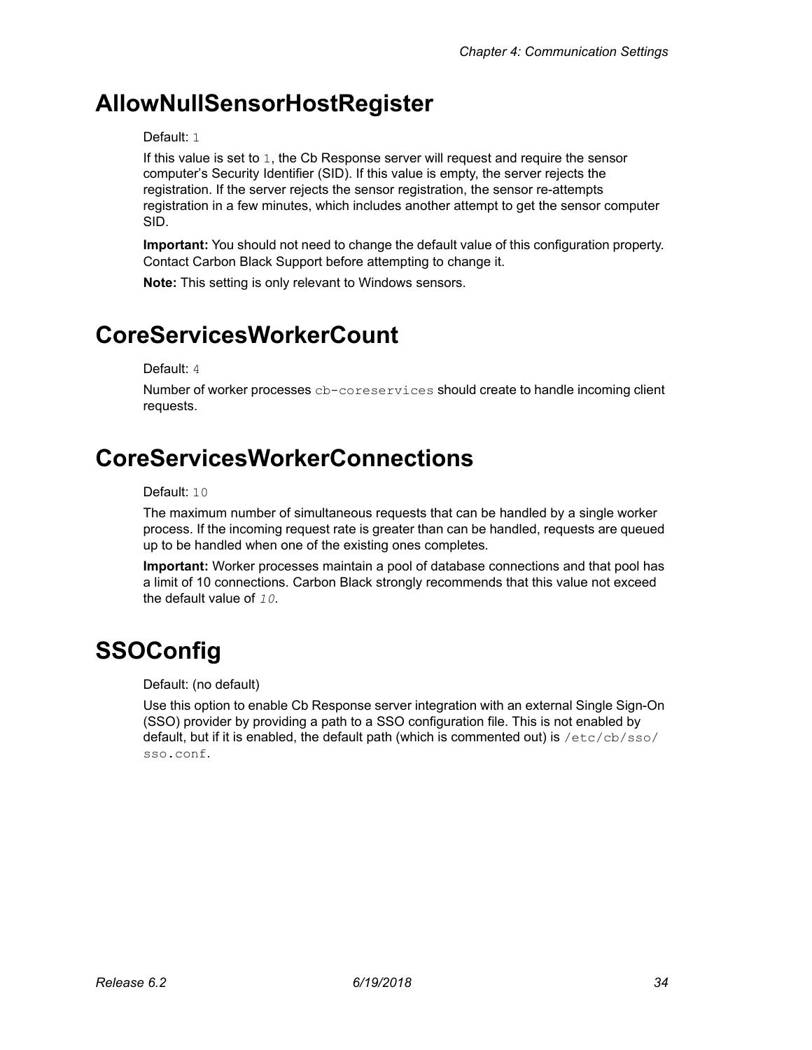# AllowNullSensorHostRegister

Default: `1`

If this value is set to `1`, the Cb Response server will request and require the sensor computer's Security Identifier (SID). If this value is empty, the server rejects the registration. If the server rejects the sensor registration, the sensor re-attempts registration in a few minutes, which includes another attempt to get the sensor computer SID.

**Important:** You should not need to change the default value of this configuration property. Contact Carbon Black Support before attempting to change it.

**Note:** This setting is only relevant to Windows sensors.

# CoreServicesWorkerCount

Default: `4`

Number of worker processes `cb-coreservices` should create to handle incoming client requests.

# CoreServicesWorkerConnections

Default: `10`

The maximum number of simultaneous requests that can be handled by a single worker process. If the incoming request rate is greater than can be handled, requests are queued up to be handled when one of the existing ones completes.

**Important:** Worker processes maintain a pool of database connections and that pool has a limit of 10 connections. Carbon Black strongly recommends that this value not exceed the default value of *`10`*.

# SSOConfig

Default: (no default)

Use this option to enable Cb Response server integration with an external Single Sign-On (SSO) provider by providing a path to a SSO configuration file. This is not enabled by default, but if it is enabled, the default path (which is commented out) is `/etc/cb/sso/sso.conf`.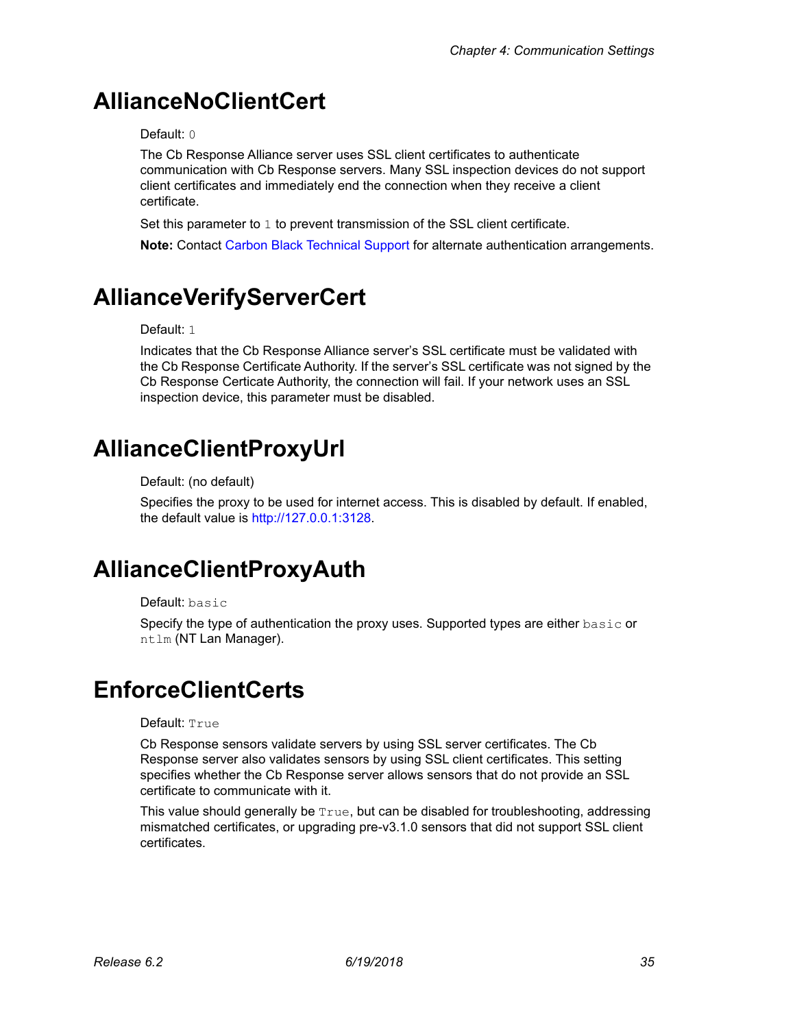# AllianceNoClientCert

Default: `0`

The Cb Response Alliance server uses SSL client certificates to authenticate communication with Cb Response servers. Many SSL inspection devices do not support client certificates and immediately end the connection when they receive a client certificate.

Set this parameter to `1` to prevent transmission of the SSL client certificate.

**Note:** Contact Carbon Black Technical Support for alternate authentication arrangements.

# AllianceVerifyServerCert

Default: `1`

Indicates that the Cb Response Alliance server's SSL certificate must be validated with the Cb Response Certificate Authority. If the server's SSL certificate was not signed by the Cb Response Certicate Authority, the connection will fail. If your network uses an SSL inspection device, this parameter must be disabled.

# AllianceClientProxyUrl

Default: (no default)

Specifies the proxy to be used for internet access. This is disabled by default. If enabled, the default value is http://127.0.0.1:3128.

# AllianceClientProxyAuth

Default: `basic`

Specify the type of authentication the proxy uses. Supported types are either `basic` or `ntlm` (NT Lan Manager).

# EnforceClientCerts

Default: `True`

Cb Response sensors validate servers by using SSL server certificates. The Cb Response server also validates sensors by using SSL client certificates. This setting specifies whether the Cb Response server allows sensors that do not provide an SSL certificate to communicate with it.

This value should generally be `True`, but can be disabled for troubleshooting, addressing mismatched certificates, or upgrading pre-v3.1.0 sensors that did not support SSL client certificates.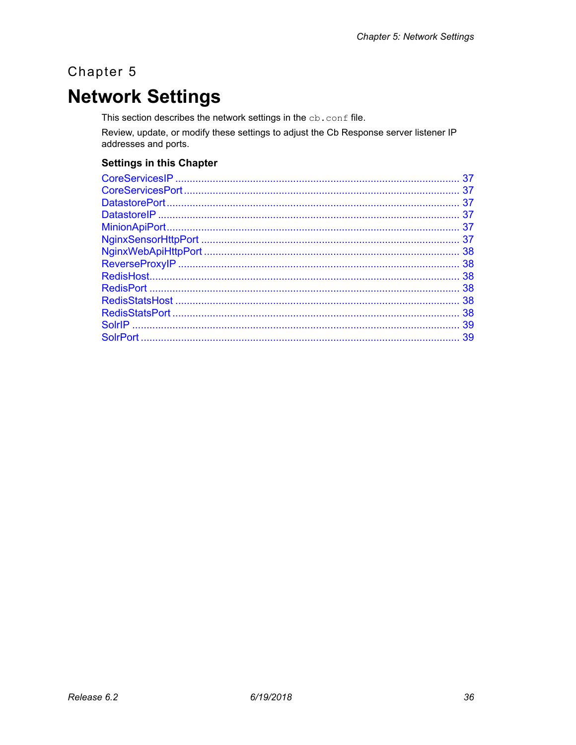Chapter 5

# Network Settings

This section describes the network settings in the `cb.conf` file.

Review, update, or modify these settings to adjust the Cb Response server listener IP addresses and ports.

### Settings in this Chapter

CoreServicesIP .................................................................................................. 37
CoreServicesPort ............................................................................................... 37
DatastorePort ..................................................................................................... 37
DatastoreIP ........................................................................................................ 37
MinionApiPort ..................................................................................................... 37
NginxSensorHttpPort ......................................................................................... 37
NginxWebApiHttpPort ........................................................................................ 38
ReverseProxyIP ................................................................................................. 38
RedisHost........................................................................................................... 38
RedisPort ........................................................................................................... 38
RedisStatsHost .................................................................................................. 38
RedisStatsPort ................................................................................................... 38
SolrIP ................................................................................................................. 39
SolrPort .............................................................................................................. 39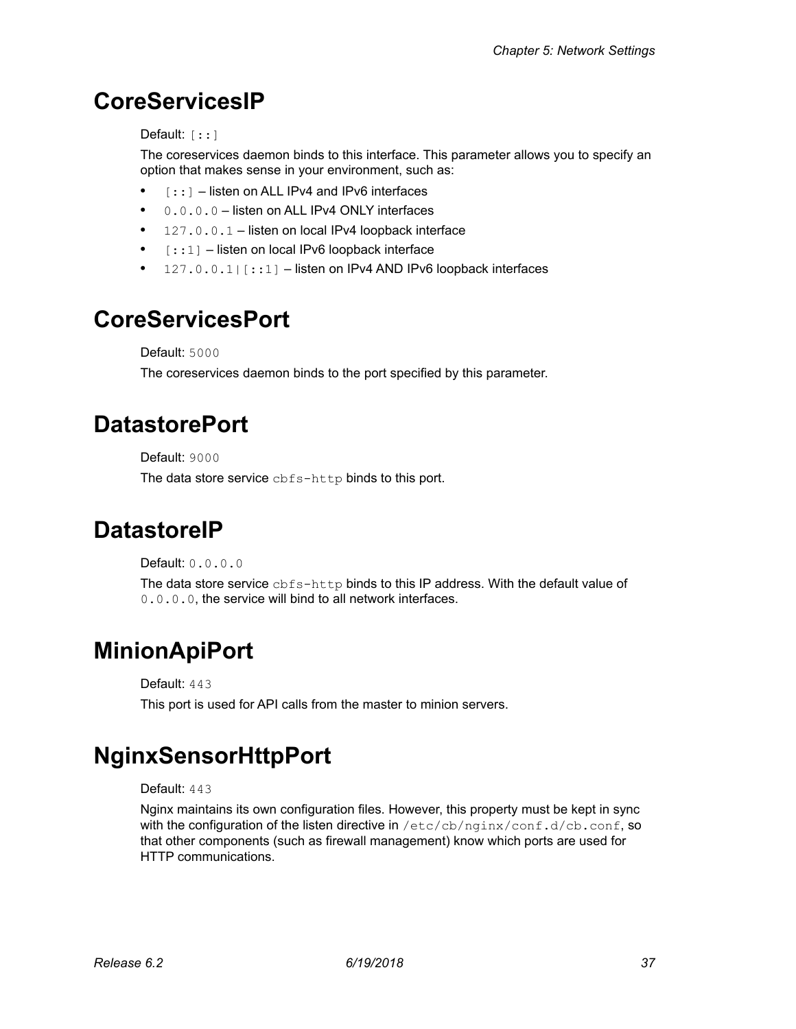# CoreServicesIP

Default: `[::]`

The coreservices daemon binds to this interface. This parameter allows you to specify an option that makes sense in your environment, such as:

- `[::]` – listen on ALL IPv4 and IPv6 interfaces
- `0.0.0.0` – listen on ALL IPv4 ONLY interfaces
- `127.0.0.1` – listen on local IPv4 loopback interface
- `[::1]` – listen on local IPv6 loopback interface
- `127.0.0.1|[::1]` – listen on IPv4 AND IPv6 loopback interfaces

# CoreServicesPort

Default: `5000`

The coreservices daemon binds to the port specified by this parameter.

# DatastorePort

Default: `9000`

The data store service `cbfs-http` binds to this port.

# DatastoreIP

Default: `0.0.0.0`

The data store service `cbfs-http` binds to this IP address. With the default value of `0.0.0.0`, the service will bind to all network interfaces.

# MinionApiPort

Default: `443`

This port is used for API calls from the master to minion servers.

# NginxSensorHttpPort

Default: `443`

Nginx maintains its own configuration files. However, this property must be kept in sync with the configuration of the listen directive in `/etc/cb/nginx/conf.d/cb.conf`, so that other components (such as firewall management) know which ports are used for HTTP communications.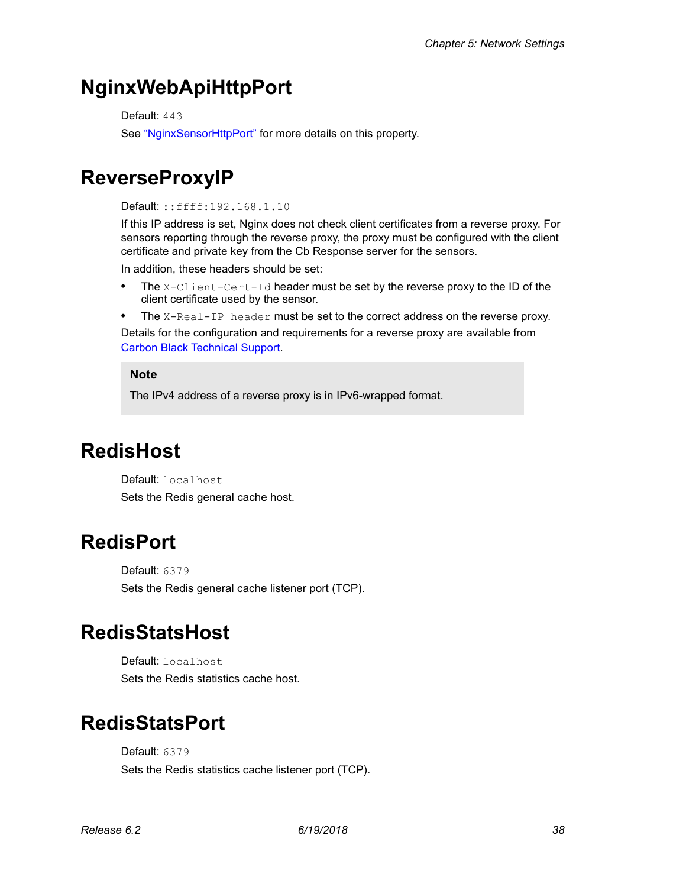# NginxWebApiHttpPort

Default: `443`

See "NginxSensorHttpPort" for more details on this property.

# ReverseProxyIP

Default: `::ffff:192.168.1.10`

If this IP address is set, Nginx does not check client certificates from a reverse proxy. For sensors reporting through the reverse proxy, the proxy must be configured with the client certificate and private key from the Cb Response server for the sensors.

In addition, these headers should be set:

- The `X-Client-Cert-Id` header must be set by the reverse proxy to the ID of the client certificate used by the sensor.
- The `X-Real-IP header` must be set to the correct address on the reverse proxy.

Details for the configuration and requirements for a reverse proxy are available from Carbon Black Technical Support.

> **Note**
>
> The IPv4 address of a reverse proxy is in IPv6-wrapped format.

# RedisHost

Default: `localhost`

Sets the Redis general cache host.

# RedisPort

Default: `6379`

Sets the Redis general cache listener port (TCP).

# RedisStatsHost

Default: `localhost`

Sets the Redis statistics cache host.

# RedisStatsPort

Default: `6379`

Sets the Redis statistics cache listener port (TCP).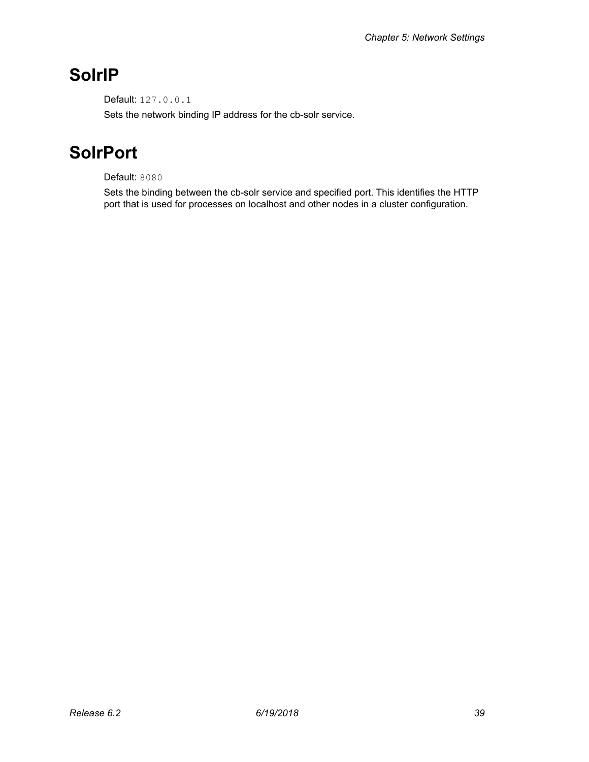# SolrIP

Default: `127.0.0.1`

Sets the network binding IP address for the cb-solr service.

# SolrPort

Default: `8080`

Sets the binding between the cb-solr service and specified port. This identifies the HTTP port that is used for processes on localhost and other nodes in a cluster configuration.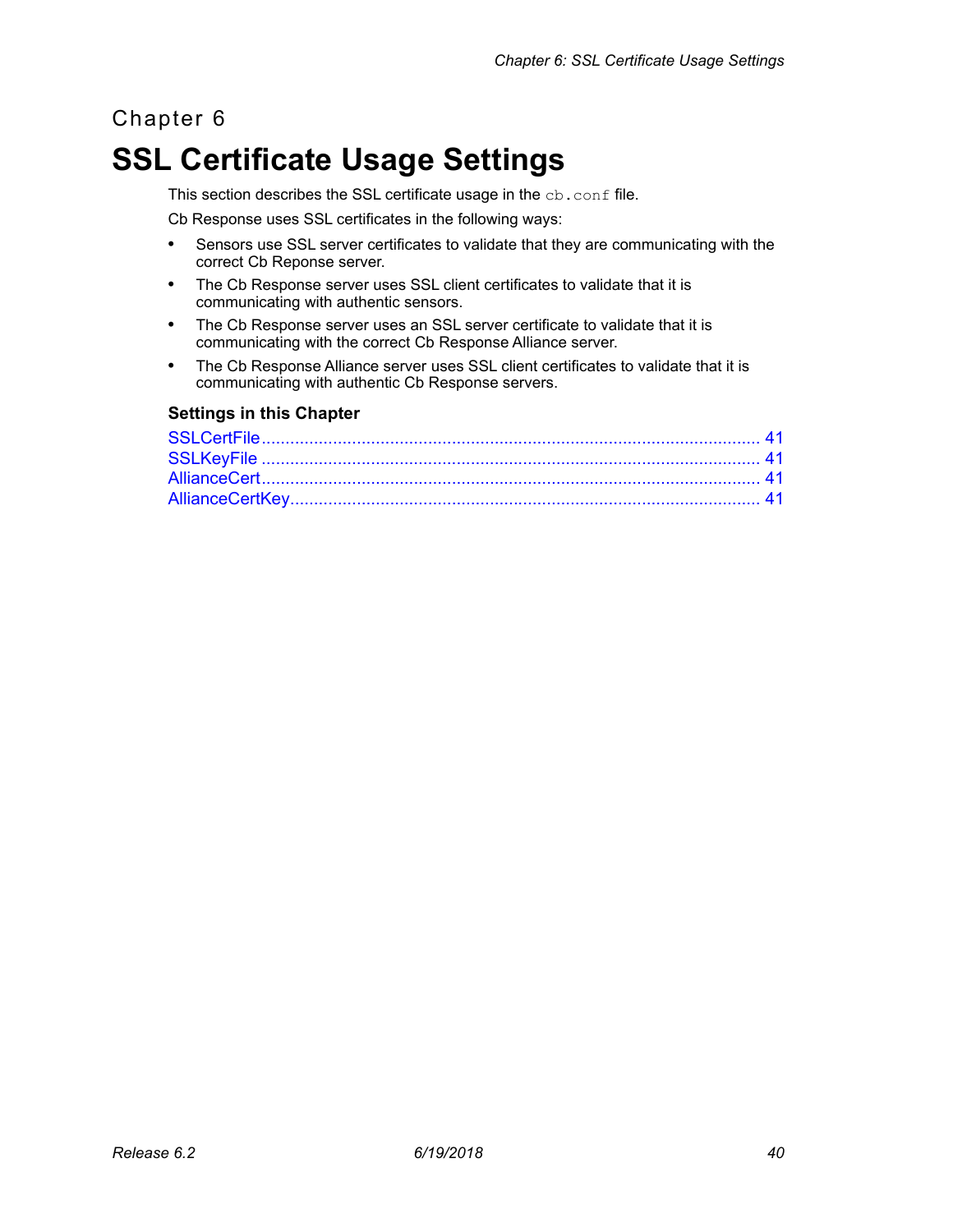Chapter 6

# SSL Certificate Usage Settings

This section describes the SSL certificate usage in the `cb.conf` file.

Cb Response uses SSL certificates in the following ways:

- Sensors use SSL server certificates to validate that they are communicating with the correct Cb Reponse server.
- The Cb Response server uses SSL client certificates to validate that it is communicating with authentic sensors.
- The Cb Response server uses an SSL server certificate to validate that it is communicating with the correct Cb Response Alliance server.
- The Cb Response Alliance server uses SSL client certificates to validate that it is communicating with authentic Cb Response servers.

### Settings in this Chapter

SSLCertFile ........................................................................................................ 41
SSLKeyFile ........................................................................................................ 41
AllianceCert ........................................................................................................ 41
AllianceCertKey .................................................................................................. 41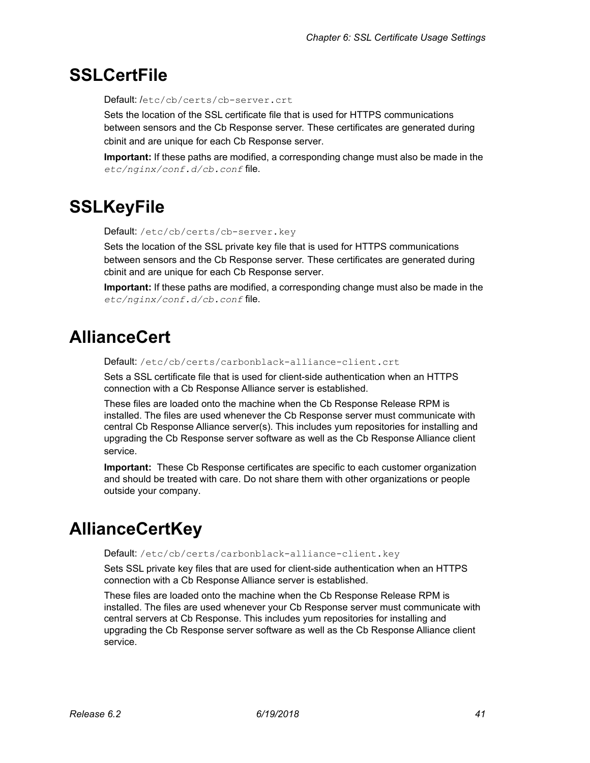# SSLCertFile

Default: `/etc/cb/certs/cb-server.crt`

Sets the location of the SSL certificate file that is used for HTTPS communications between sensors and the Cb Response server. These certificates are generated during cbinit and are unique for each Cb Response server.

**Important:** If these paths are modified, a corresponding change must also be made in the *`etc/nginx/conf.d/cb.conf`* file.

# SSLKeyFile

Default: `/etc/cb/certs/cb-server.key`

Sets the location of the SSL private key file that is used for HTTPS communications between sensors and the Cb Response server. These certificates are generated during cbinit and are unique for each Cb Response server.

**Important:** If these paths are modified, a corresponding change must also be made in the *`etc/nginx/conf.d/cb.conf`* file.

# AllianceCert

Default: `/etc/cb/certs/carbonblack-alliance-client.crt`

Sets a SSL certificate file that is used for client-side authentication when an HTTPS connection with a Cb Response Alliance server is established.

These files are loaded onto the machine when the Cb Response Release RPM is installed. The files are used whenever the Cb Response server must communicate with central Cb Response Alliance server(s). This includes yum repositories for installing and upgrading the Cb Response server software as well as the Cb Response Alliance client service.

**Important:** These Cb Response certificates are specific to each customer organization and should be treated with care. Do not share them with other organizations or people outside your company.

# AllianceCertKey

Default: `/etc/cb/certs/carbonblack-alliance-client.key`

Sets SSL private key files that are used for client-side authentication when an HTTPS connection with a Cb Response Alliance server is established.

These files are loaded onto the machine when the Cb Response Release RPM is installed. The files are used whenever your Cb Response server must communicate with central servers at Cb Response. This includes yum repositories for installing and upgrading the Cb Response server software as well as the Cb Response Alliance client service.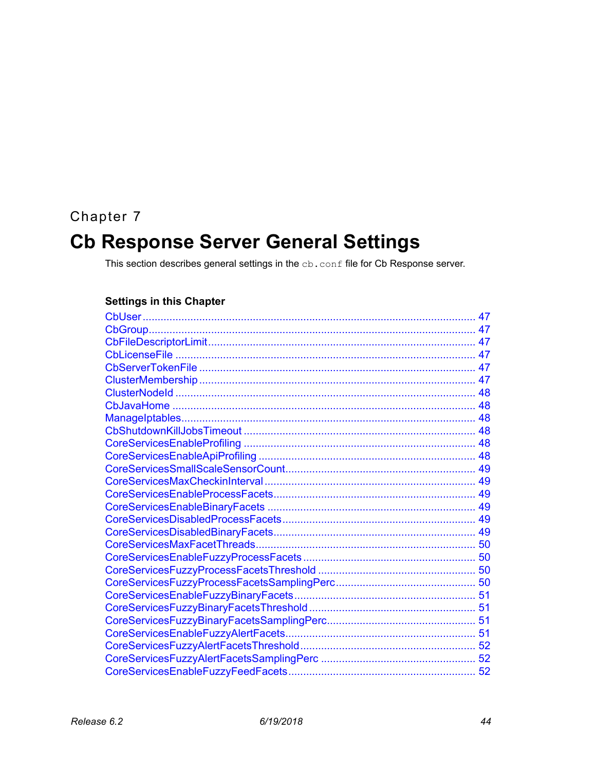Chapter 7

# Cb Response Server General Settings

This section describes general settings in the `cb.conf` file for Cb Response server.

### Settings in this Chapter

- CbUser ................................................................ 47
- CbGroup ................................................................ 47
- CbFileDescriptorLimit ................................................................ 47
- CbLicenseFile ................................................................ 47
- CbServerTokenFile ................................................................ 47
- ClusterMembership ................................................................ 47
- ClusterNodeId ................................................................ 48
- CbJavaHome ................................................................ 48
- ManageIptables ................................................................ 48
- CbShutdownKillJobsTimeout ................................................................ 48
- CoreServicesEnableProfiling ................................................................ 48
- CoreServicesEnableApiProfiling ................................................................ 48
- CoreServicesSmallScaleSensorCount ................................................................ 49
- CoreServicesMaxCheckinInterval ................................................................ 49
- CoreServicesEnableProcessFacets ................................................................ 49
- CoreServicesEnableBinaryFacets ................................................................ 49
- CoreServicesDisabledProcessFacets ................................................................ 49
- CoreServicesDisabledBinaryFacets ................................................................ 49
- CoreServicesMaxFacetThreads ................................................................ 50
- CoreServicesEnableFuzzyProcessFacets ................................................................ 50
- CoreServicesFuzzyProcessFacetsThreshold ................................................................ 50
- CoreServicesFuzzyProcessFacetsSamplingPerc ................................................................ 50
- CoreServicesEnableFuzzyBinaryFacets ................................................................ 51
- CoreServicesFuzzyBinaryFacetsThreshold ................................................................ 51
- CoreServicesFuzzyBinaryFacetsSamplingPerc ................................................................ 51
- CoreServicesEnableFuzzyAlertFacets ................................................................ 51
- CoreServicesFuzzyAlertFacetsThreshold ................................................................ 52
- CoreServicesFuzzyAlertFacetsSamplingPerc ................................................................ 52
- CoreServicesEnableFuzzyFeedFacets ................................................................ 52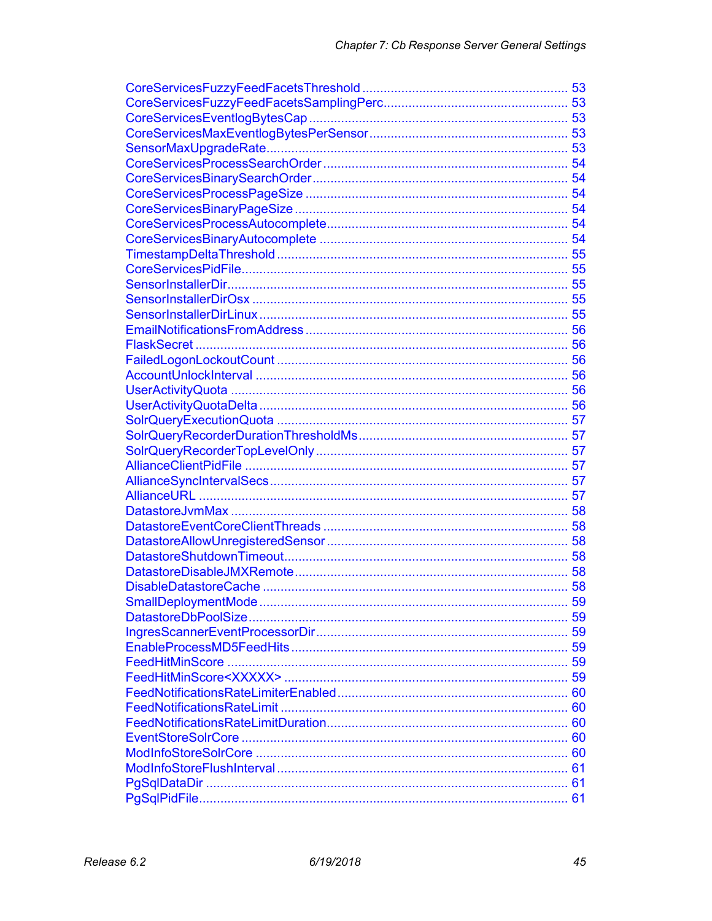CoreServicesFuzzyFeedFacetsThreshold ........................................................... 53
CoreServicesFuzzyFeedFacetsSamplingPerc.................................................... 53
CoreServicesEventlogBytesCap ........................................................................ 53
CoreServicesMaxEventlogBytesPerSensor........................................................ 53
SensorMaxUpgradeRate.................................................................................... 53
CoreServicesProcessSearchOrder .................................................................... 54
CoreServicesBinarySearchOrder....................................................................... 54
CoreServicesProcessPageSize ......................................................................... 54
CoreServicesBinaryPageSize ............................................................................ 54
CoreServicesProcessAutocomplete................................................................... 54
CoreServicesBinaryAutocomplete ..................................................................... 54
TimestampDeltaThreshold ................................................................................. 55
CoreServicesPidFile........................................................................................... 55
SensorInstallerDir............................................................................................... 55
SensorInstallerDirOsx ........................................................................................ 55
SensorInstallerDirLinux ...................................................................................... 55
EmailNotificationsFromAddress ......................................................................... 56
FlaskSecret ........................................................................................................ 56
FailedLogonLockoutCount ................................................................................. 56
AccountUnlockInterval ....................................................................................... 56
UserActivityQuota .............................................................................................. 56
UserActivityQuotaDelta ...................................................................................... 56
SolrQueryExecutionQuota ................................................................................. 57
SolrQueryRecorderDurationThresholdMs........................................................... 57
SolrQueryRecorderTopLevelOnly ...................................................................... 57
AllianceClientPidFile .......................................................................................... 57
AllianceSyncIntervalSecs................................................................................... 57
AllianceURL ....................................................................................................... 57
DatastoreJvmMax .............................................................................................. 58
DatastoreEventCoreClientThreads .................................................................... 58
DatastoreAllowUnregisteredSensor ................................................................... 58
DatastoreShutdownTimeout............................................................................... 58
DatastoreDisableJMXRemote............................................................................ 58
DisableDatastoreCache ..................................................................................... 58
SmallDeploymentMode ...................................................................................... 59
DatastoreDbPoolSize......................................................................................... 59
IngresScannerEventProcessorDir...................................................................... 59
EnableProcessMD5FeedHits ............................................................................. 59
FeedHitMinScore ............................................................................................... 59
FeedHitMinScore<XXXXX> ............................................................................... 59
FeedNotificationsRateLimiterEnabled ................................................................ 60
FeedNotificationsRateLimit ................................................................................ 60
FeedNotificationsRateLimitDuration................................................................... 60
EventStoreSolrCore ........................................................................................... 60
ModInfoStoreSolrCore ....................................................................................... 60
ModInfoStoreFlushInterval ................................................................................. 61
PgSqlDataDir ..................................................................................................... 61
PgSqlPidFile....................................................................................................... 61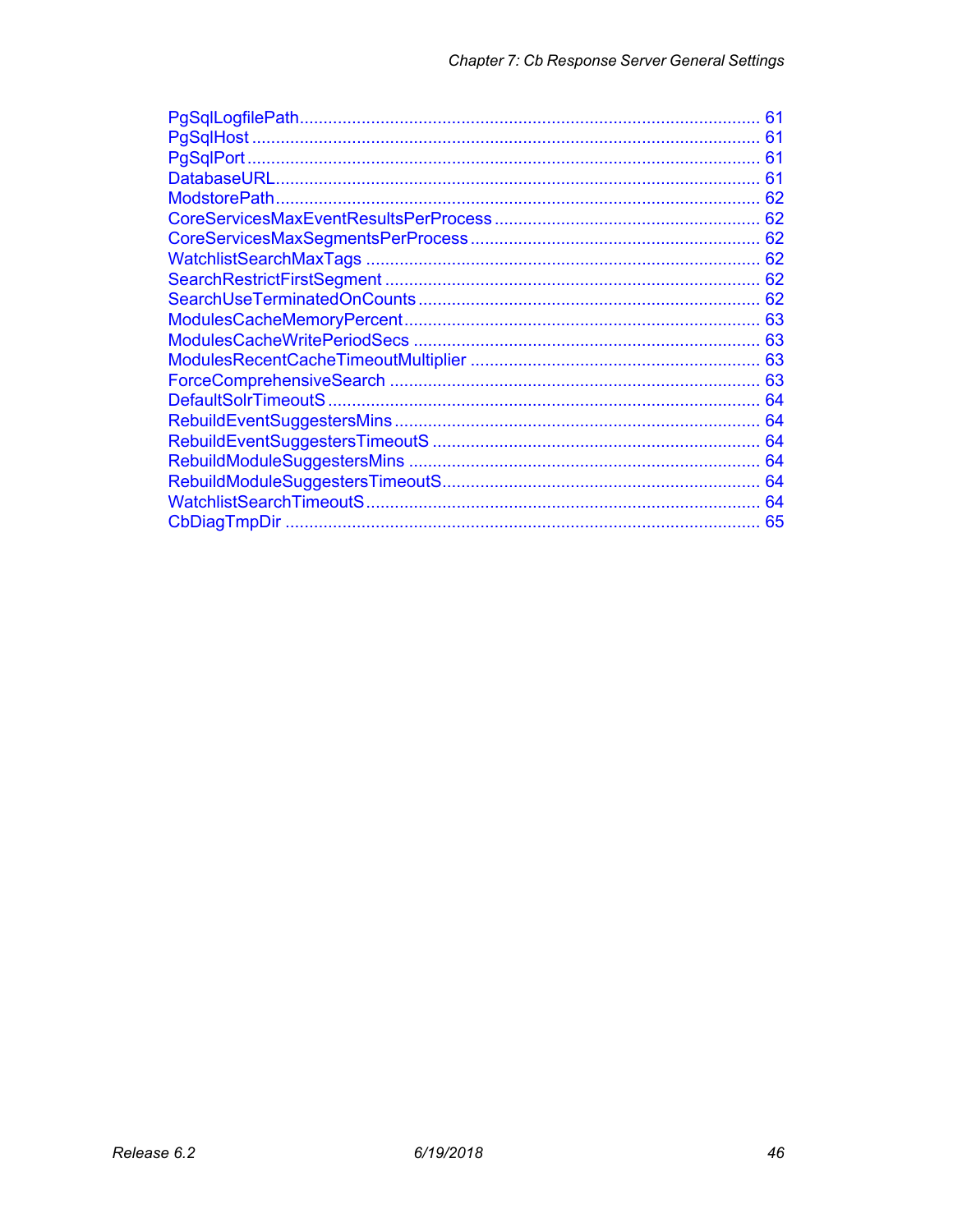PgSqlLogfilePath ................................................................................................ 61
PgSqlHost .......................................................................................................... 61
PgSqlPort .......................................................................................................... 61
DatabaseURL...................................................................................................... 61
ModstorePath ..................................................................................................... 62
CoreServicesMaxEventResultsPerProcess ....................................................... 62
CoreServicesMaxSegmentsPerProcess ............................................................ 62
WatchlistSearchMaxTags .................................................................................. 62
SearchRestrictFirstSegment .............................................................................. 62
SearchUseTerminatedOnCounts ...................................................................... 62
ModulesCacheMemoryPercent .......................................................................... 63
ModulesCacheWritePeriodSecs ........................................................................ 63
ModulesRecentCacheTimeoutMultiplier ............................................................ 63
ForceComprehensiveSearch ............................................................................ 63
DefaultSolrTimeoutS ......................................................................................... 64
RebuildEventSuggestersMins ............................................................................ 64
RebuildEventSuggestersTimeoutS .................................................................... 64
RebuildModuleSuggestersMins ......................................................................... 64
RebuildModuleSuggestersTimeoutS .................................................................. 64
WatchlistSearchTimeoutS .................................................................................. 64
CbDiagTmpDir .................................................................................................... 65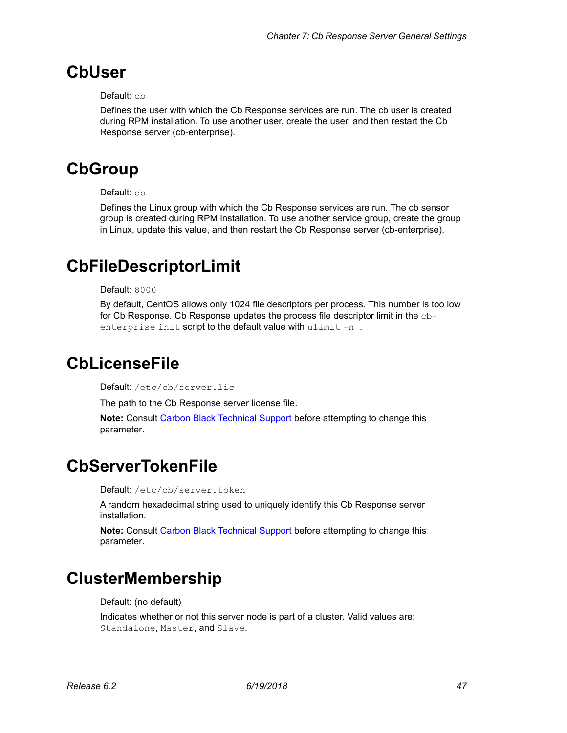# CbUser

Default: `cb`

Defines the user with which the Cb Response services are run. The cb user is created during RPM installation. To use another user, create the user, and then restart the Cb Response server (cb-enterprise).

# CbGroup

Default: `cb`

Defines the Linux group with which the Cb Response services are run. The cb sensor group is created during RPM installation. To use another service group, create the group in Linux, update this value, and then restart the Cb Response server (cb-enterprise).

# CbFileDescriptorLimit

Default: `8000`

By default, CentOS allows only 1024 file descriptors per process. This number is too low for Cb Response. Cb Response updates the process file descriptor limit in the `cb-enterprise init` script to the default value with `ulimit -n` .

# CbLicenseFile

Default: `/etc/cb/server.lic`

The path to the Cb Response server license file.

**Note:** Consult Carbon Black Technical Support before attempting to change this parameter.

# CbServerTokenFile

Default: `/etc/cb/server.token`

A random hexadecimal string used to uniquely identify this Cb Response server installation.

**Note:** Consult Carbon Black Technical Support before attempting to change this parameter.

# ClusterMembership

Default: (no default)

Indicates whether or not this server node is part of a cluster. Valid values are: `Standalone`, `Master`, and `Slave`.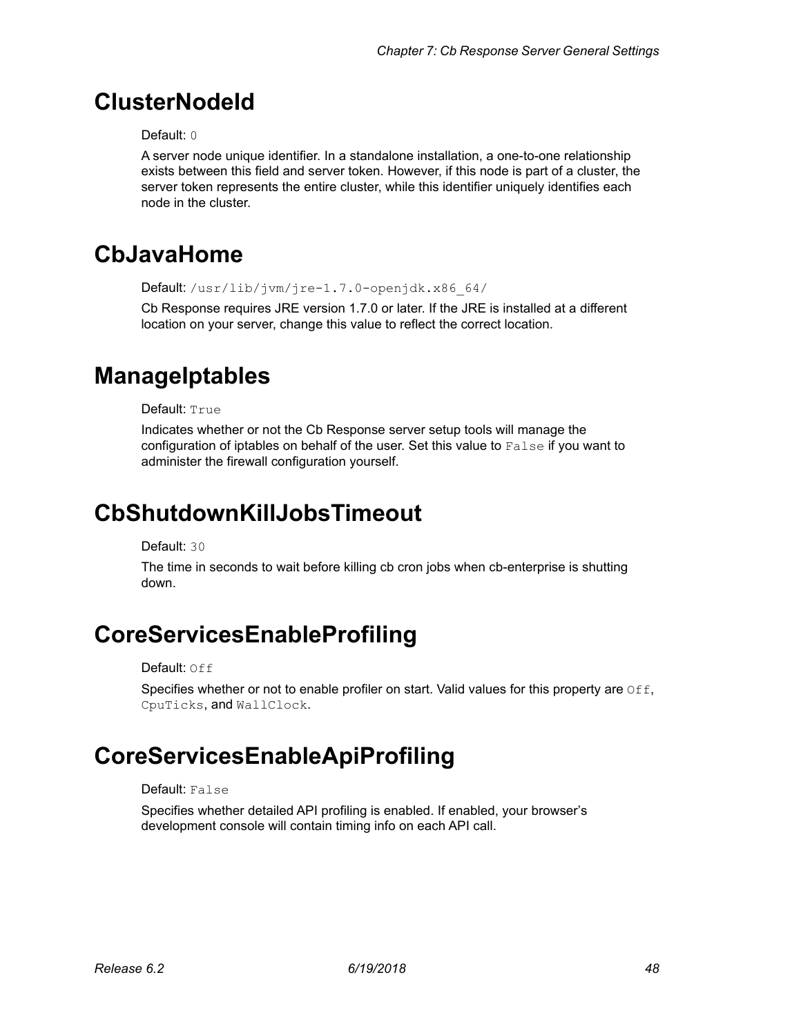# ClusterNodeId

Default: `0`

A server node unique identifier. In a standalone installation, a one-to-one relationship exists between this field and server token. However, if this node is part of a cluster, the server token represents the entire cluster, while this identifier uniquely identifies each node in the cluster.

# CbJavaHome

Default: `/usr/lib/jvm/jre-1.7.0-openjdk.x86_64/`

Cb Response requires JRE version 1.7.0 or later. If the JRE is installed at a different location on your server, change this value to reflect the correct location.

# ManageIptables

Default: `True`

Indicates whether or not the Cb Response server setup tools will manage the configuration of iptables on behalf of the user. Set this value to `False` if you want to administer the firewall configuration yourself.

# CbShutdownKillJobsTimeout

Default: `30`

The time in seconds to wait before killing cb cron jobs when cb-enterprise is shutting down.

# CoreServicesEnableProfiling

Default: `Off`

Specifies whether or not to enable profiler on start. Valid values for this property are `Off`, `CpuTicks`, and `WallClock`.

# CoreServicesEnableApiProfiling

Default: `False`

Specifies whether detailed API profiling is enabled. If enabled, your browser's development console will contain timing info on each API call.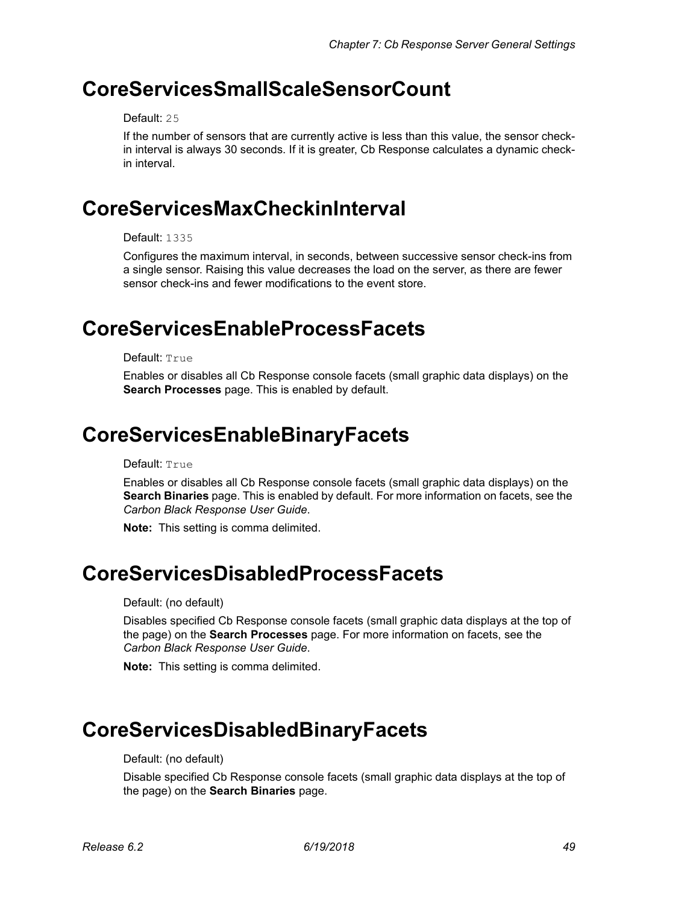# CoreServicesSmallScaleSensorCount

Default: `25`

If the number of sensors that are currently active is less than this value, the sensor check-in interval is always 30 seconds. If it is greater, Cb Response calculates a dynamic check-in interval.

# CoreServicesMaxCheckinInterval

Default: `1335`

Configures the maximum interval, in seconds, between successive sensor check-ins from a single sensor. Raising this value decreases the load on the server, as there are fewer sensor check-ins and fewer modifications to the event store.

# CoreServicesEnableProcessFacets

Default: `True`

Enables or disables all Cb Response console facets (small graphic data displays) on the **Search Processes** page. This is enabled by default.

# CoreServicesEnableBinaryFacets

Default: `True`

Enables or disables all Cb Response console facets (small graphic data displays) on the **Search Binaries** page. This is enabled by default. For more information on facets, see the *Carbon Black Response User Guide*.

**Note:** This setting is comma delimited.

# CoreServicesDisabledProcessFacets

Default: (no default)

Disables specified Cb Response console facets (small graphic data displays at the top of the page) on the **Search Processes** page. For more information on facets, see the *Carbon Black Response User Guide*.

**Note:** This setting is comma delimited.

# CoreServicesDisabledBinaryFacets

Default: (no default)

Disable specified Cb Response console facets (small graphic data displays at the top of the page) on the **Search Binaries** page.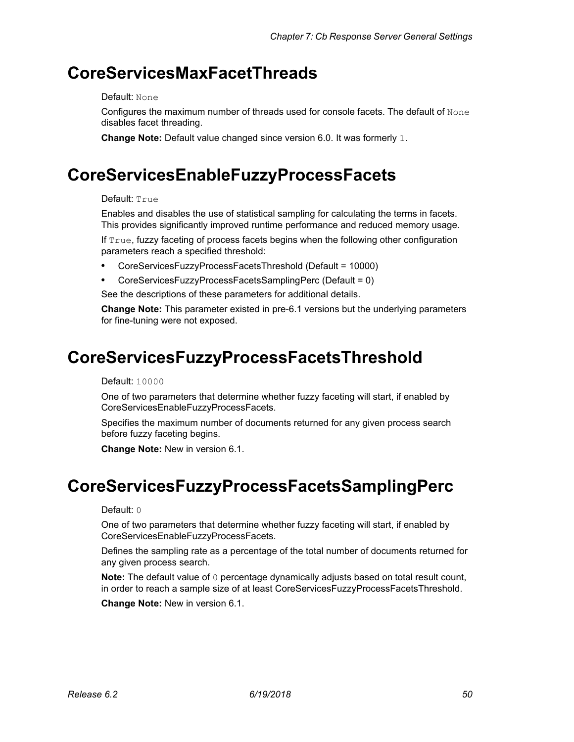# CoreServicesMaxFacetThreads

Default: `None`

Configures the maximum number of threads used for console facets. The default of `None` disables facet threading.

**Change Note:** Default value changed since version 6.0. It was formerly `1`.

# CoreServicesEnableFuzzyProcessFacets

Default: `True`

Enables and disables the use of statistical sampling for calculating the terms in facets. This provides significantly improved runtime performance and reduced memory usage.

If `True`, fuzzy faceting of process facets begins when the following other configuration parameters reach a specified threshold:

- CoreServicesFuzzyProcessFacetsThreshold (Default = 10000)
- CoreServicesFuzzyProcessFacetsSamplingPerc (Default = 0)

See the descriptions of these parameters for additional details.

**Change Note:** This parameter existed in pre-6.1 versions but the underlying parameters for fine-tuning were not exposed.

# CoreServicesFuzzyProcessFacetsThreshold

Default: `10000`

One of two parameters that determine whether fuzzy faceting will start, if enabled by CoreServicesEnableFuzzyProcessFacets.

Specifies the maximum number of documents returned for any given process search before fuzzy faceting begins.

**Change Note:** New in version 6.1.

# CoreServicesFuzzyProcessFacetsSamplingPerc

Default: `0`

One of two parameters that determine whether fuzzy faceting will start, if enabled by CoreServicesEnableFuzzyProcessFacets.

Defines the sampling rate as a percentage of the total number of documents returned for any given process search.

**Note:** The default value of `0` percentage dynamically adjusts based on total result count, in order to reach a sample size of at least CoreServicesFuzzyProcessFacetsThreshold.

**Change Note:** New in version 6.1.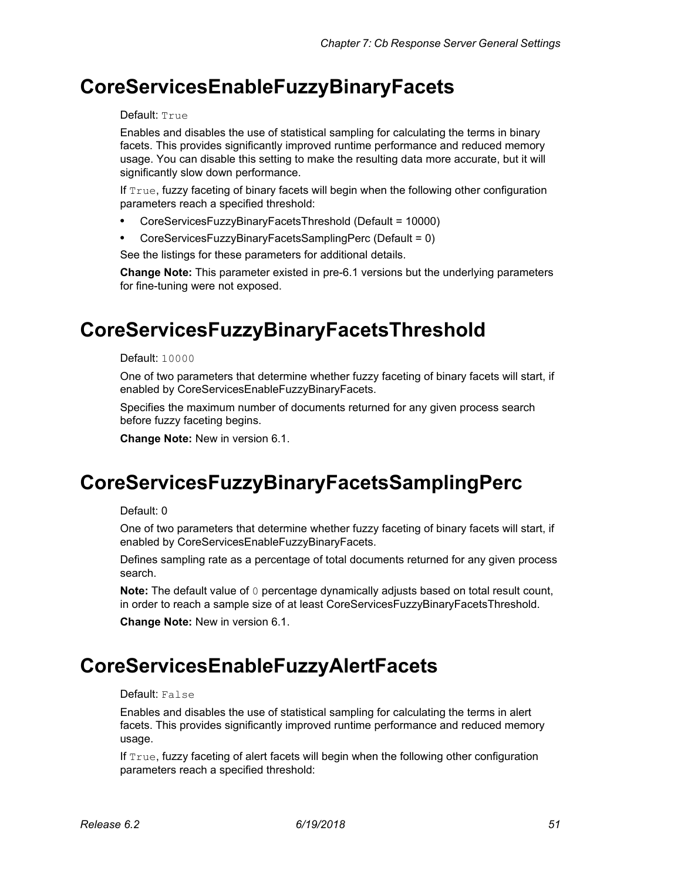# CoreServicesEnableFuzzyBinaryFacets

Default: `True`

Enables and disables the use of statistical sampling for calculating the terms in binary facets. This provides significantly improved runtime performance and reduced memory usage. You can disable this setting to make the resulting data more accurate, but it will significantly slow down performance.

If `True`, fuzzy faceting of binary facets will begin when the following other configuration parameters reach a specified threshold:

- CoreServicesFuzzyBinaryFacetsThreshold (Default = 10000)
- CoreServicesFuzzyBinaryFacetsSamplingPerc (Default = 0)

See the listings for these parameters for additional details.

**Change Note:** This parameter existed in pre-6.1 versions but the underlying parameters for fine-tuning were not exposed.

# CoreServicesFuzzyBinaryFacetsThreshold

Default: `10000`

One of two parameters that determine whether fuzzy faceting of binary facets will start, if enabled by CoreServicesEnableFuzzyBinaryFacets.

Specifies the maximum number of documents returned for any given process search before fuzzy faceting begins.

**Change Note:** New in version 6.1.

# CoreServicesFuzzyBinaryFacetsSamplingPerc

Default: 0

One of two parameters that determine whether fuzzy faceting of binary facets will start, if enabled by CoreServicesEnableFuzzyBinaryFacets.

Defines sampling rate as a percentage of total documents returned for any given process search.

**Note:** The default value of `0` percentage dynamically adjusts based on total result count, in order to reach a sample size of at least CoreServicesFuzzyBinaryFacetsThreshold.

**Change Note:** New in version 6.1.

# CoreServicesEnableFuzzyAlertFacets

Default: `False`

Enables and disables the use of statistical sampling for calculating the terms in alert facets. This provides significantly improved runtime performance and reduced memory usage.

If `True`, fuzzy faceting of alert facets will begin when the following other configuration parameters reach a specified threshold: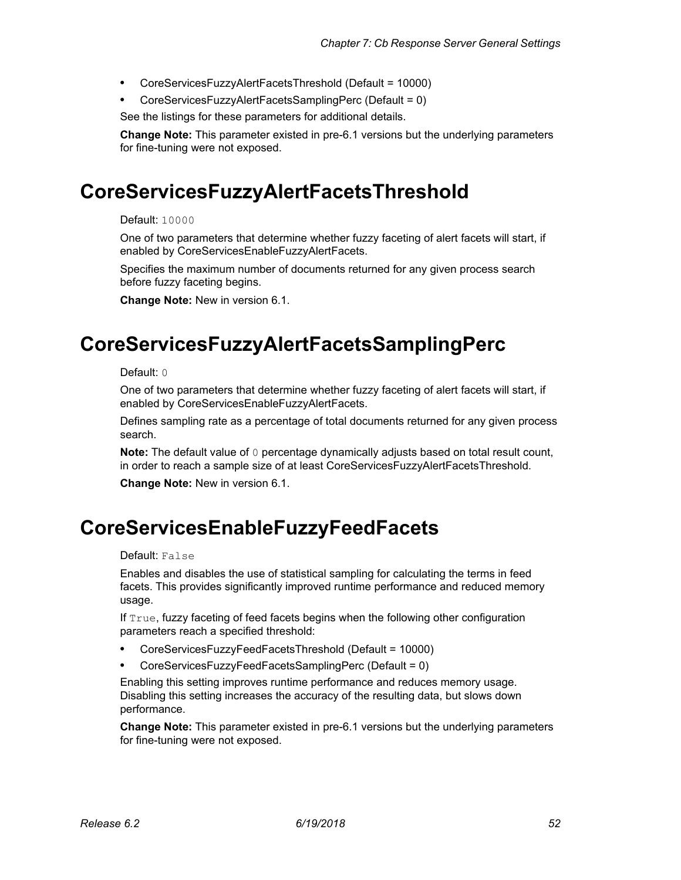- CoreServicesFuzzyAlertFacetsThreshold (Default = 10000)
- CoreServicesFuzzyAlertFacetsSamplingPerc (Default = 0)

See the listings for these parameters for additional details.

**Change Note:** This parameter existed in pre-6.1 versions but the underlying parameters for fine-tuning were not exposed.

# CoreServicesFuzzyAlertFacetsThreshold

Default: `10000`

One of two parameters that determine whether fuzzy faceting of alert facets will start, if enabled by CoreServicesEnableFuzzyAlertFacets.

Specifies the maximum number of documents returned for any given process search before fuzzy faceting begins.

**Change Note:** New in version 6.1.

# CoreServicesFuzzyAlertFacetsSamplingPerc

Default: `0`

One of two parameters that determine whether fuzzy faceting of alert facets will start, if enabled by CoreServicesEnableFuzzyAlertFacets.

Defines sampling rate as a percentage of total documents returned for any given process search.

**Note:** The default value of `0` percentage dynamically adjusts based on total result count, in order to reach a sample size of at least CoreServicesFuzzyAlertFacetsThreshold.

**Change Note:** New in version 6.1.

# CoreServicesEnableFuzzyFeedFacets

Default: `False`

Enables and disables the use of statistical sampling for calculating the terms in feed facets. This provides significantly improved runtime performance and reduced memory usage.

If `True`, fuzzy faceting of feed facets begins when the following other configuration parameters reach a specified threshold:

- CoreServicesFuzzyFeedFacetsThreshold (Default = 10000)
- CoreServicesFuzzyFeedFacetsSamplingPerc (Default = 0)

Enabling this setting improves runtime performance and reduces memory usage. Disabling this setting increases the accuracy of the resulting data, but slows down performance.

**Change Note:** This parameter existed in pre-6.1 versions but the underlying parameters for fine-tuning were not exposed.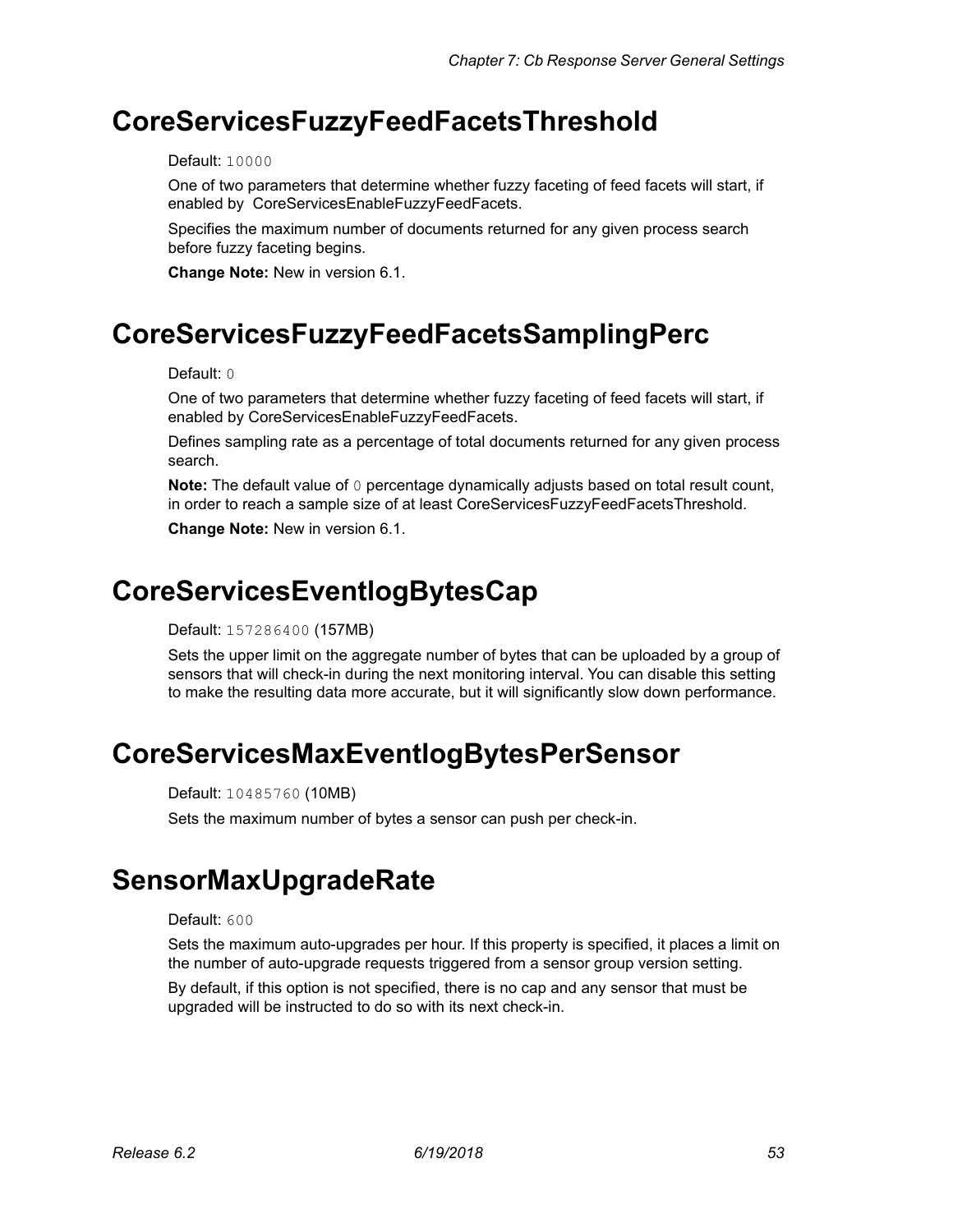# CoreServicesFuzzyFeedFacetsThreshold

Default: `10000`

One of two parameters that determine whether fuzzy faceting of feed facets will start, if enabled by CoreServicesEnableFuzzyFeedFacets.

Specifies the maximum number of documents returned for any given process search before fuzzy faceting begins.

**Change Note:** New in version 6.1.

# CoreServicesFuzzyFeedFacetsSamplingPerc

Default: `0`

One of two parameters that determine whether fuzzy faceting of feed facets will start, if enabled by CoreServicesEnableFuzzyFeedFacets.

Defines sampling rate as a percentage of total documents returned for any given process search.

**Note:** The default value of `0` percentage dynamically adjusts based on total result count, in order to reach a sample size of at least CoreServicesFuzzyFeedFacetsThreshold.

**Change Note:** New in version 6.1.

# CoreServicesEventlogBytesCap

Default: `157286400` (157MB)

Sets the upper limit on the aggregate number of bytes that can be uploaded by a group of sensors that will check-in during the next monitoring interval. You can disable this setting to make the resulting data more accurate, but it will significantly slow down performance.

# CoreServicesMaxEventlogBytesPerSensor

Default: `10485760` (10MB)

Sets the maximum number of bytes a sensor can push per check-in.

# SensorMaxUpgradeRate

Default: `600`

Sets the maximum auto-upgrades per hour. If this property is specified, it places a limit on the number of auto-upgrade requests triggered from a sensor group version setting.

By default, if this option is not specified, there is no cap and any sensor that must be upgraded will be instructed to do so with its next check-in.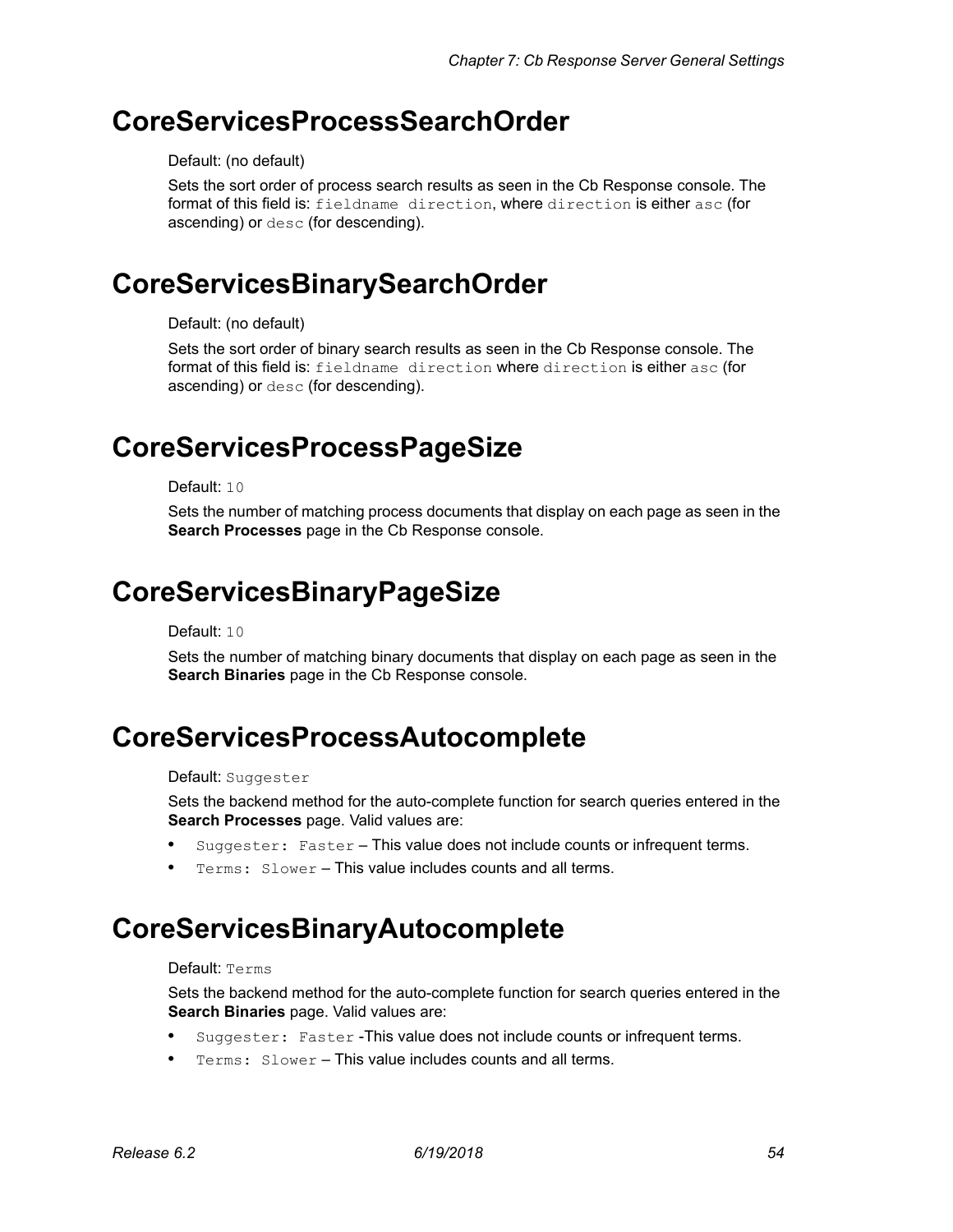# CoreServicesProcessSearchOrder

Default: (no default)

Sets the sort order of process search results as seen in the Cb Response console. The format of this field is: `fieldname direction`, where `direction` is either `asc` (for ascending) or `desc` (for descending).

# CoreServicesBinarySearchOrder

Default: (no default)

Sets the sort order of binary search results as seen in the Cb Response console. The format of this field is: `fieldname direction` where `direction` is either `asc` (for ascending) or `desc` (for descending).

# CoreServicesProcessPageSize

Default: `10`

Sets the number of matching process documents that display on each page as seen in the **Search Processes** page in the Cb Response console.

# CoreServicesBinaryPageSize

Default: `10`

Sets the number of matching binary documents that display on each page as seen in the **Search Binaries** page in the Cb Response console.

# CoreServicesProcessAutocomplete

Default: `Suggester`

Sets the backend method for the auto-complete function for search queries entered in the **Search Processes** page. Valid values are:

- `Suggester: Faster` – This value does not include counts or infrequent terms.
- `Terms: Slower` – This value includes counts and all terms.

# CoreServicesBinaryAutocomplete

Default: `Terms`

Sets the backend method for the auto-complete function for search queries entered in the **Search Binaries** page. Valid values are:

- `Suggester: Faster` -This value does not include counts or infrequent terms.
- `Terms: Slower` – This value includes counts and all terms.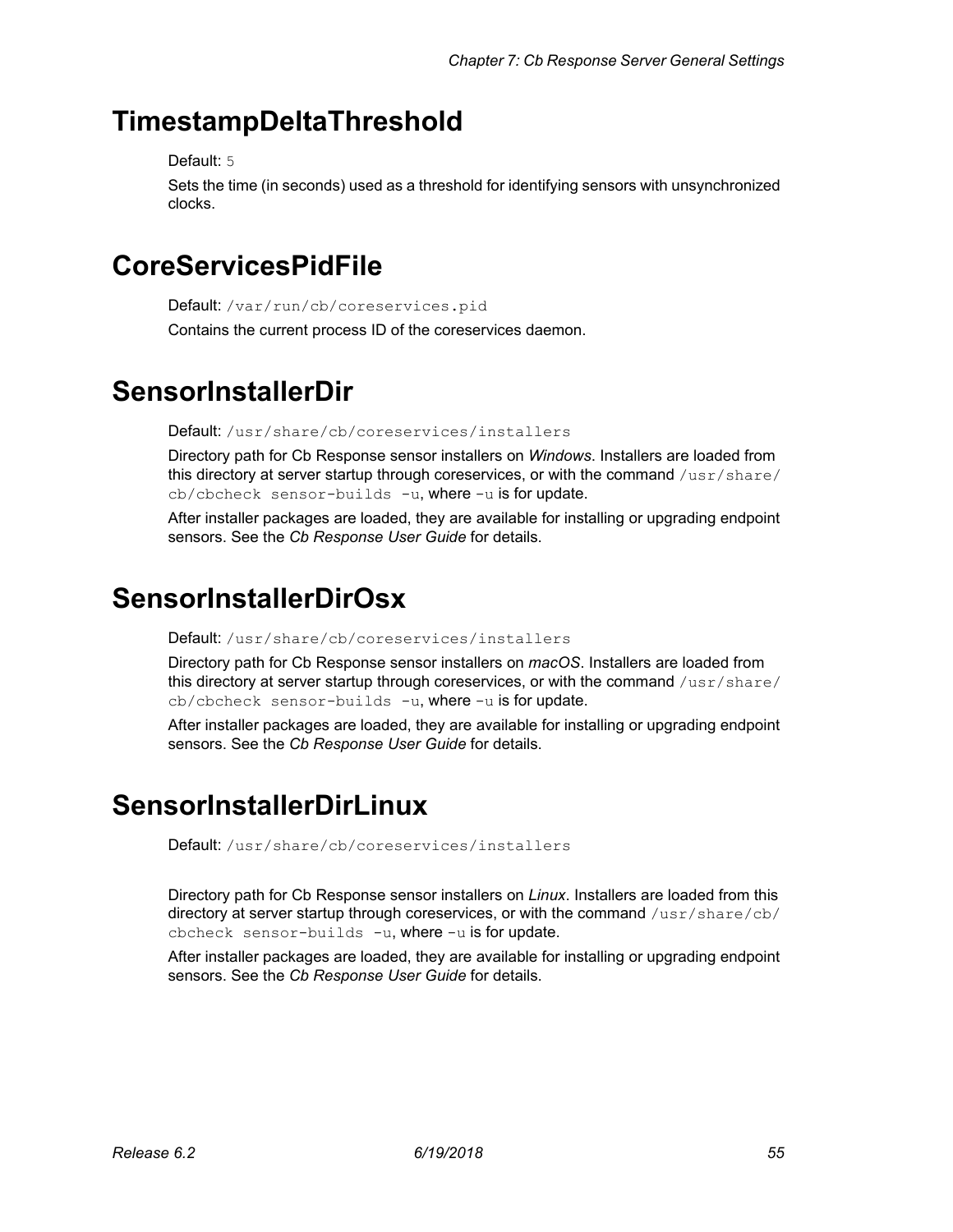# TimestampDeltaThreshold

Default: `5`

Sets the time (in seconds) used as a threshold for identifying sensors with unsynchronized clocks.

# CoreServicesPidFile

Default: `/var/run/cb/coreservices.pid`

Contains the current process ID of the coreservices daemon.

# SensorInstallerDir

Default: `/usr/share/cb/coreservices/installers`

Directory path for Cb Response sensor installers on *Windows*. Installers are loaded from this directory at server startup through coreservices, or with the command `/usr/share/cb/cbcheck sensor-builds -u`, where `-u` is for update.

After installer packages are loaded, they are available for installing or upgrading endpoint sensors. See the *Cb Response User Guide* for details.

# SensorInstallerDirOsx

Default: `/usr/share/cb/coreservices/installers`

Directory path for Cb Response sensor installers on *macOS*. Installers are loaded from this directory at server startup through coreservices, or with the command `/usr/share/cb/cbcheck sensor-builds -u`, where `-u` is for update.

After installer packages are loaded, they are available for installing or upgrading endpoint sensors. See the *Cb Response User Guide* for details.

# SensorInstallerDirLinux

Default: `/usr/share/cb/coreservices/installers`

Directory path for Cb Response sensor installers on *Linux*. Installers are loaded from this directory at server startup through coreservices, or with the command `/usr/share/cb/cbcheck sensor-builds -u`, where `-u` is for update.

After installer packages are loaded, they are available for installing or upgrading endpoint sensors. See the *Cb Response User Guide* for details.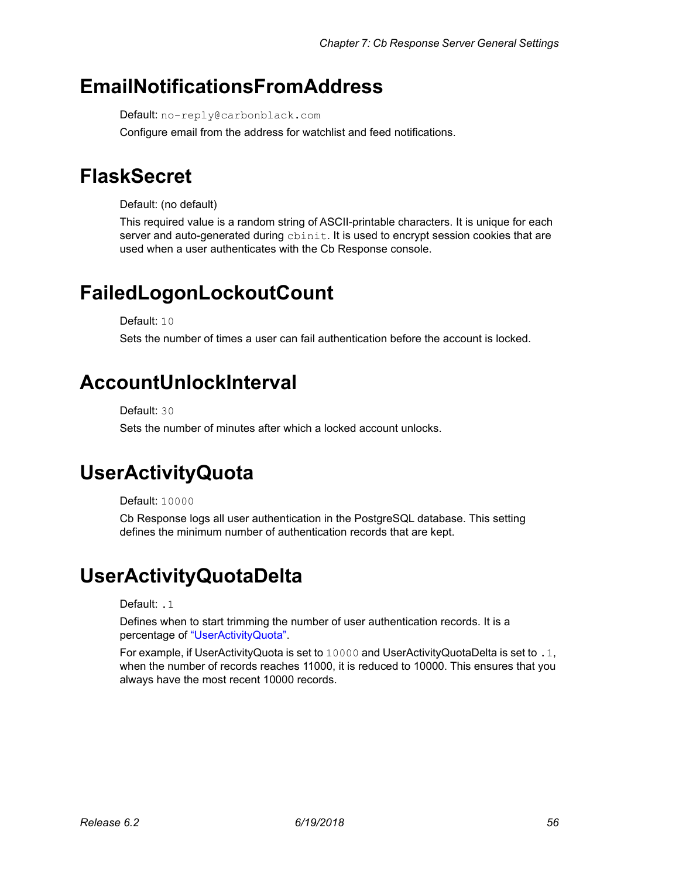# EmailNotificationsFromAddress

Default: `no-reply@carbonblack.com`

Configure email from the address for watchlist and feed notifications.

# FlaskSecret

Default: (no default)

This required value is a random string of ASCII-printable characters. It is unique for each server and auto-generated during `cbinit`. It is used to encrypt session cookies that are used when a user authenticates with the Cb Response console.

# FailedLogonLockoutCount

Default: `10`

Sets the number of times a user can fail authentication before the account is locked.

# AccountUnlockInterval

Default: `30`

Sets the number of minutes after which a locked account unlocks.

# UserActivityQuota

Default: `10000`

Cb Response logs all user authentication in the PostgreSQL database. This setting defines the minimum number of authentication records that are kept.

# UserActivityQuotaDelta

Default: `.1`

Defines when to start trimming the number of user authentication records. It is a percentage of "UserActivityQuota".

For example, if UserActivityQuota is set to `10000` and UserActivityQuotaDelta is set to `.1`, when the number of records reaches 11000, it is reduced to 10000. This ensures that you always have the most recent 10000 records.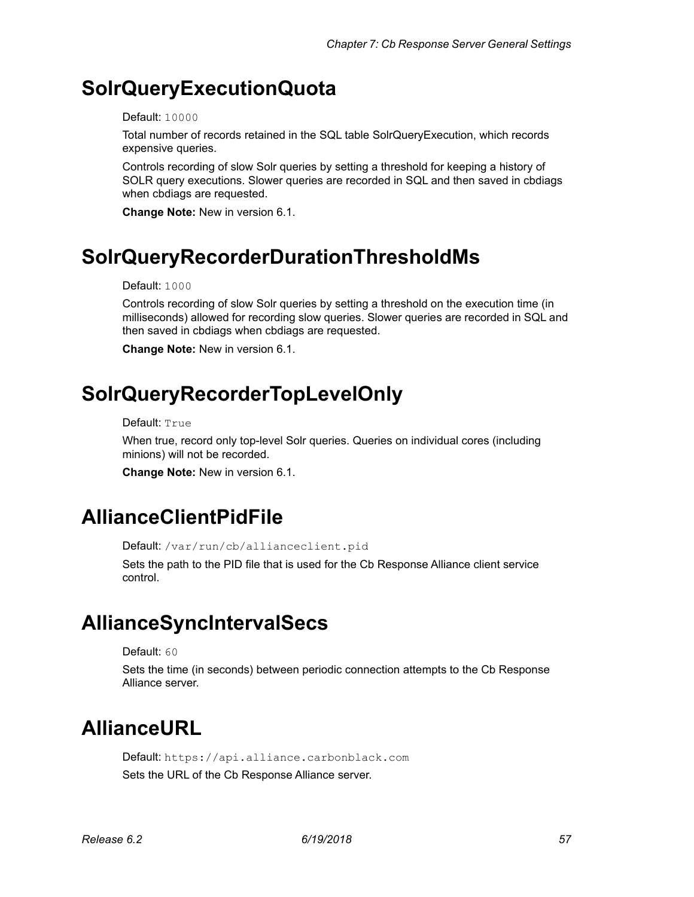# SolrQueryExecutionQuota

Default: `10000`

Total number of records retained in the SQL table SolrQueryExecution, which records expensive queries.

Controls recording of slow Solr queries by setting a threshold for keeping a history of SOLR query executions. Slower queries are recorded in SQL and then saved in cbdiags when cbdiags are requested.

**Change Note:** New in version 6.1.

# SolrQueryRecorderDurationThresholdMs

Default: `1000`

Controls recording of slow Solr queries by setting a threshold on the execution time (in milliseconds) allowed for recording slow queries. Slower queries are recorded in SQL and then saved in cbdiags when cbdiags are requested.

**Change Note:** New in version 6.1.

# SolrQueryRecorderTopLevelOnly

Default: `True`

When true, record only top-level Solr queries. Queries on individual cores (including minions) will not be recorded.

**Change Note:** New in version 6.1.

# AllianceClientPidFile

Default: `/var/run/cb/allianceclient.pid`

Sets the path to the PID file that is used for the Cb Response Alliance client service control.

# AllianceSyncIntervalSecs

Default: `60`

Sets the time (in seconds) between periodic connection attempts to the Cb Response Alliance server.

# AllianceURL

Default: `https://api.alliance.carbonblack.com`

Sets the URL of the Cb Response Alliance server.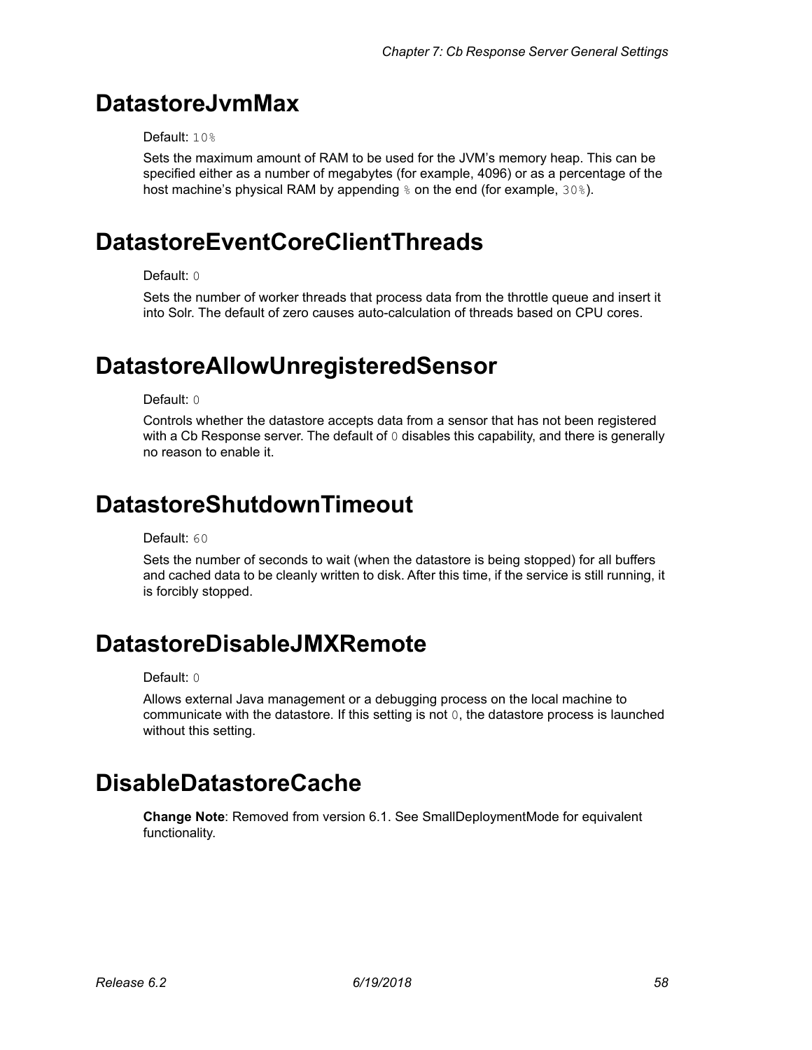# DatastoreJvmMax

Default: `10%`

Sets the maximum amount of RAM to be used for the JVM's memory heap. This can be specified either as a number of megabytes (for example, 4096) or as a percentage of the host machine's physical RAM by appending `%` on the end (for example, `30%`).

# DatastoreEventCoreClientThreads

Default: `0`

Sets the number of worker threads that process data from the throttle queue and insert it into Solr. The default of zero causes auto-calculation of threads based on CPU cores.

# DatastoreAllowUnregisteredSensor

Default: `0`

Controls whether the datastore accepts data from a sensor that has not been registered with a Cb Response server. The default of `0` disables this capability, and there is generally no reason to enable it.

# DatastoreShutdownTimeout

Default: `60`

Sets the number of seconds to wait (when the datastore is being stopped) for all buffers and cached data to be cleanly written to disk. After this time, if the service is still running, it is forcibly stopped.

# DatastoreDisableJMXRemote

Default: `0`

Allows external Java management or a debugging process on the local machine to communicate with the datastore. If this setting is not `0`, the datastore process is launched without this setting.

# DisableDatastoreCache

**Change Note**: Removed from version 6.1. See SmallDeploymentMode for equivalent functionality.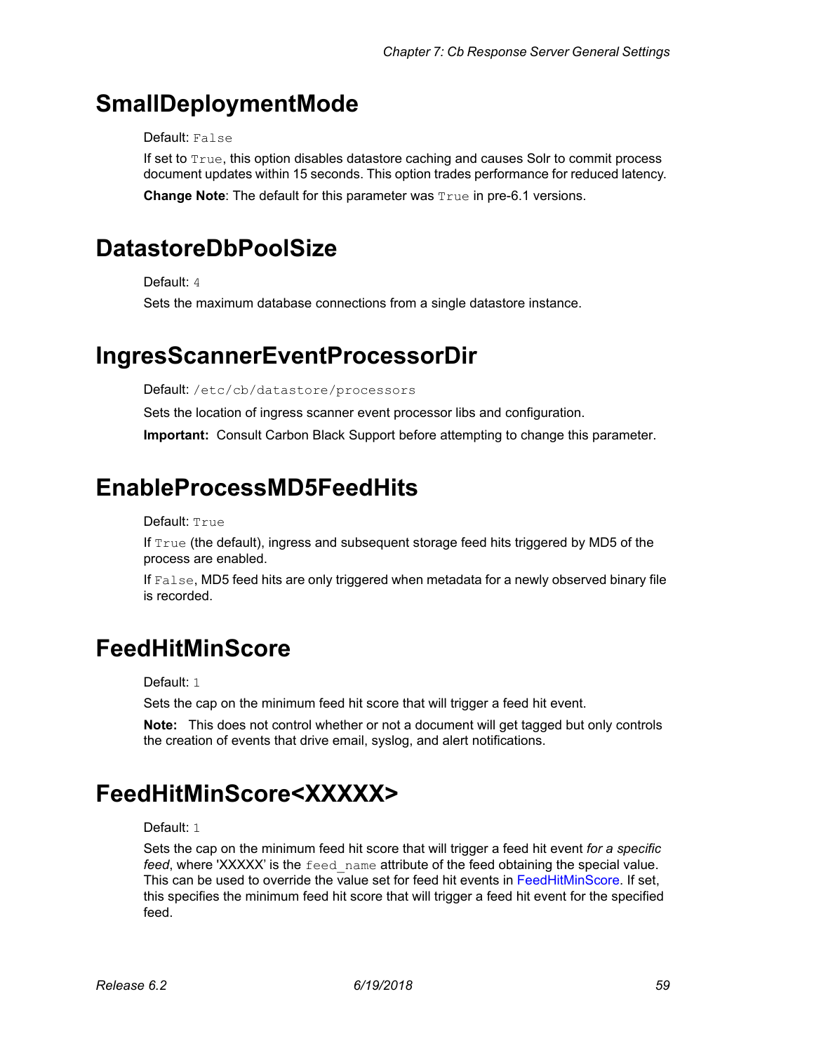# SmallDeploymentMode

Default: `False`

If set to `True`, this option disables datastore caching and causes Solr to commit process document updates within 15 seconds. This option trades performance for reduced latency.

**Change Note**: The default for this parameter was `True` in pre-6.1 versions.

# DatastoreDbPoolSize

Default: `4`

Sets the maximum database connections from a single datastore instance.

# IngresScannerEventProcessorDir

Default: `/etc/cb/datastore/processors`

Sets the location of ingress scanner event processor libs and configuration.

**Important:** Consult Carbon Black Support before attempting to change this parameter.

# EnableProcessMD5FeedHits

Default: `True`

If `True` (the default), ingress and subsequent storage feed hits triggered by MD5 of the process are enabled.

If `False`, MD5 feed hits are only triggered when metadata for a newly observed binary file is recorded.

# FeedHitMinScore

Default: `1`

Sets the cap on the minimum feed hit score that will trigger a feed hit event.

**Note:** This does not control whether or not a document will get tagged but only controls the creation of events that drive email, syslog, and alert notifications.

# FeedHitMinScore<XXXXX>

Default: `1`

Sets the cap on the minimum feed hit score that will trigger a feed hit event *for a specific feed*, where 'XXXXX' is the `feed_name` attribute of the feed obtaining the special value. This can be used to override the value set for feed hit events in FeedHitMinScore. If set, this specifies the minimum feed hit score that will trigger a feed hit event for the specified feed.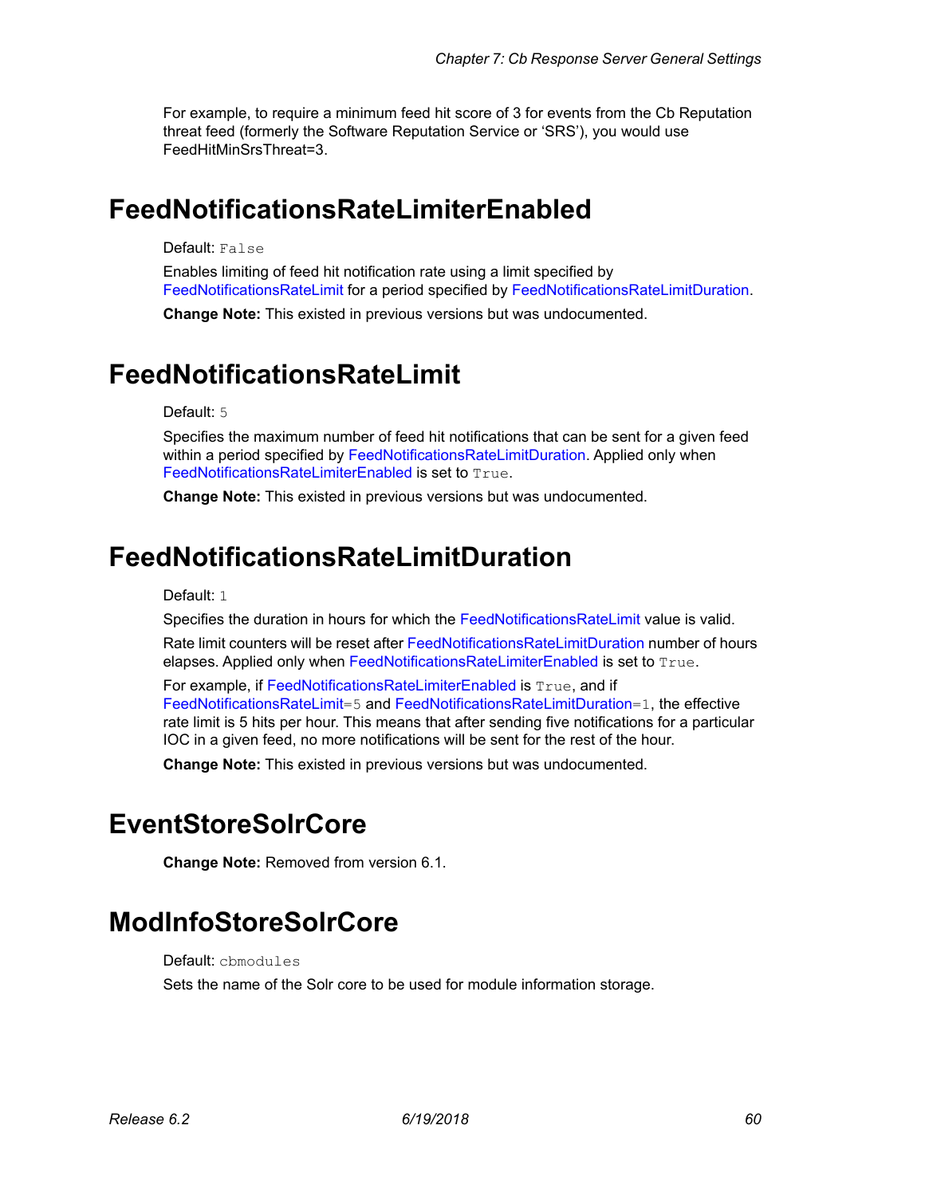For example, to require a minimum feed hit score of 3 for events from the Cb Reputation threat feed (formerly the Software Reputation Service or 'SRS'), you would use FeedHitMinSrsThreat=3.

# FeedNotificationsRateLimiterEnabled

Default: `False`

Enables limiting of feed hit notification rate using a limit specified by FeedNotificationsRateLimit for a period specified by FeedNotificationsRateLimitDuration.

**Change Note:** This existed in previous versions but was undocumented.

# FeedNotificationsRateLimit

Default: `5`

Specifies the maximum number of feed hit notifications that can be sent for a given feed within a period specified by FeedNotificationsRateLimitDuration. Applied only when FeedNotificationsRateLimiterEnabled is set to `True`.

**Change Note:** This existed in previous versions but was undocumented.

# FeedNotificationsRateLimitDuration

Default: `1`

Specifies the duration in hours for which the FeedNotificationsRateLimit value is valid.

Rate limit counters will be reset after FeedNotificationsRateLimitDuration number of hours elapses. Applied only when FeedNotificationsRateLimiterEnabled is set to `True`.

For example, if FeedNotificationsRateLimiterEnabled is `True`, and if FeedNotificationsRateLimit`=5` and FeedNotificationsRateLimitDuration`=1`, the effective rate limit is 5 hits per hour. This means that after sending five notifications for a particular IOC in a given feed, no more notifications will be sent for the rest of the hour.

**Change Note:** This existed in previous versions but was undocumented.

# EventStoreSolrCore

**Change Note:** Removed from version 6.1.

# ModInfoStoreSolrCore

Default: `cbmodules`

Sets the name of the Solr core to be used for module information storage.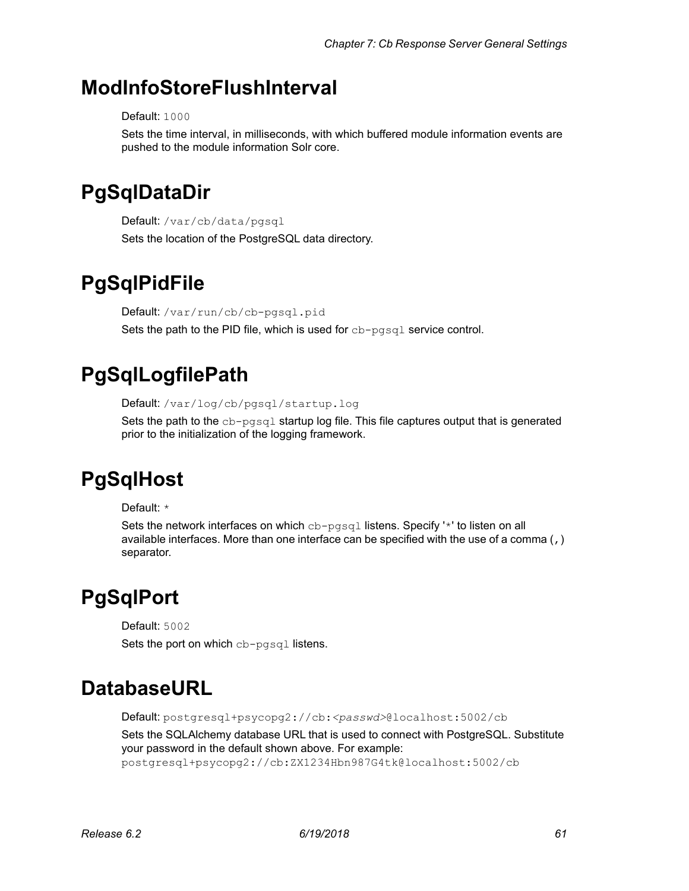# ModInfoStoreFlushInterval

Default: `1000`

Sets the time interval, in milliseconds, with which buffered module information events are pushed to the module information Solr core.

# PgSqlDataDir

Default: `/var/cb/data/pgsql`

Sets the location of the PostgreSQL data directory.

# PgSqlPidFile

Default: `/var/run/cb/cb-pgsql.pid`

Sets the path to the PID file, which is used for `cb-pgsql` service control.

# PgSqlLogfilePath

Default: `/var/log/cb/pgsql/startup.log`

Sets the path to the `cb-pgsql` startup log file. This file captures output that is generated prior to the initialization of the logging framework.

# PgSqlHost

Default: `*`

Sets the network interfaces on which `cb-pgsql` listens. Specify '`*`' to listen on all available interfaces. More than one interface can be specified with the use of a comma (`,`) separator.

# PgSqlPort

Default: `5002`

Sets the port on which `cb-pgsql` listens.

# DatabaseURL

Default: `postgresql+psycopg2://cb:<passwd>@localhost:5002/cb`

Sets the SQLAlchemy database URL that is used to connect with PostgreSQL. Substitute your password in the default shown above. For example:
`postgresql+psycopg2://cb:ZX1234Hbn987G4tk@localhost:5002/cb`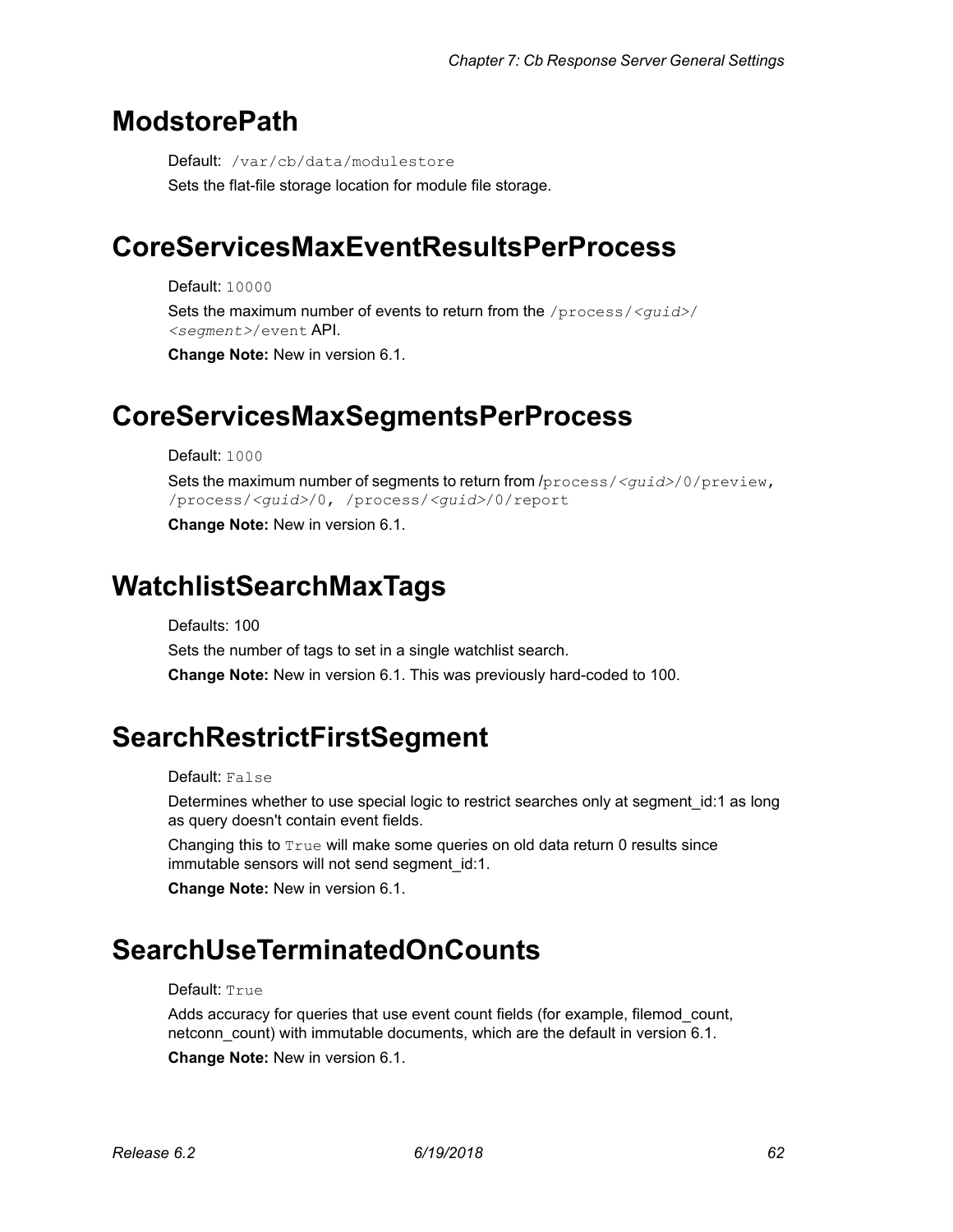## ModstorePath

Default: `/var/cb/data/modulestore`

Sets the flat-file storage location for module file storage.

## CoreServicesMaxEventResultsPerProcess

Default: `10000`

Sets the maximum number of events to return from the `/process/<guid>/<segment>/event` API.

**Change Note:** New in version 6.1.

## CoreServicesMaxSegmentsPerProcess

Default: `1000`

Sets the maximum number of segments to return from `/process/<guid>/0/preview`, `/process/<guid>/0`, `/process/<guid>/0/report`

**Change Note:** New in version 6.1.

## WatchlistSearchMaxTags

Defaults: 100

Sets the number of tags to set in a single watchlist search.

**Change Note:** New in version 6.1. This was previously hard-coded to 100.

## SearchRestrictFirstSegment

Default: `False`

Determines whether to use special logic to restrict searches only at segment_id:1 as long as query doesn't contain event fields.

Changing this to `True` will make some queries on old data return 0 results since immutable sensors will not send segment_id:1.

**Change Note:** New in version 6.1.

## SearchUseTerminatedOnCounts

Default: `True`

Adds accuracy for queries that use event count fields (for example, filemod_count, netconn_count) with immutable documents, which are the default in version 6.1.

**Change Note:** New in version 6.1.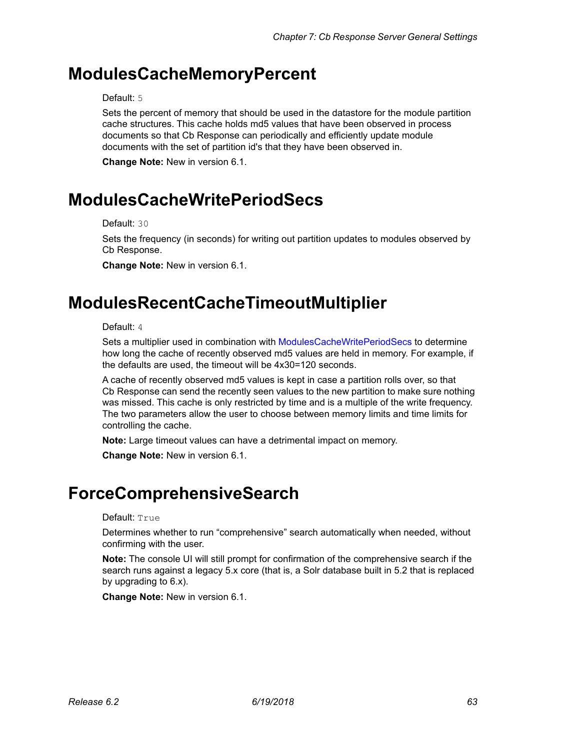# ModulesCacheMemoryPercent

Default: `5`

Sets the percent of memory that should be used in the datastore for the module partition cache structures. This cache holds md5 values that have been observed in process documents so that Cb Response can periodically and efficiently update module documents with the set of partition id's that they have been observed in.

**Change Note:** New in version 6.1.

# ModulesCacheWritePeriodSecs

Default: `30`

Sets the frequency (in seconds) for writing out partition updates to modules observed by Cb Response.

**Change Note:** New in version 6.1.

# ModulesRecentCacheTimeoutMultiplier

Default: `4`

Sets a multiplier used in combination with ModulesCacheWritePeriodSecs to determine how long the cache of recently observed md5 values are held in memory. For example, if the defaults are used, the timeout will be 4x30=120 seconds.

A cache of recently observed md5 values is kept in case a partition rolls over, so that Cb Response can send the recently seen values to the new partition to make sure nothing was missed. This cache is only restricted by time and is a multiple of the write frequency. The two parameters allow the user to choose between memory limits and time limits for controlling the cache.

**Note:** Large timeout values can have a detrimental impact on memory.

**Change Note:** New in version 6.1.

# ForceComprehensiveSearch

Default: `True`

Determines whether to run "comprehensive" search automatically when needed, without confirming with the user.

**Note:** The console UI will still prompt for confirmation of the comprehensive search if the search runs against a legacy 5.x core (that is, a Solr database built in 5.2 that is replaced by upgrading to 6.x).

**Change Note:** New in version 6.1.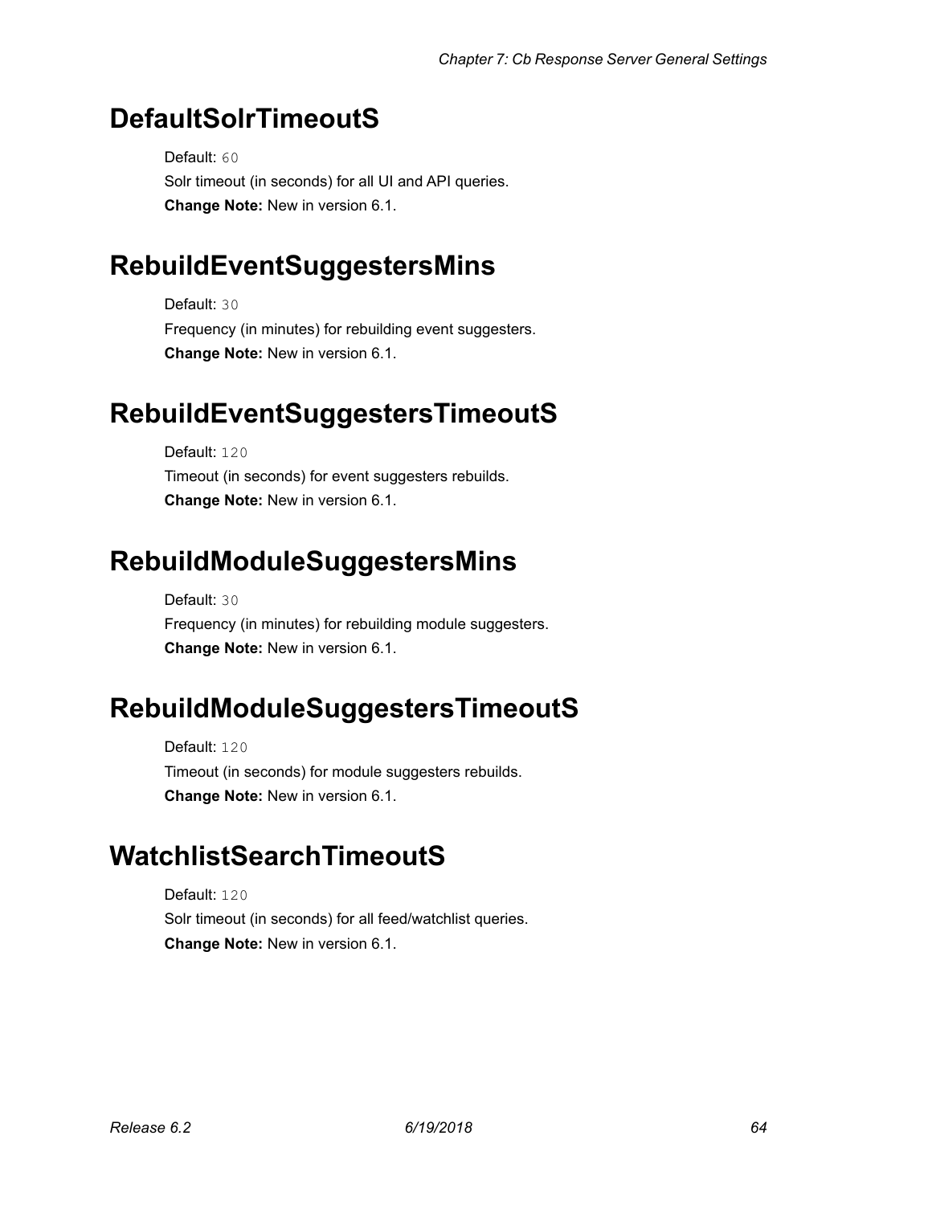# DefaultSolrTimeoutS

Default: `60`

Solr timeout (in seconds) for all UI and API queries.

**Change Note:** New in version 6.1.

# RebuildEventSuggestersMins

Default: `30`

Frequency (in minutes) for rebuilding event suggesters.

**Change Note:** New in version 6.1.

# RebuildEventSuggestersTimeoutS

Default: `120`

Timeout (in seconds) for event suggesters rebuilds.

**Change Note:** New in version 6.1.

# RebuildModuleSuggestersMins

Default: `30`

Frequency (in minutes) for rebuilding module suggesters.

**Change Note:** New in version 6.1.

# RebuildModuleSuggestersTimeoutS

Default: `120`

Timeout (in seconds) for module suggesters rebuilds.

**Change Note:** New in version 6.1.

# WatchlistSearchTimeoutS

Default: `120`

Solr timeout (in seconds) for all feed/watchlist queries.

**Change Note:** New in version 6.1.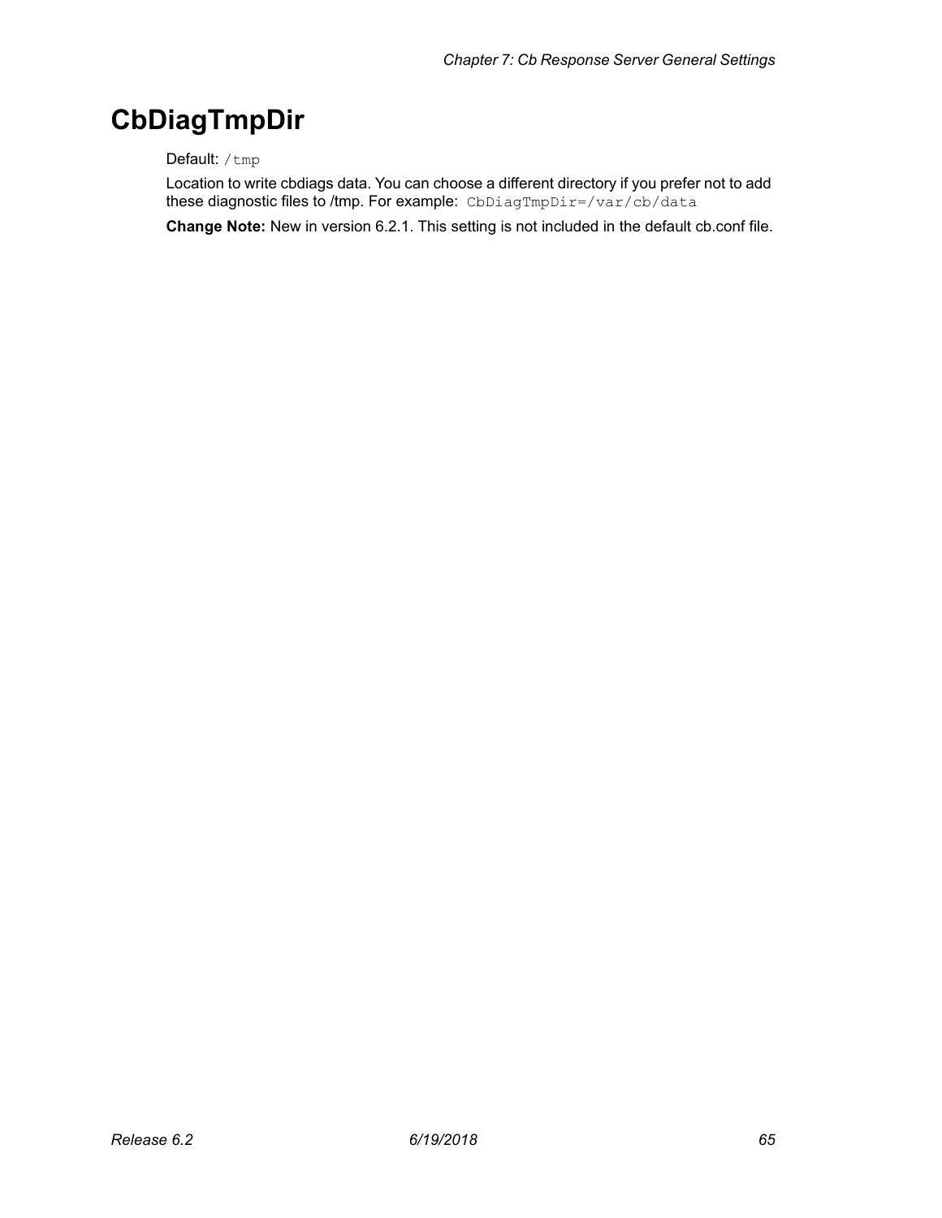# CbDiagTmpDir

Default: `/tmp`

Location to write cbdiags data. You can choose a different directory if you prefer not to add these diagnostic files to /tmp. For example: `CbDiagTmpDir=/var/cb/data`

**Change Note:** New in version 6.2.1. This setting is not included in the default cb.conf file.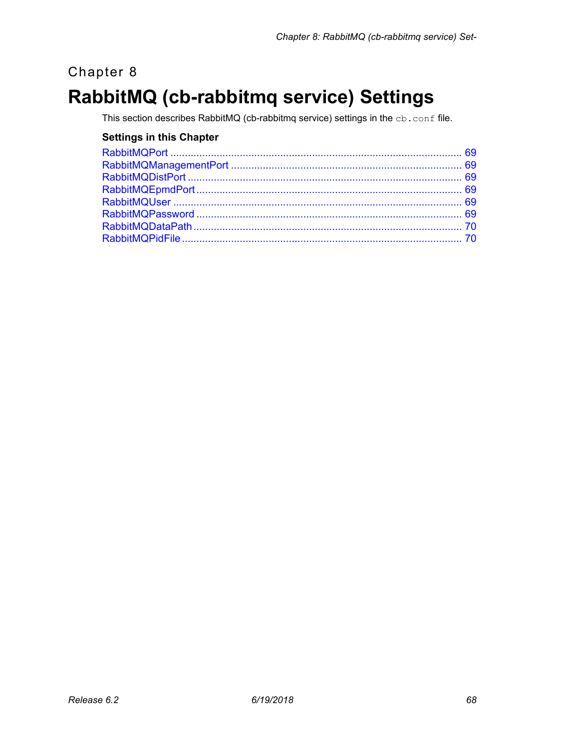Chapter 8

# RabbitMQ (cb-rabbitmq service) Settings

This section describes RabbitMQ (cb-rabbitmq service) settings in the `cb.conf` file.

### Settings in this Chapter

- RabbitMQPort ..... 69
- RabbitMQManagementPort ..... 69
- RabbitMQDistPort ..... 69
- RabbitMQEpmdPort ..... 69
- RabbitMQUser ..... 69
- RabbitMQPassword ..... 69
- RabbitMQDataPath ..... 70
- RabbitMQPidFile ..... 70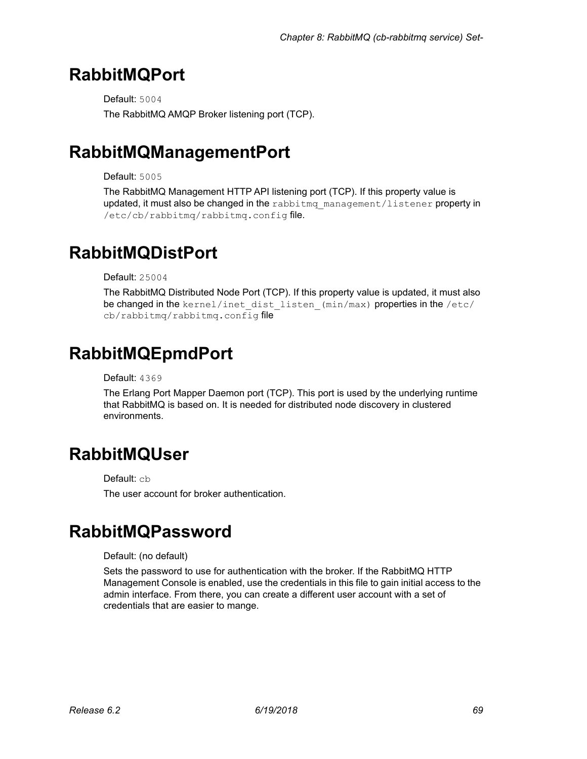# RabbitMQPort

Default: `5004`

The RabbitMQ AMQP Broker listening port (TCP).

# RabbitMQManagementPort

Default: `5005`

The RabbitMQ Management HTTP API listening port (TCP). If this property value is updated, it must also be changed in the `rabbitmq_management/listener` property in `/etc/cb/rabbitmq/rabbitmq.config` file.

# RabbitMQDistPort

Default: `25004`

The RabbitMQ Distributed Node Port (TCP). If this property value is updated, it must also be changed in the `kernel/inet_dist_listen_(min/max)` properties in the `/etc/cb/rabbitmq/rabbitmq.config` file

# RabbitMQEpmdPort

Default: `4369`

The Erlang Port Mapper Daemon port (TCP). This port is used by the underlying runtime that RabbitMQ is based on. It is needed for distributed node discovery in clustered environments.

# RabbitMQUser

Default: `cb`

The user account for broker authentication.

# RabbitMQPassword

Default: (no default)

Sets the password to use for authentication with the broker. If the RabbitMQ HTTP Management Console is enabled, use the credentials in this file to gain initial access to the admin interface. From there, you can create a different user account with a set of credentials that are easier to mange.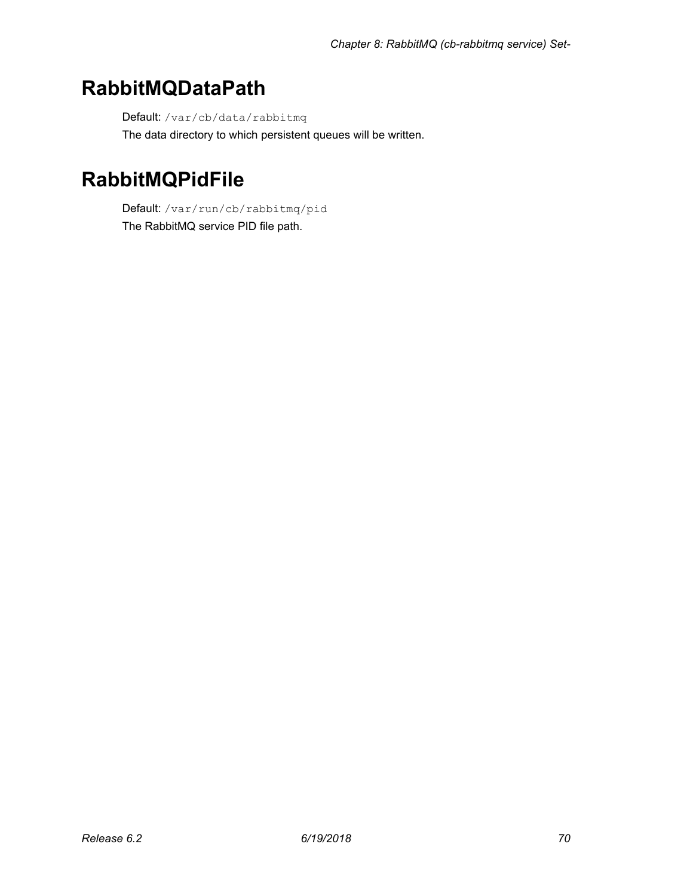# RabbitMQDataPath

Default: `/var/cb/data/rabbitmq`

The data directory to which persistent queues will be written.

# RabbitMQPidFile

Default: `/var/run/cb/rabbitmq/pid`

The RabbitMQ service PID file path.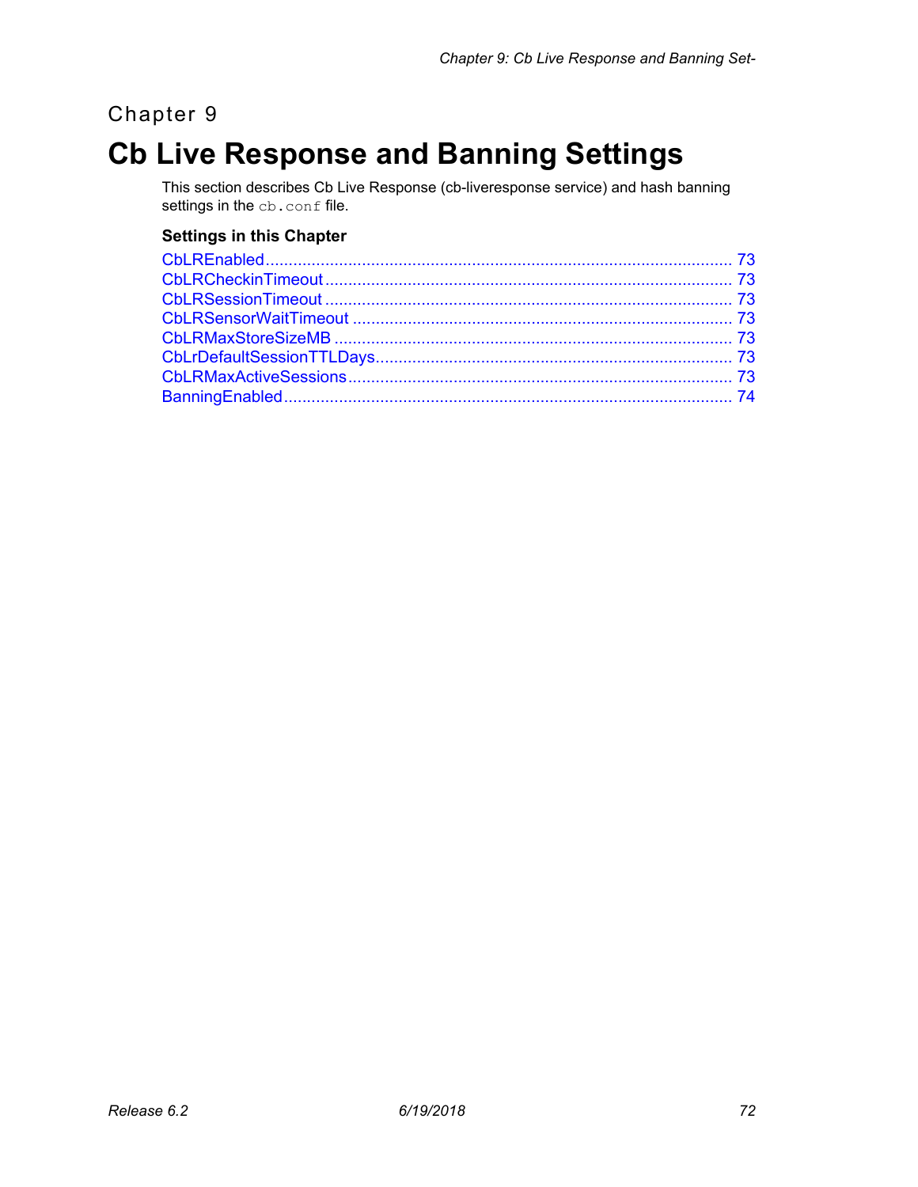Chapter 9

# Cb Live Response and Banning Settings

This section describes Cb Live Response (cb-liveresponse service) and hash banning settings in the `cb.conf` file.

### Settings in this Chapter

CbLREnabled ........................................................................................................ 73
CbLRCheckinTimeout ............................................................................................ 73
CbLRSessionTimeout ............................................................................................ 73
CbLRSensorWaitTimeout ...................................................................................... 73
CbLRMaxStoreSizeMB .......................................................................................... 73
CbLrDefaultSessionTTLDays................................................................................. 73
CbLRMaxActiveSessions....................................................................................... 73
BanningEnabled .................................................................................................... 74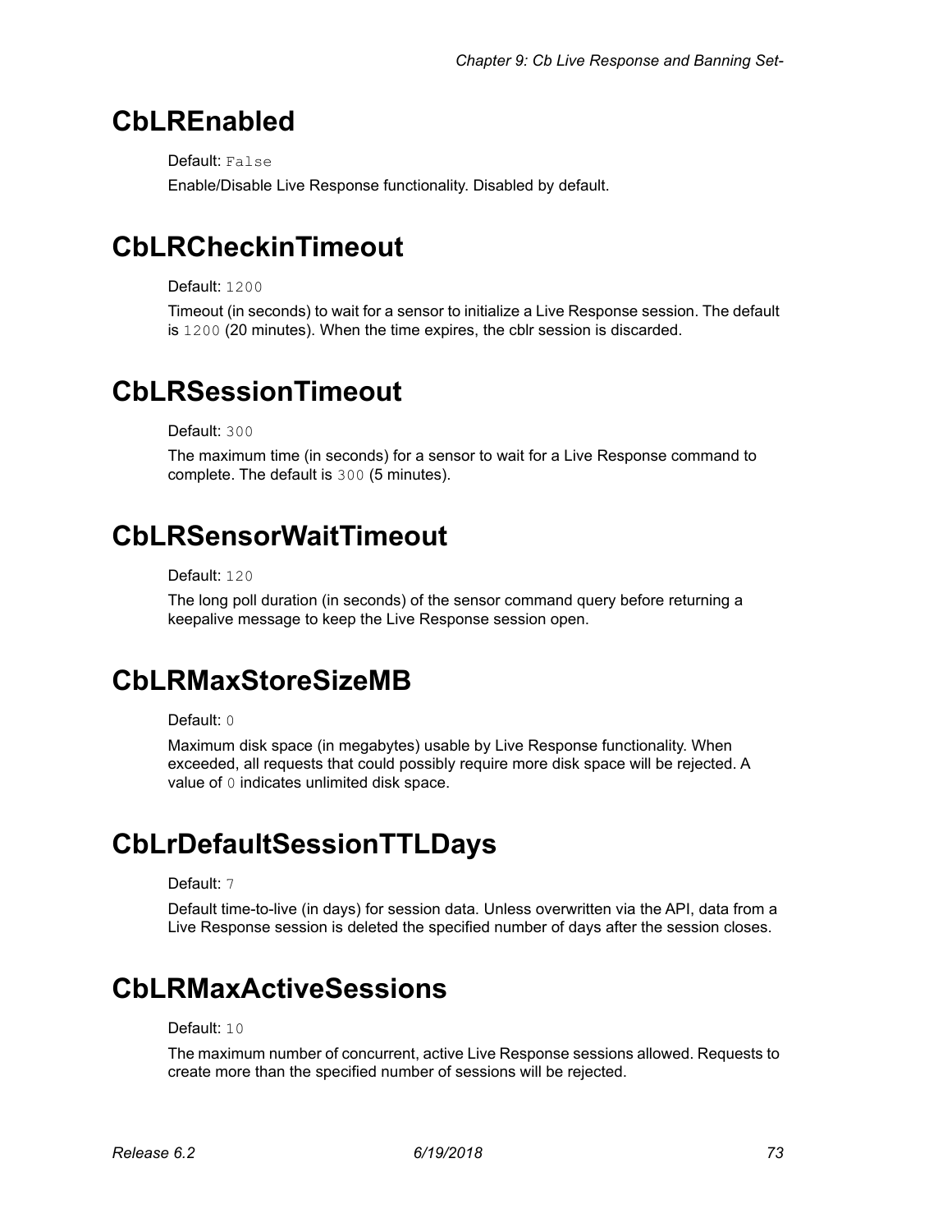# CbLREnabled

Default: `False`

Enable/Disable Live Response functionality. Disabled by default.

# CbLRCheckinTimeout

Default: `1200`

Timeout (in seconds) to wait for a sensor to initialize a Live Response session. The default is `1200` (20 minutes). When the time expires, the cblr session is discarded.

# CbLRSessionTimeout

Default: `300`

The maximum time (in seconds) for a sensor to wait for a Live Response command to complete. The default is `300` (5 minutes).

# CbLRSensorWaitTimeout

Default: `120`

The long poll duration (in seconds) of the sensor command query before returning a keepalive message to keep the Live Response session open.

# CbLRMaxStoreSizeMB

Default: `0`

Maximum disk space (in megabytes) usable by Live Response functionality. When exceeded, all requests that could possibly require more disk space will be rejected. A value of `0` indicates unlimited disk space.

# CbLrDefaultSessionTTLDays

Default: `7`

Default time-to-live (in days) for session data. Unless overwritten via the API, data from a Live Response session is deleted the specified number of days after the session closes.

# CbLRMaxActiveSessions

Default: `10`

The maximum number of concurrent, active Live Response sessions allowed. Requests to create more than the specified number of sessions will be rejected.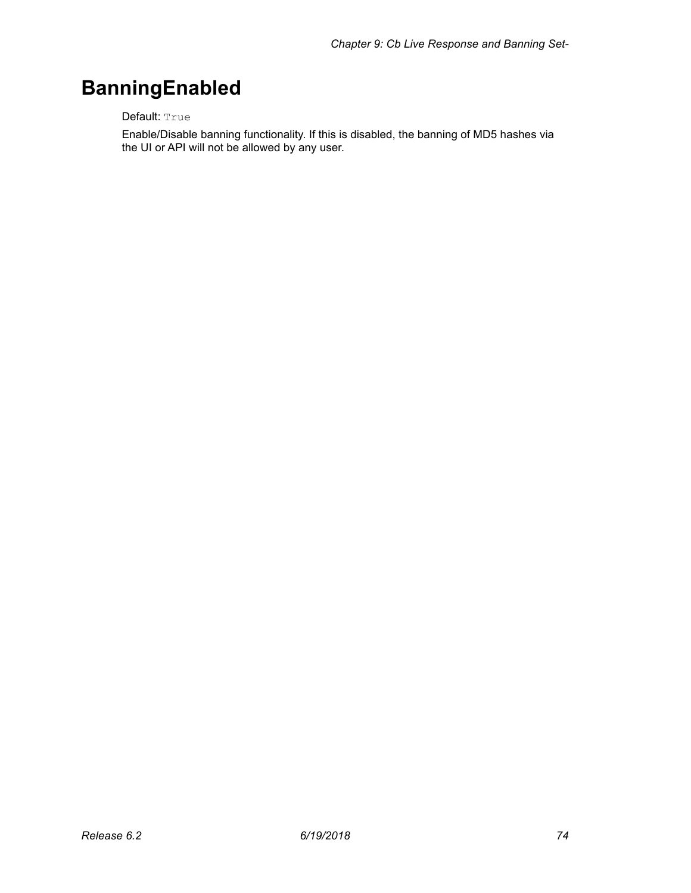# BanningEnabled

Default: `True`

Enable/Disable banning functionality. If this is disabled, the banning of MD5 hashes via the UI or API will not be allowed by any user.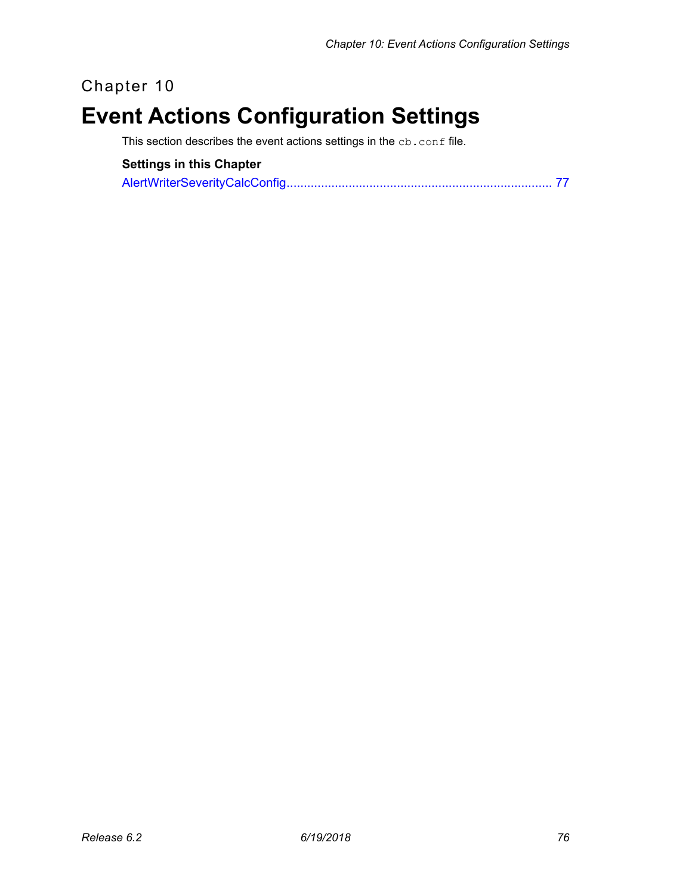Chapter 10

# Event Actions Configuration Settings

This section describes the event actions settings in the `cb.conf` file.

**Settings in this Chapter**

AlertWriterSeverityCalcConfig........................................................................... 77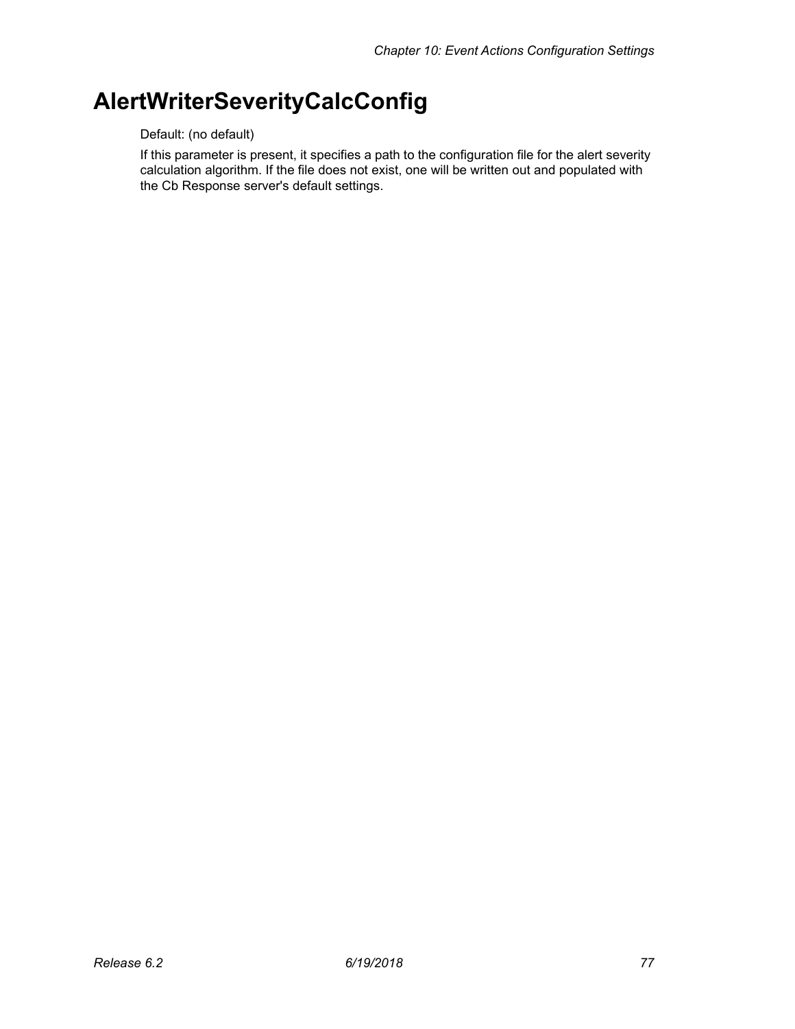# AlertWriterSeverityCalcConfig

Default: (no default)

If this parameter is present, it specifies a path to the configuration file for the alert severity calculation algorithm. If the file does not exist, one will be written out and populated with the Cb Response server's default settings.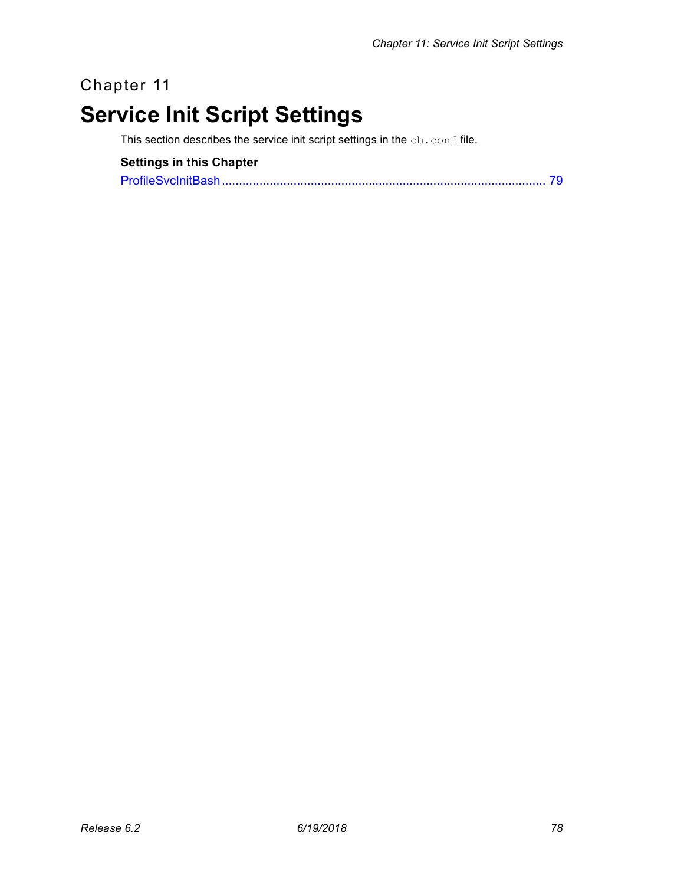Chapter 11

# Service Init Script Settings

This section describes the service init script settings in the `cb.conf` file.

**Settings in this Chapter**

ProfileSvcInitBash ............................................................................................... 79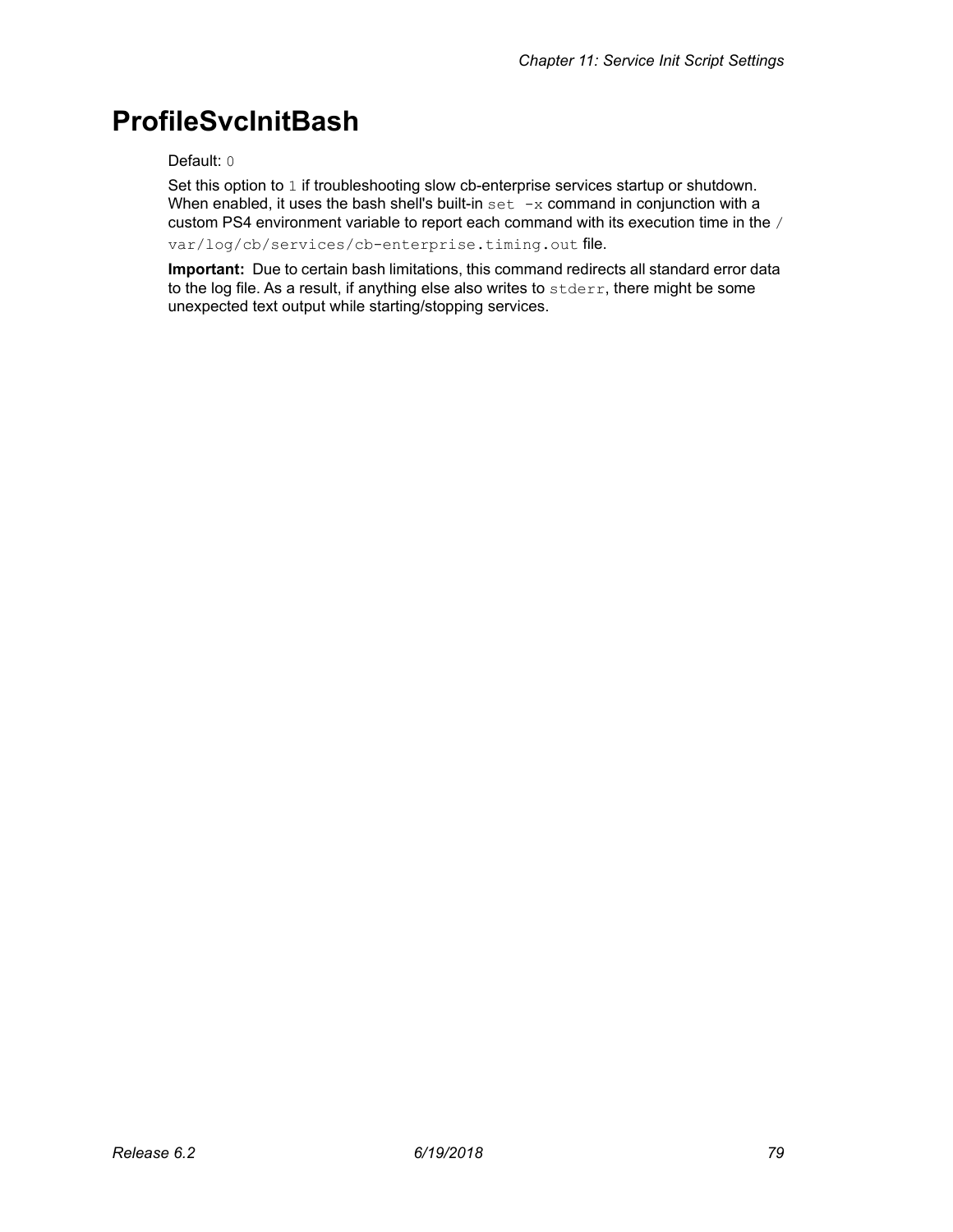# ProfileSvcInitBash

Default: `0`

Set this option to `1` if troubleshooting slow cb-enterprise services startup or shutdown. When enabled, it uses the bash shell's built-in `set -x` command in conjunction with a custom PS4 environment variable to report each command with its execution time in the `/var/log/cb/services/cb-enterprise.timing.out` file.

**Important:** Due to certain bash limitations, this command redirects all standard error data to the log file. As a result, if anything else also writes to `stderr`, there might be some unexpected text output while starting/stopping services.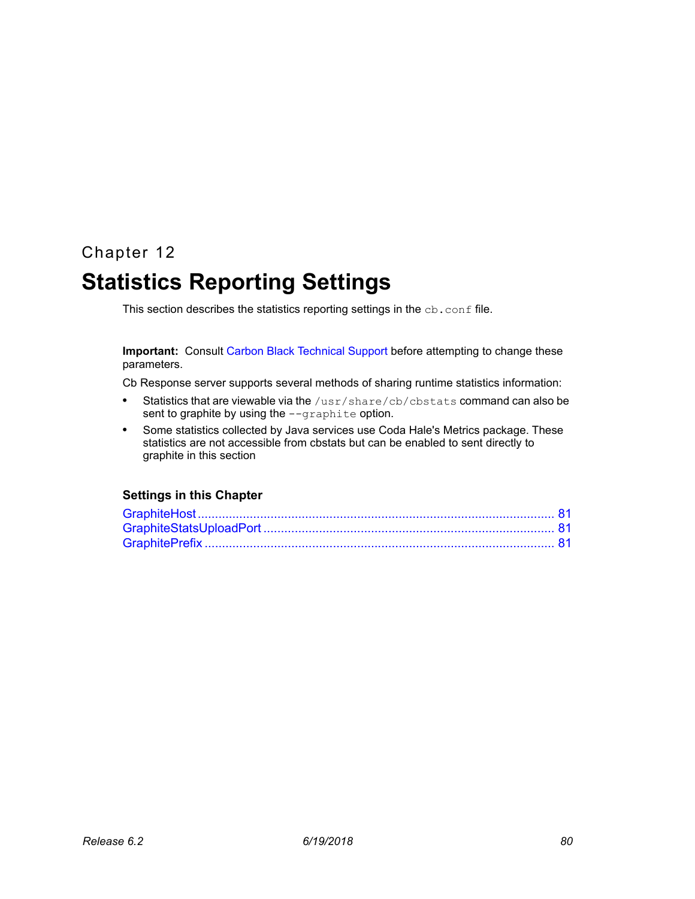Chapter 12

# Statistics Reporting Settings

This section describes the statistics reporting settings in the `cb.conf` file.

**Important:** Consult Carbon Black Technical Support before attempting to change these parameters.

Cb Response server supports several methods of sharing runtime statistics information:

- Statistics that are viewable via the `/usr/share/cb/cbstats` command can also be sent to graphite by using the `--graphite` option.
- Some statistics collected by Java services use Coda Hale's Metrics package. These statistics are not accessible from cbstats but can be enabled to sent directly to graphite in this section

### Settings in this Chapter

GraphiteHost ........................................................................................................ 81
GraphiteStatsUploadPort .................................................................................... 81
GraphitePrefix ...................................................................................................... 81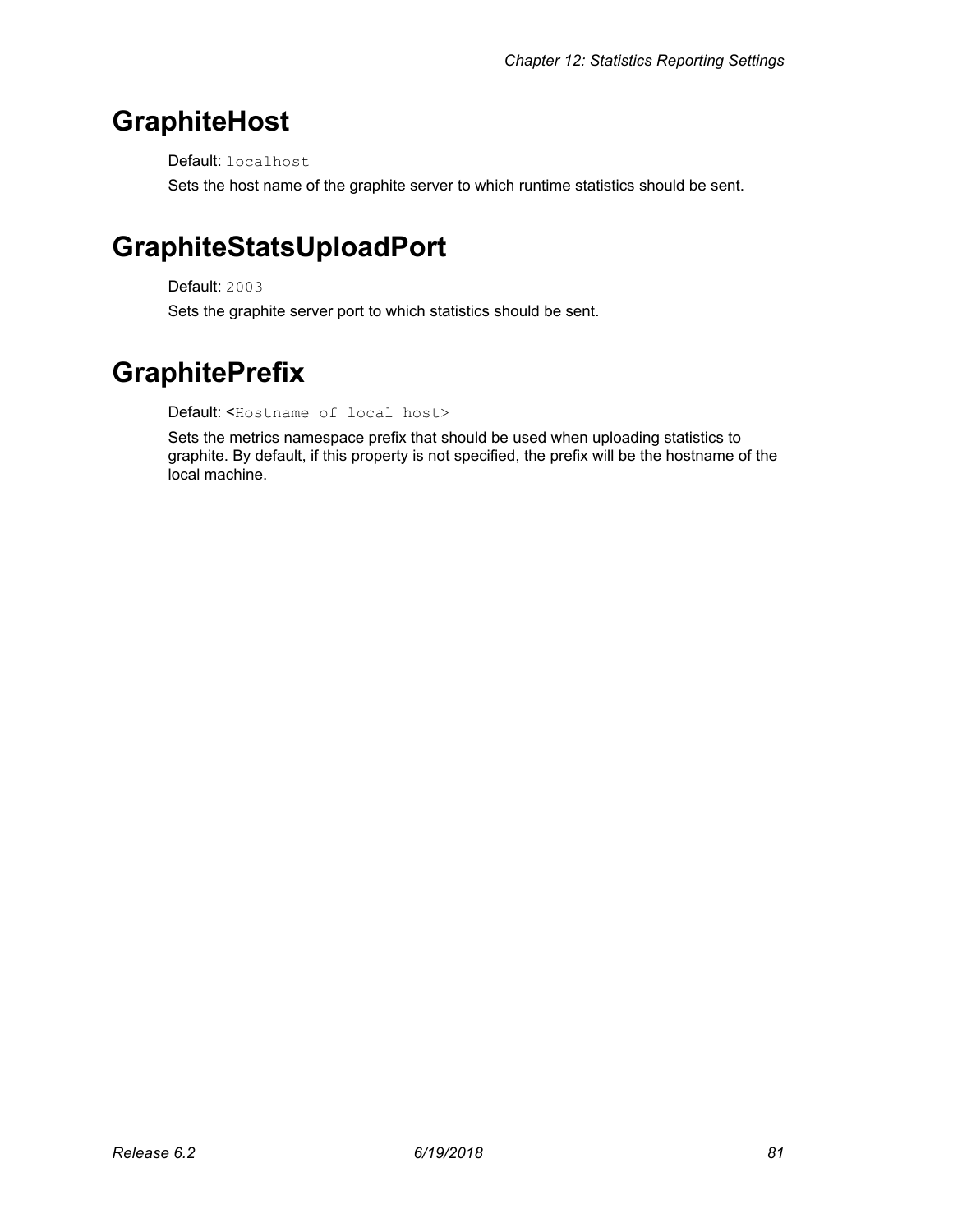# GraphiteHost

Default: `localhost`

Sets the host name of the graphite server to which runtime statistics should be sent.

# GraphiteStatsUploadPort

Default: `2003`

Sets the graphite server port to which statistics should be sent.

# GraphitePrefix

Default: <`Hostname of local host`>

Sets the metrics namespace prefix that should be used when uploading statistics to graphite. By default, if this property is not specified, the prefix will be the hostname of the local machine.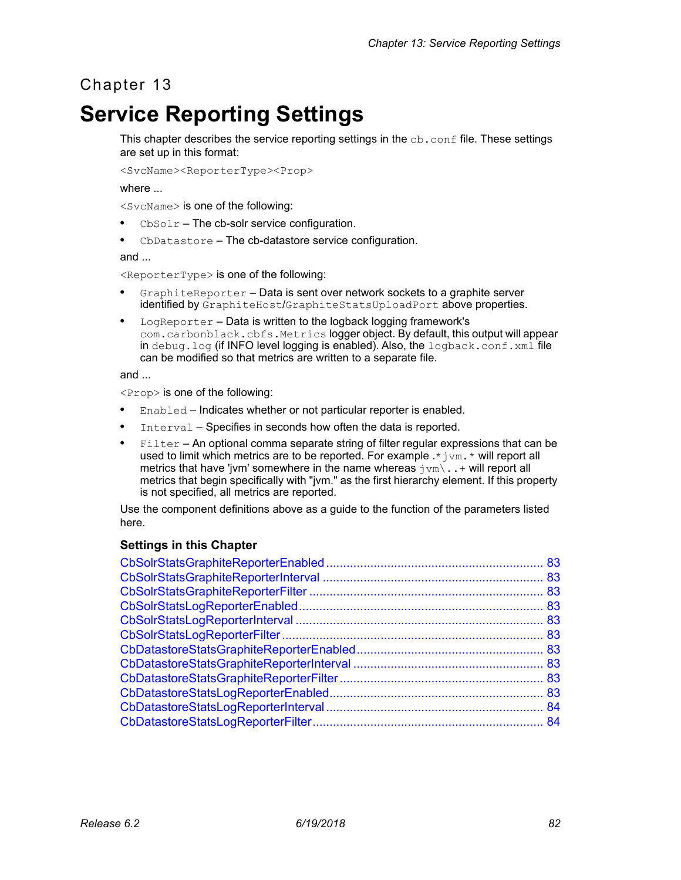Chapter 13

# Service Reporting Settings

This chapter describes the service reporting settings in the `cb.conf` file. These settings are set up in this format:

`<SvcName><ReporterType><Prop>`

where ...

`<SvcName>` is one of the following:

- `CbSolr` – The cb-solr service configuration.
- `CbDatastore` – The cb-datastore service configuration.

and ...

`<ReporterType>` is one of the following:

- `GraphiteReporter` – Data is sent over network sockets to a graphite server identified by `GraphiteHost`/`GraphiteStatsUploadPort` above properties.
- `LogReporter` – Data is written to the logback logging framework's `com.carbonblack.cbfs.Metrics` logger object. By default, this output will appear in `debug.log` (if INFO level logging is enabled). Also, the `logback.conf.xml` file can be modified so that metrics are written to a separate file.

and ...

`<Prop>` is one of the following:

- `Enabled` – Indicates whether or not particular reporter is enabled.
- `Interval` – Specifies in seconds how often the data is reported.
- `Filter` – An optional comma separate string of filter regular expressions that can be used to limit which metrics are to be reported. For example `.*jvm.*` will report all metrics that have 'jvm' somewhere in the name whereas `jvm\..+` will report all metrics that begin specifically with "jvm." as the first hierarchy element. If this property is not specified, all metrics are reported.

Use the component definitions above as a guide to the function of the parameters listed here.

### Settings in this Chapter

- CbSolrStatsGraphiteReporterEnabled ........ 83
- CbSolrStatsGraphiteReporterInterval ........ 83
- CbSolrStatsGraphiteReporterFilter ........ 83
- CbSolrStatsLogReporterEnabled ........ 83
- CbSolrStatsLogReporterInterval ........ 83
- CbSolrStatsLogReporterFilter ........ 83
- CbDatastoreStatsGraphiteReporterEnabled ........ 83
- CbDatastoreStatsGraphiteReporterInterval ........ 83
- CbDatastoreStatsGraphiteReporterFilter ........ 83
- CbDatastoreStatsLogReporterEnabled ........ 83
- CbDatastoreStatsLogReporterInterval ........ 84
- CbDatastoreStatsLogReporterFilter ........ 84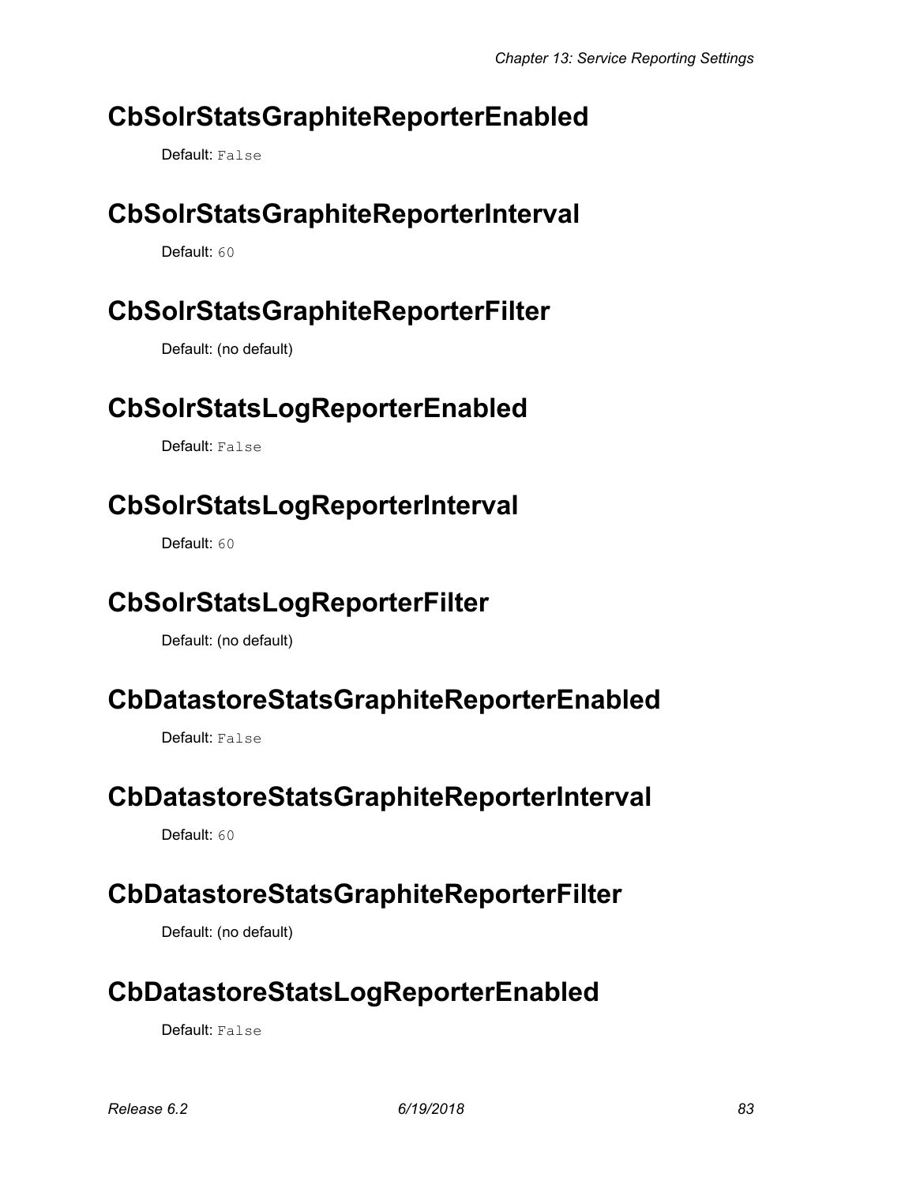## CbSolrStatsGraphiteReporterEnabled

Default: `False`

## CbSolrStatsGraphiteReporterInterval

Default: `60`

## CbSolrStatsGraphiteReporterFilter

Default: (no default)

## CbSolrStatsLogReporterEnabled

Default: `False`

## CbSolrStatsLogReporterInterval

Default: `60`

## CbSolrStatsLogReporterFilter

Default: (no default)

## CbDatastoreStatsGraphiteReporterEnabled

Default: `False`

## CbDatastoreStatsGraphiteReporterInterval

Default: `60`

## CbDatastoreStatsGraphiteReporterFilter

Default: (no default)

## CbDatastoreStatsLogReporterEnabled

Default: `False`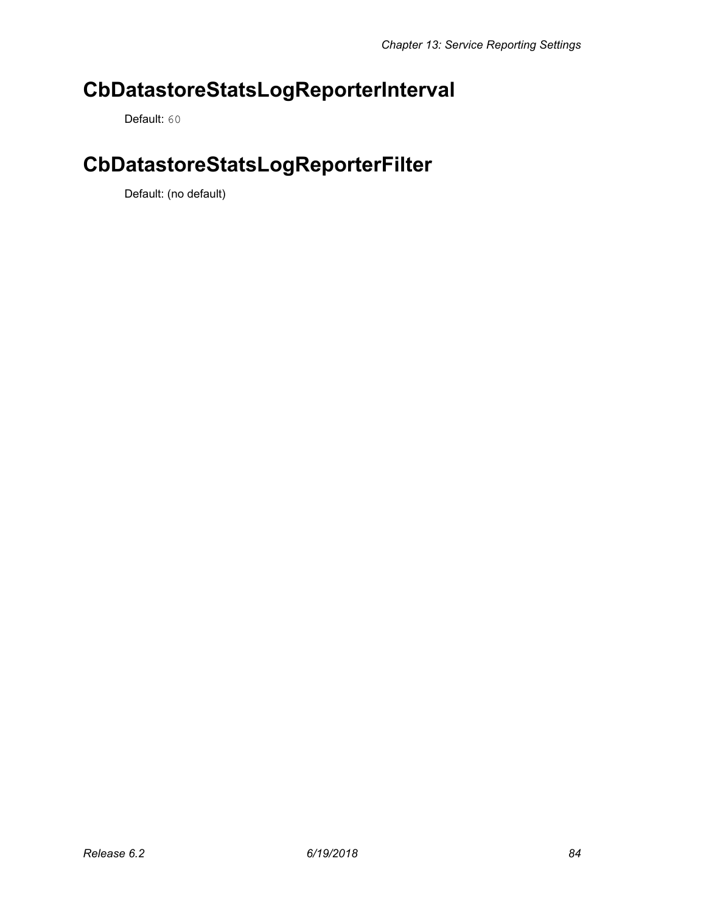# CbDatastoreStatsLogReporterInterval

Default: `60`

# CbDatastoreStatsLogReporterFilter

Default: (no default)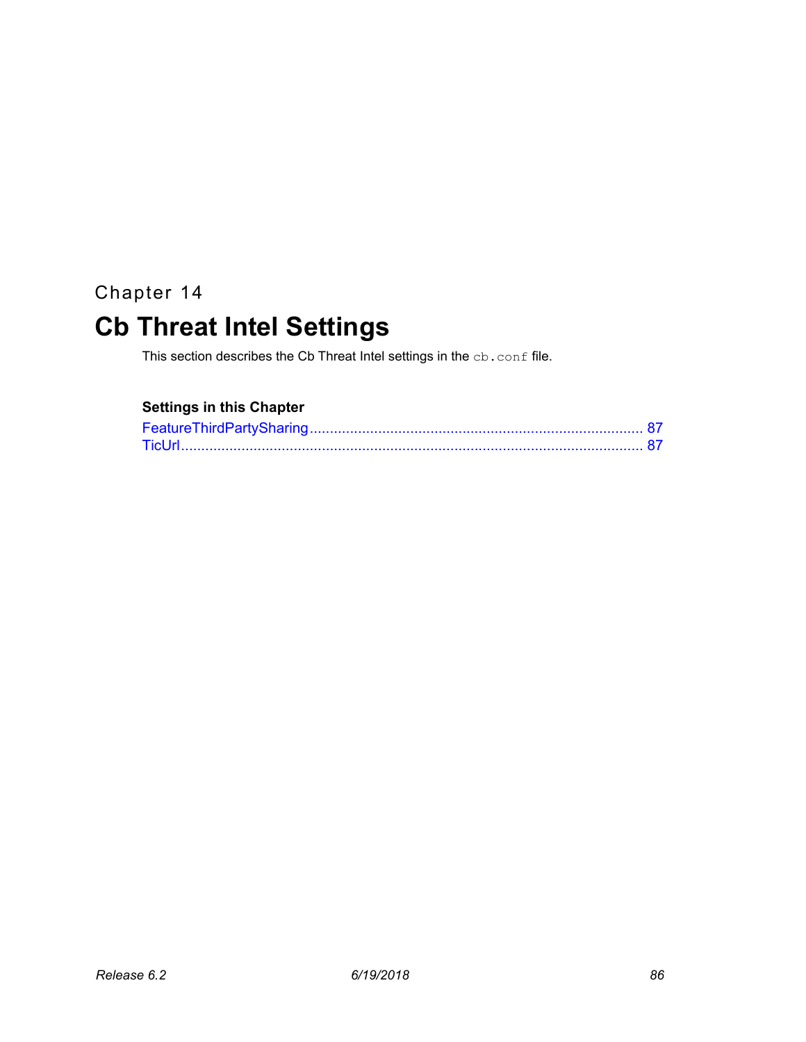Chapter 14

# Cb Threat Intel Settings

This section describes the Cb Threat Intel settings in the `cb.conf` file.

### Settings in this Chapter

FeatureThirdPartySharing .................................................................................. 87
TicUrl .................................................................................................................. 87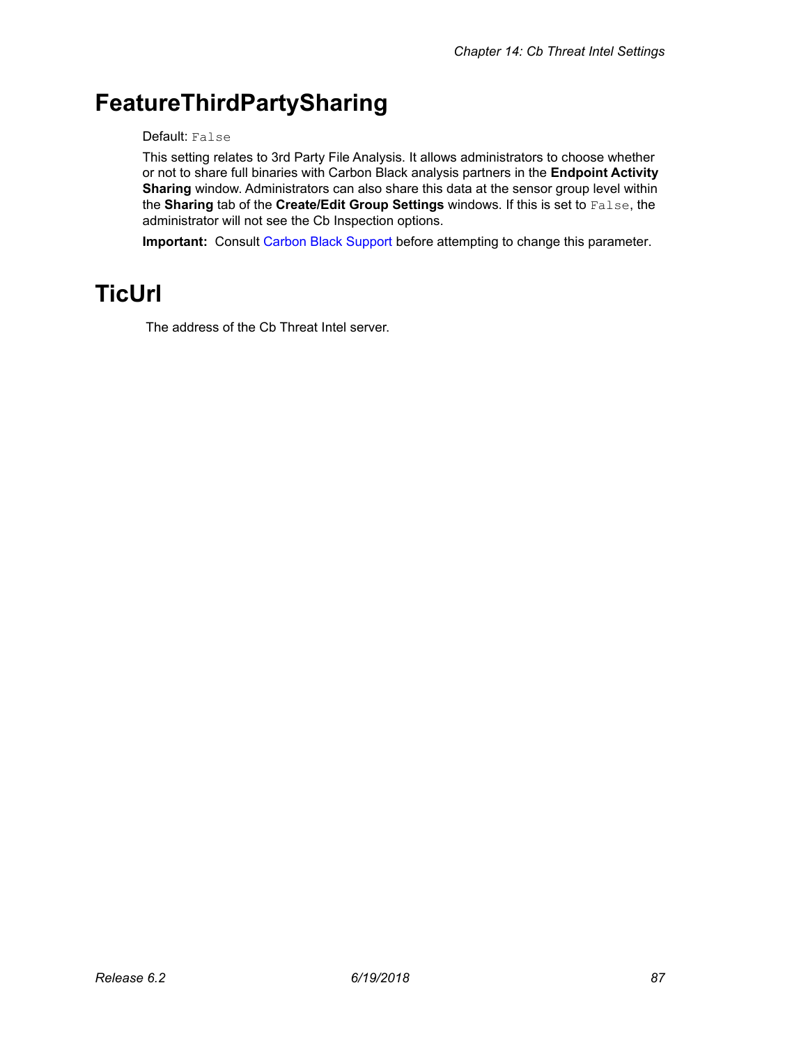# FeatureThirdPartySharing

Default: `False`

This setting relates to 3rd Party File Analysis. It allows administrators to choose whether or not to share full binaries with Carbon Black analysis partners in the **Endpoint Activity Sharing** window. Administrators can also share this data at the sensor group level within the **Sharing** tab of the **Create/Edit Group Settings** windows. If this is set to `False`, the administrator will not see the Cb Inspection options.

**Important:** Consult Carbon Black Support before attempting to change this parameter.

# TicUrl

The address of the Cb Threat Intel server.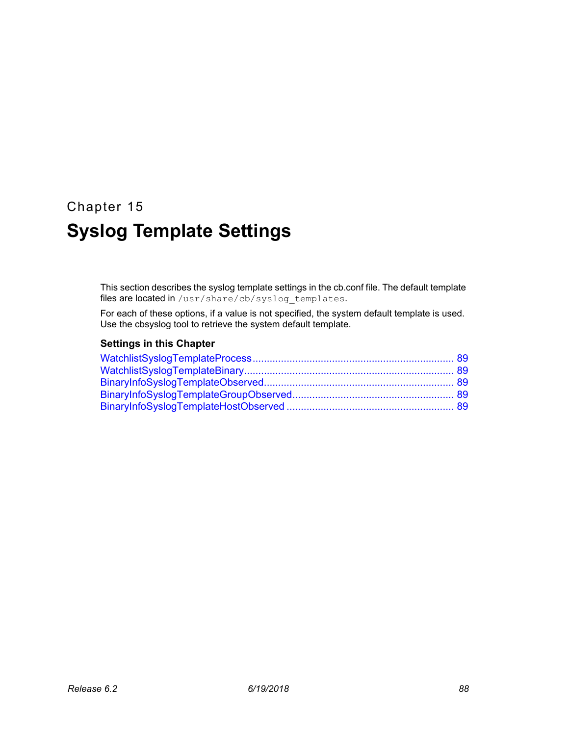Chapter 15

# Syslog Template Settings

This section describes the syslog template settings in the cb.conf file. The default template files are located in `/usr/share/cb/syslog_templates`.

For each of these options, if a value is not specified, the system default template is used. Use the cbsyslog tool to retrieve the system default template.

### Settings in this Chapter

WatchlistSyslogTemplateProcess ....................................................................... 89
WatchlistSyslogTemplateBinary.......................................................................... 89
BinaryInfoSyslogTemplateObserved.................................................................. 89
BinaryInfoSyslogTemplateGroupObserved........................................................ 89
BinaryInfoSyslogTemplateHostObserved .......................................................... 89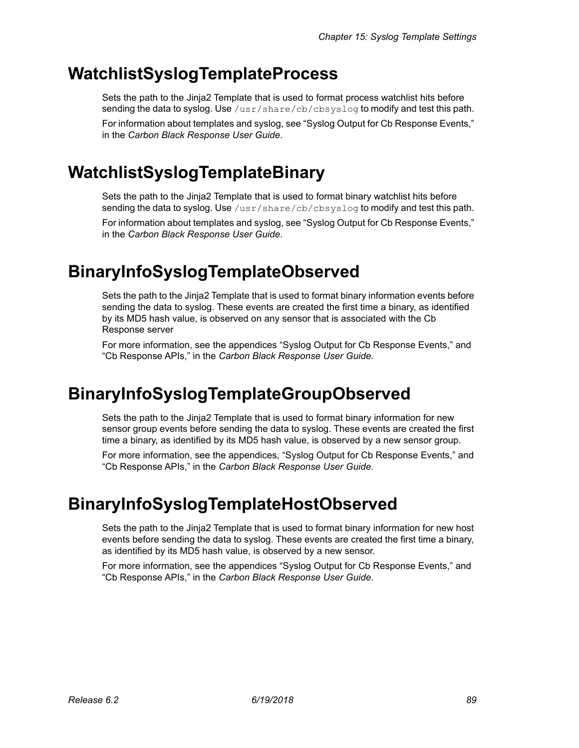# WatchlistSyslogTemplateProcess

Sets the path to the Jinja2 Template that is used to format process watchlist hits before sending the data to syslog. Use `/usr/share/cb/cbsyslog` to modify and test this path.

For information about templates and syslog, see “Syslog Output for Cb Response Events,” in the *Carbon Black Response User Guide*.

# WatchlistSyslogTemplateBinary

Sets the path to the Jinja2 Template that is used to format binary watchlist hits before sending the data to syslog. Use `/usr/share/cb/cbsyslog` to modify and test this path.

For information about templates and syslog, see “Syslog Output for Cb Response Events,” in the *Carbon Black Response User Guide*.

# BinaryInfoSyslogTemplateObserved

Sets the path to the Jinja2 Template that is used to format binary information events before sending the data to syslog. These events are created the first time a binary, as identified by its MD5 hash value, is observed on any sensor that is associated with the Cb Response server

For more information, see the appendices “Syslog Output for Cb Response Events,” and “Cb Response APIs,” in the *Carbon Black Response User Guide*.

# BinaryInfoSyslogTemplateGroupObserved

Sets the path to the Jinja2 Template that is used to format binary information for new sensor group events before sending the data to syslog. These events are created the first time a binary, as identified by its MD5 hash value, is observed by a new sensor group.

For more information, see the appendices, “Syslog Output for Cb Response Events,” and “Cb Response APIs,” in the *Carbon Black Response User Guide*.

# BinaryInfoSyslogTemplateHostObserved

Sets the path to the Jinja2 Template that is used to format binary information for new host events before sending the data to syslog. These events are created the first time a binary, as identified by its MD5 hash value, is observed by a new sensor.

For more information, see the appendices “Syslog Output for Cb Response Events,” and “Cb Response APIs,” in the *Carbon Black Response User Guide*.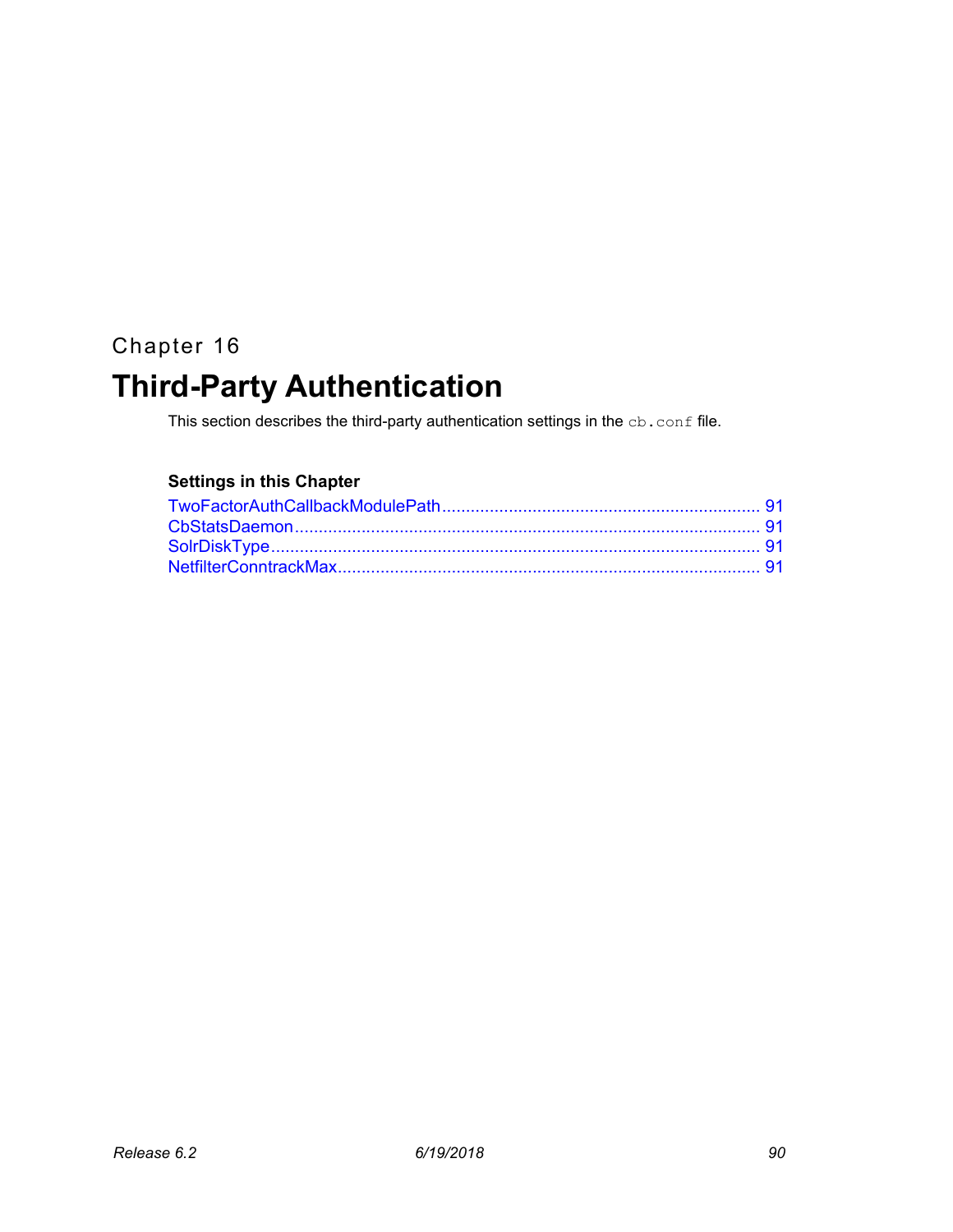Chapter 16

# Third-Party Authentication

This section describes the third-party authentication settings in the `cb.conf` file.

**Settings in this Chapter**

TwoFactorAuthCallbackModulePath .................................................................. 91
CbStatsDaemon .................................................................................................. 91
SolrDiskType ...................................................................................................... 91
NetfilterConntrackMax ........................................................................................ 91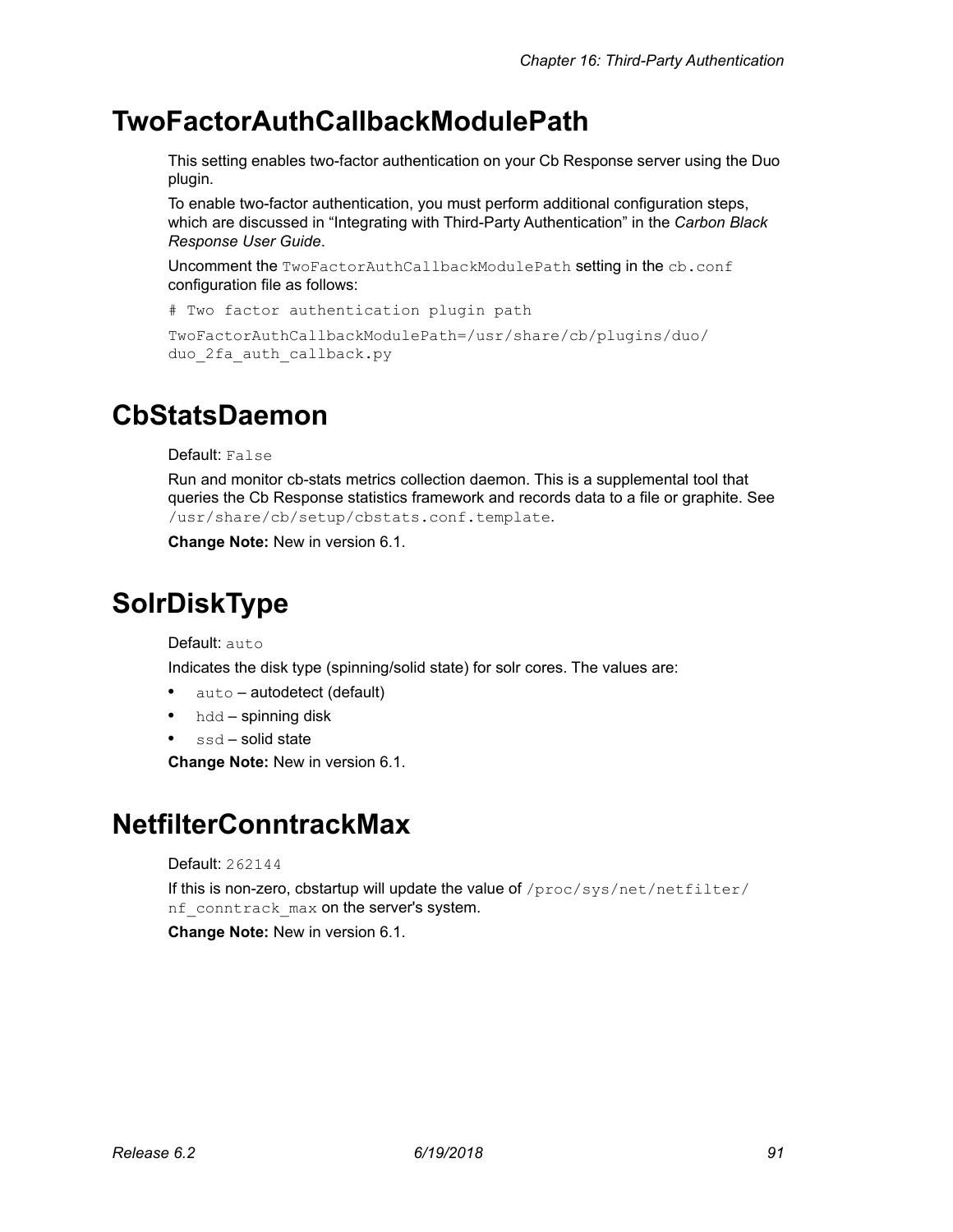# TwoFactorAuthCallbackModulePath

This setting enables two-factor authentication on your Cb Response server using the Duo plugin.

To enable two-factor authentication, you must perform additional configuration steps, which are discussed in “Integrating with Third-Party Authentication” in the *Carbon Black Response User Guide*.

Uncomment the `TwoFactorAuthCallbackModulePath` setting in the `cb.conf` configuration file as follows:

```
# Two factor authentication plugin path

TwoFactorAuthCallbackModulePath=/usr/share/cb/plugins/duo/
duo_2fa_auth_callback.py
```

# CbStatsDaemon

Default: `False`

Run and monitor cb-stats metrics collection daemon. This is a supplemental tool that queries the Cb Response statistics framework and records data to a file or graphite. See `/usr/share/cb/setup/cbstats.conf.template`.

**Change Note:** New in version 6.1.

# SolrDiskType

Default: `auto`

Indicates the disk type (spinning/solid state) for solr cores. The values are:

- `auto` – autodetect (default)
- `hdd` – spinning disk
- `ssd` – solid state

**Change Note:** New in version 6.1.

# NetfilterConntrackMax

Default: `262144`

If this is non-zero, cbstartup will update the value of `/proc/sys/net/netfilter/nf_conntrack_max` on the server's system.

**Change Note:** New in version 6.1.